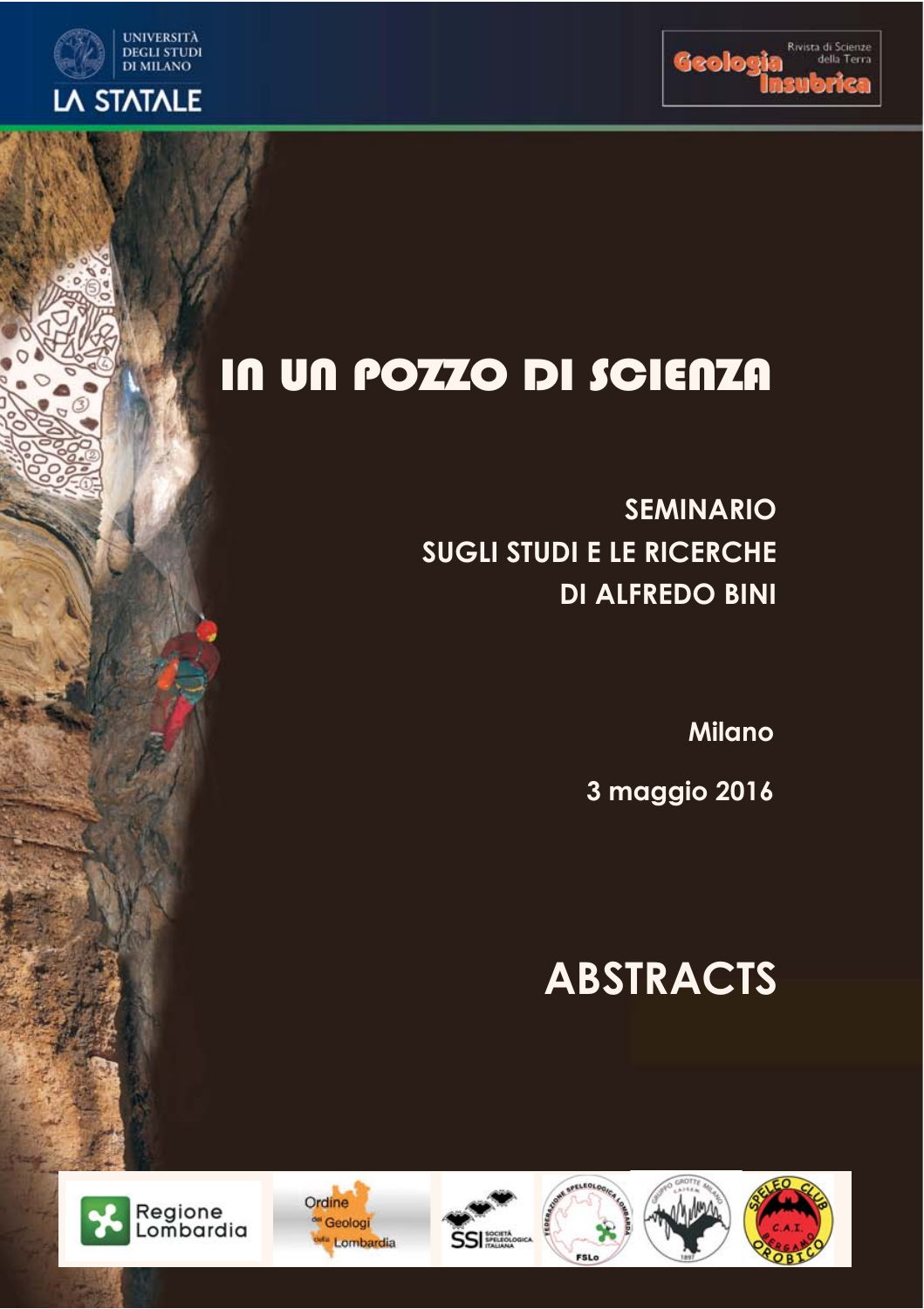UNIVERSITÀ DEGLI STUDI DI MILANO

LA STATALE

Rivista di Scienze della Terra

Geologia Insubrica

# IN UN POZZO DI SCIENZA

## SEMINARIO SUGLI STUDI E LE RICERCHE DI ALFREDO BINI

**Milano**

**3 maggio 2016**

# ABSTRACTS

Regione Lombardia

Ordine dei Geologi della Lombardia

SSI Società Speleologica Italiana

Federazione Speleologica Lombarda FSLo

Gruppo Grotte Milano C.A.I. S.E.M. 1897

Speleo Club C.A.I. Bergamo Orobico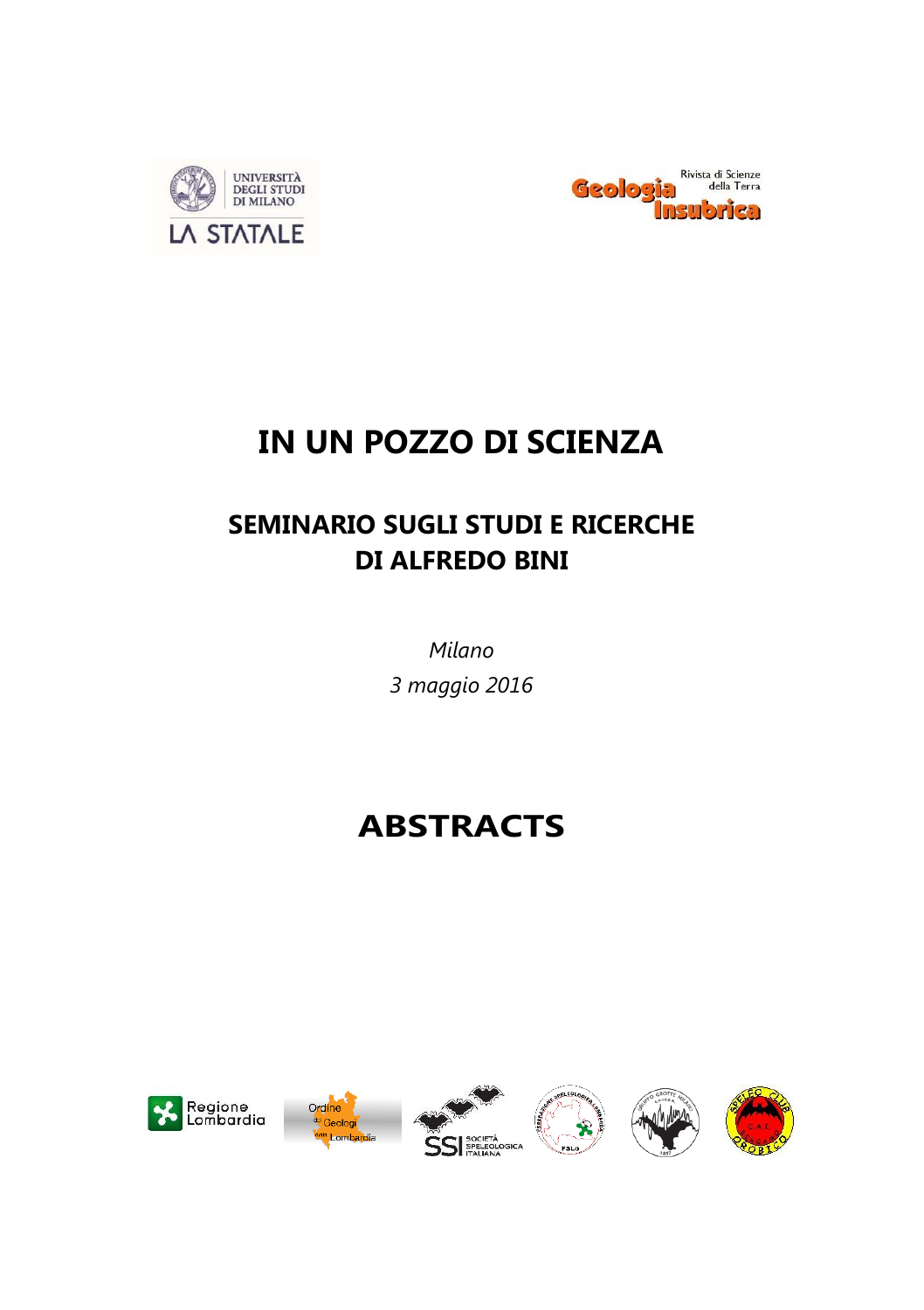# IN UN POZZO DI SCIENZA

## SEMINARIO SUGLI STUDI E RICERCHE DI ALFREDO BINI

*Milano*

*3 maggio 2016*

# ABSTRACTS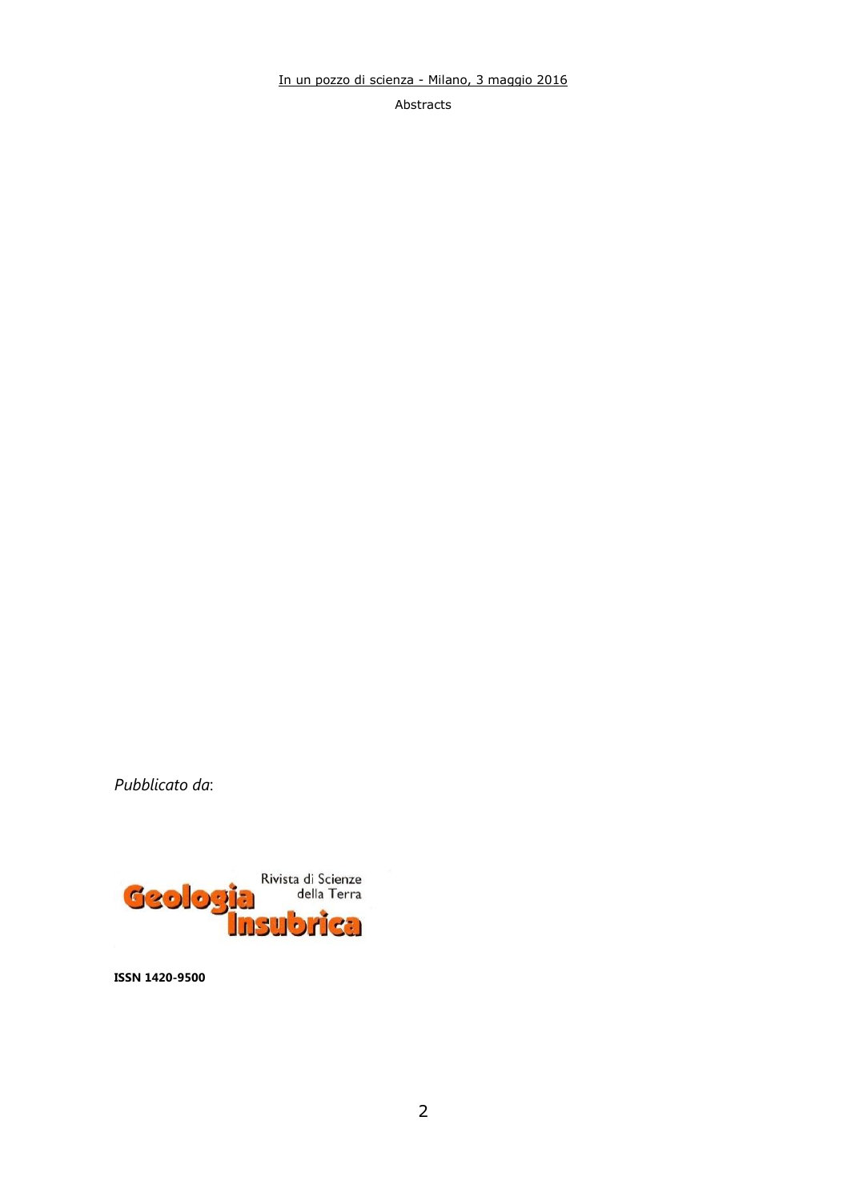In un pozzo di scienza - Milano, 3 maggio 2016

Abstracts

*Pubblicato da*:

Geologia Insubrica

Rivista di Scienze della Terra

**ISSN 1420-9500**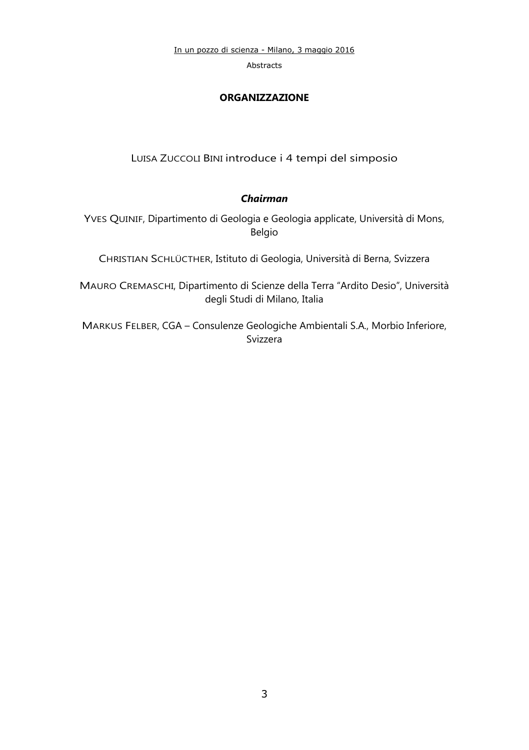## ORGANIZZAZIONE

LUISA ZUCCOLI BINI introduce i 4 tempi del simposio

***Chairman***

YVES QUINIF, Dipartimento di Geologia e Geologia applicate, Università di Mons, Belgio

CHRISTIAN SCHLÜCTHER, Istituto di Geologia, Università di Berna, Svizzera

MAURO CREMASCHI, Dipartimento di Scienze della Terra "Ardito Desio", Università degli Studi di Milano, Italia

MARKUS FELBER, CGA – Consulenze Geologiche Ambientali S.A., Morbio Inferiore, Svizzera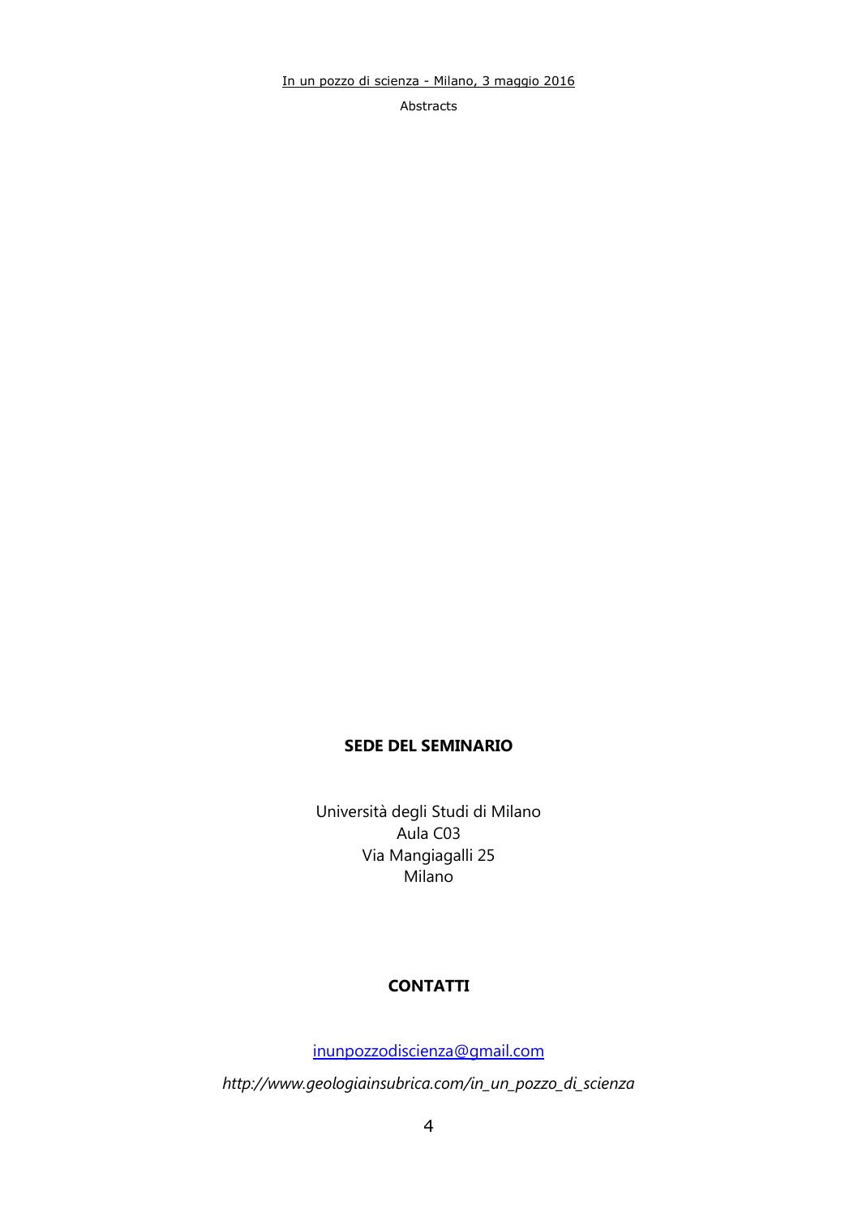## SEDE DEL SEMINARIO

Università degli Studi di Milano
Aula C03
Via Mangiagalli 25
Milano

## CONTATTI

inunpozzodiscienza@gmail.com

*http://www.geologiainsubrica.com/in_un_pozzo_di_scienza*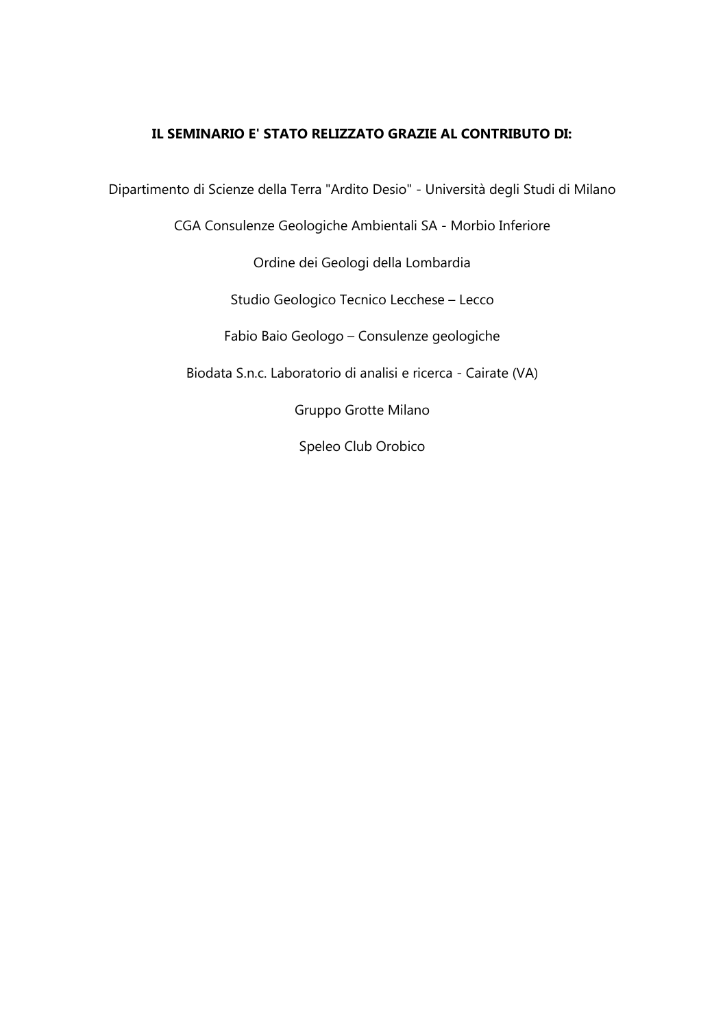**IL SEMINARIO E' STATO RELIZZATO GRAZIE AL CONTRIBUTO DI:**

Dipartimento di Scienze della Terra "Ardito Desio" - Università degli Studi di Milano

CGA Consulenze Geologiche Ambientali SA - Morbio Inferiore

Ordine dei Geologi della Lombardia

Studio Geologico Tecnico Lecchese – Lecco

Fabio Baio Geologo – Consulenze geologiche

Biodata S.n.c. Laboratorio di analisi e ricerca - Cairate (VA)

Gruppo Grotte Milano

Speleo Club Orobico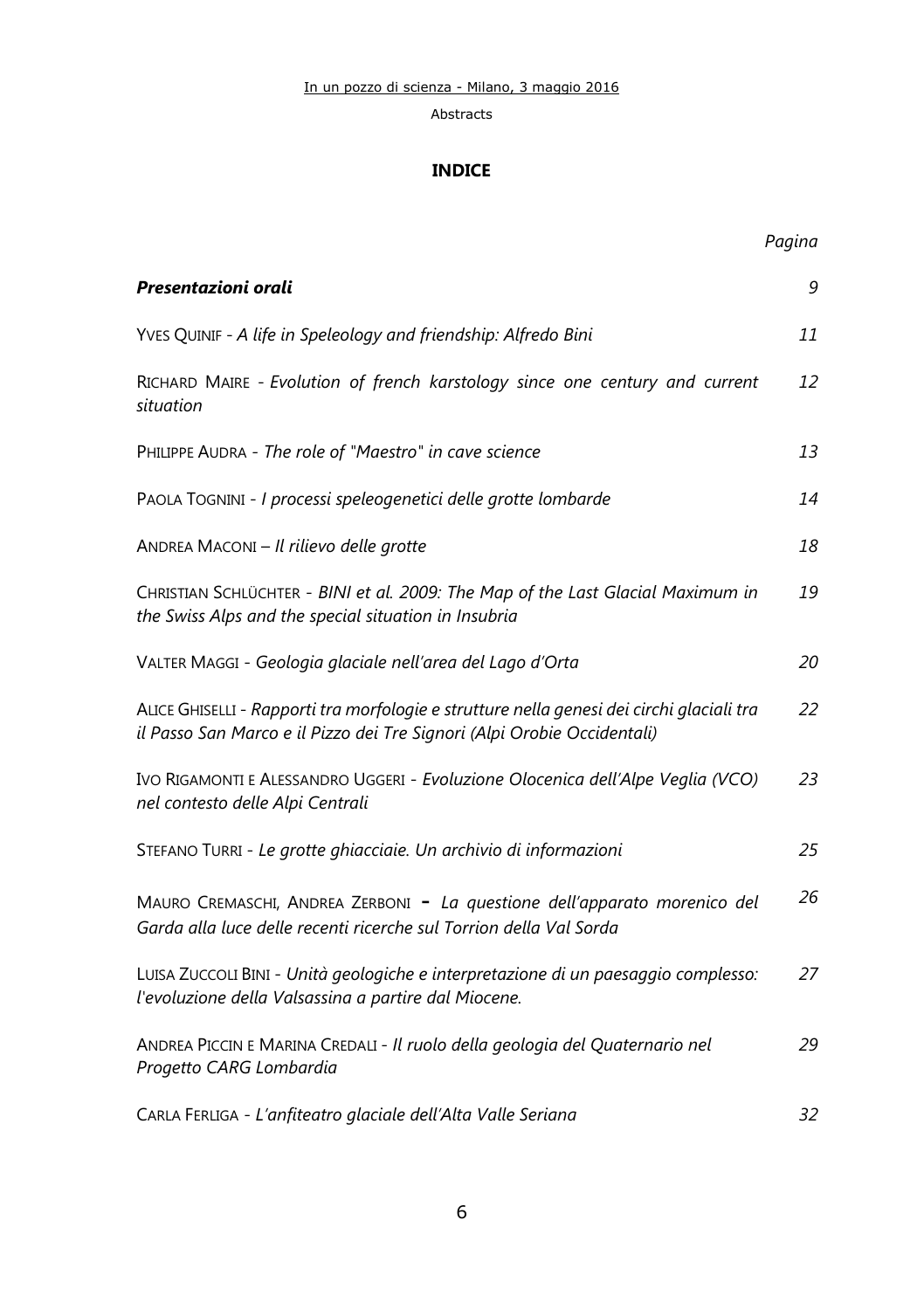## INDICE

| | *Pagina* |
|---|---|
| ***Presentazioni orali*** | *9* |
| YVES QUINIF - *A life in Speleology and friendship: Alfredo Bini* | *11* |
| RICHARD MAIRE - *Evolution of french karstology since one century and current situation* | *12* |
| PHILIPPE AUDRA - *The role of "Maestro" in cave science* | *13* |
| PAOLA TOGNINI - *I processi speleogenetici delle grotte lombarde* | *14* |
| ANDREA MACONI – *Il rilievo delle grotte* | *18* |
| CHRISTIAN SCHLÜCHTER - *BINI et al. 2009: The Map of the Last Glacial Maximum in the Swiss Alps and the special situation in Insubria* | *19* |
| VALTER MAGGI - *Geologia glaciale nell'area del Lago d'Orta* | *20* |
| ALICE GHISELLI - *Rapporti tra morfologie e strutture nella genesi dei circhi glaciali tra il Passo San Marco e il Pizzo dei Tre Signori (Alpi Orobie Occidentali)* | *22* |
| IVO RIGAMONTI E ALESSANDRO UGGERI - *Evoluzione Olocenica dell'Alpe Veglia (VCO) nel contesto delle Alpi Centrali* | *23* |
| STEFANO TURRI - *Le grotte ghiacciaie. Un archivio di informazioni* | *25* |
| MAURO CREMASCHI, ANDREA ZERBONI - *La questione dell'apparato morenico del Garda alla luce delle recenti ricerche sul Torrion della Val Sorda* | *26* |
| LUISA ZUCCOLI BINI - *Unità geologiche e interpretazione di un paesaggio complesso: l'evoluzione della Valsassina a partire dal Miocene.* | *27* |
| ANDREA PICCIN E MARINA CREDALI - *Il ruolo della geologia del Quaternario nel Progetto CARG Lombardia* | *29* |
| CARLA FERLIGA - *L'anfiteatro glaciale dell'Alta Valle Seriana* | *32* |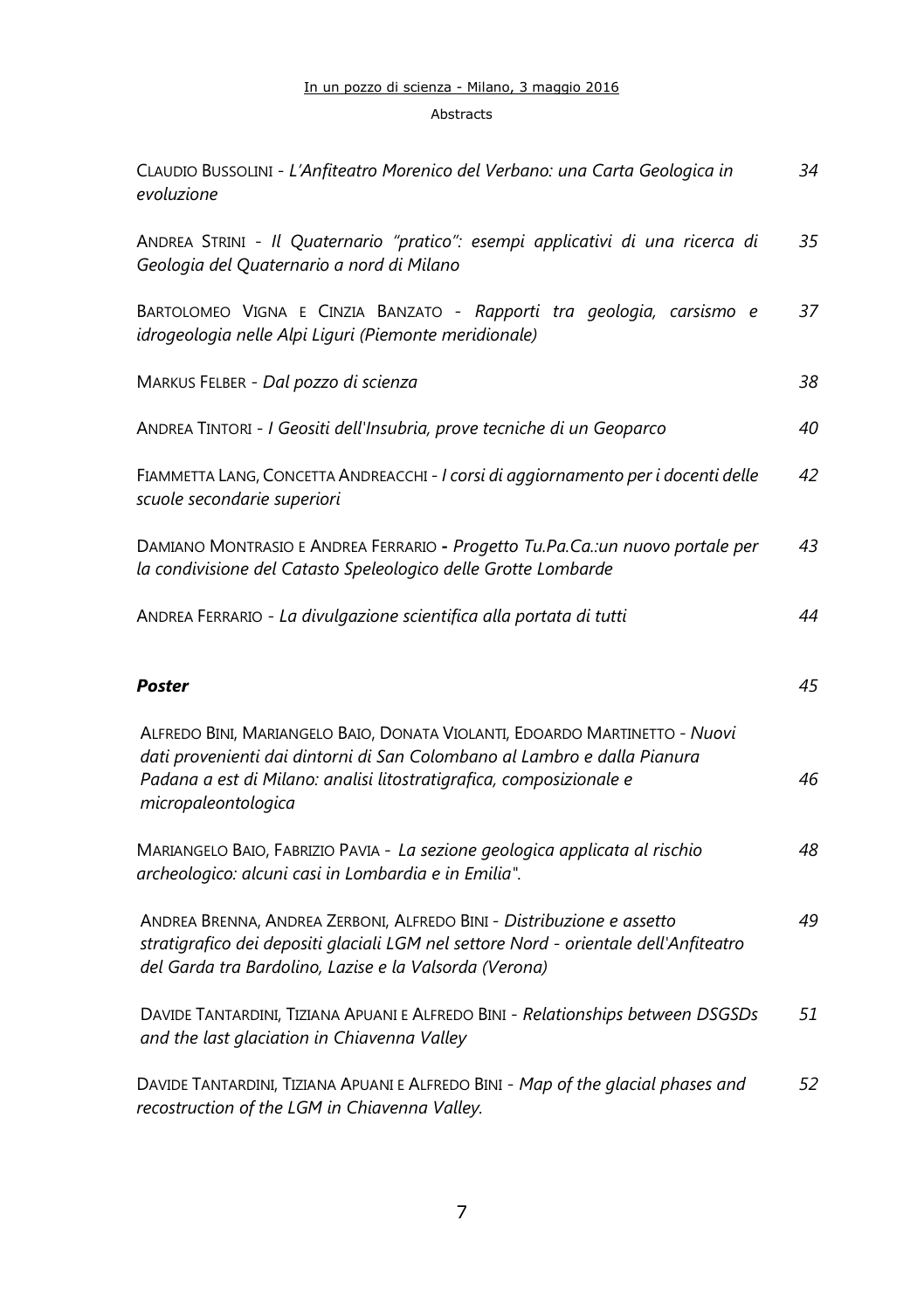CLAUDIO BUSSOLINI - *L'Anfiteatro Morenico del Verbano: una Carta Geologica in evoluzione* 34

ANDREA STRINI - *Il Quaternario "pratico": esempi applicativi di una ricerca di Geologia del Quaternario a nord di Milano* 35

BARTOLOMEO VIGNA E CINZIA BANZATO - *Rapporti tra geologia, carsismo e idrogeologia nelle Alpi Liguri (Piemonte meridionale)* 37

MARKUS FELBER - *Dal pozzo di scienza* 38

ANDREA TINTORI - *I Geositi dell'Insubria, prove tecniche di un Geoparco* 40

FIAMMETTA LANG, CONCETTA ANDREACCHI - *I corsi di aggiornamento per i docenti delle scuole secondarie superiori* 42

DAMIANO MONTRASIO E ANDREA FERRARIO **-** *Progetto Tu.Pa.Ca.:un nuovo portale per la condivisione del Catasto Speleologico delle Grotte Lombarde* 43

ANDREA FERRARIO - *La divulgazione scientifica alla portata di tutti* 44

***Poster*** *45*

ALFREDO BINI, MARIANGELO BAIO, DONATA VIOLANTI, EDOARDO MARTINETTO - *Nuovi dati provenienti dai dintorni di San Colombano al Lambro e dalla Pianura Padana a est di Milano: analisi litostratigrafica, composizionale e micropaleontologica* 46

MARIANGELO BAIO, FABRIZIO PAVIA - *La sezione geologica applicata al rischio archeologico: alcuni casi in Lombardia e in Emilia".* 48

ANDREA BRENNA, ANDREA ZERBONI, ALFREDO BINI - *Distribuzione e assetto stratigrafico dei depositi glaciali LGM nel settore Nord - orientale dell'Anfiteatro del Garda tra Bardolino, Lazise e la Valsorda (Verona)* 49

DAVIDE TANTARDINI, TIZIANA APUANI E ALFREDO BINI - *Relationships between DSGSDs and the last glaciation in Chiavenna Valley* 51

DAVIDE TANTARDINI, TIZIANA APUANI E ALFREDO BINI - *Map of the glacial phases and recostruction of the LGM in Chiavenna Valley.* 52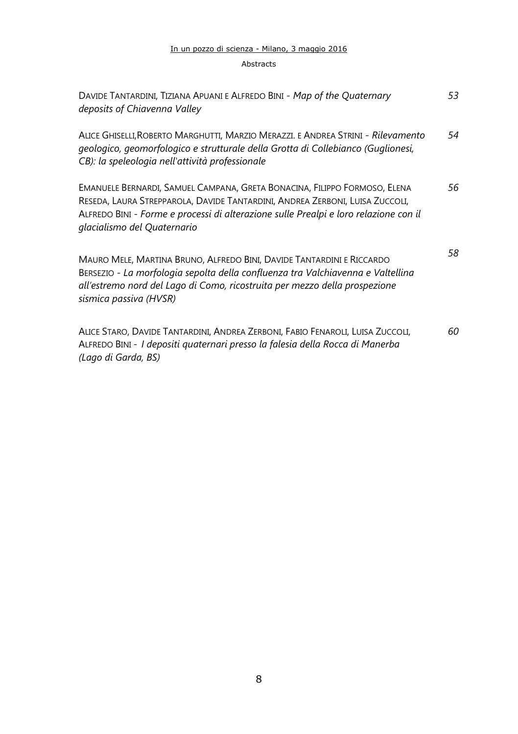DAVIDE TANTARDINI, TIZIANA APUANI E ALFREDO BINI - *Map of the Quaternary deposits of Chiavenna Valley* — *53*

ALICE GHISELLI,ROBERTO MARGHUTTI, MARZIO MERAZZI. E ANDREA STRINI - *Rilevamento geologico, geomorfologico e strutturale della Grotta di Collebianco (Guglionesi, CB): la speleologia nell'attività professionale* — *54*

EMANUELE BERNARDI, SAMUEL CAMPANA, GRETA BONACINA, FILIPPO FORMOSO, ELENA RESEDA, LAURA STREPPAROLA, DAVIDE TANTARDINI, ANDREA ZERBONI, LUISA ZUCCOLI, ALFREDO BINI - *Forme e processi di alterazione sulle Prealpi e loro relazione con il glacialismo del Quaternario* — *56*

MAURO MELE, MARTINA BRUNO, ALFREDO BINI, DAVIDE TANTARDINI E RICCARDO BERSEZIO - *La morfologia sepolta della confluenza tra Valchiavenna e Valtellina all'estremo nord del Lago di Como, ricostruita per mezzo della prospezione sismica passiva (HVSR)* — *58*

ALICE STARO, DAVIDE TANTARDINI, ANDREA ZERBONI, FABIO FENAROLI, LUISA ZUCCOLI, ALFREDO BINI - *I depositi quaternari presso la falesia della Rocca di Manerba (Lago di Garda, BS)* — *60*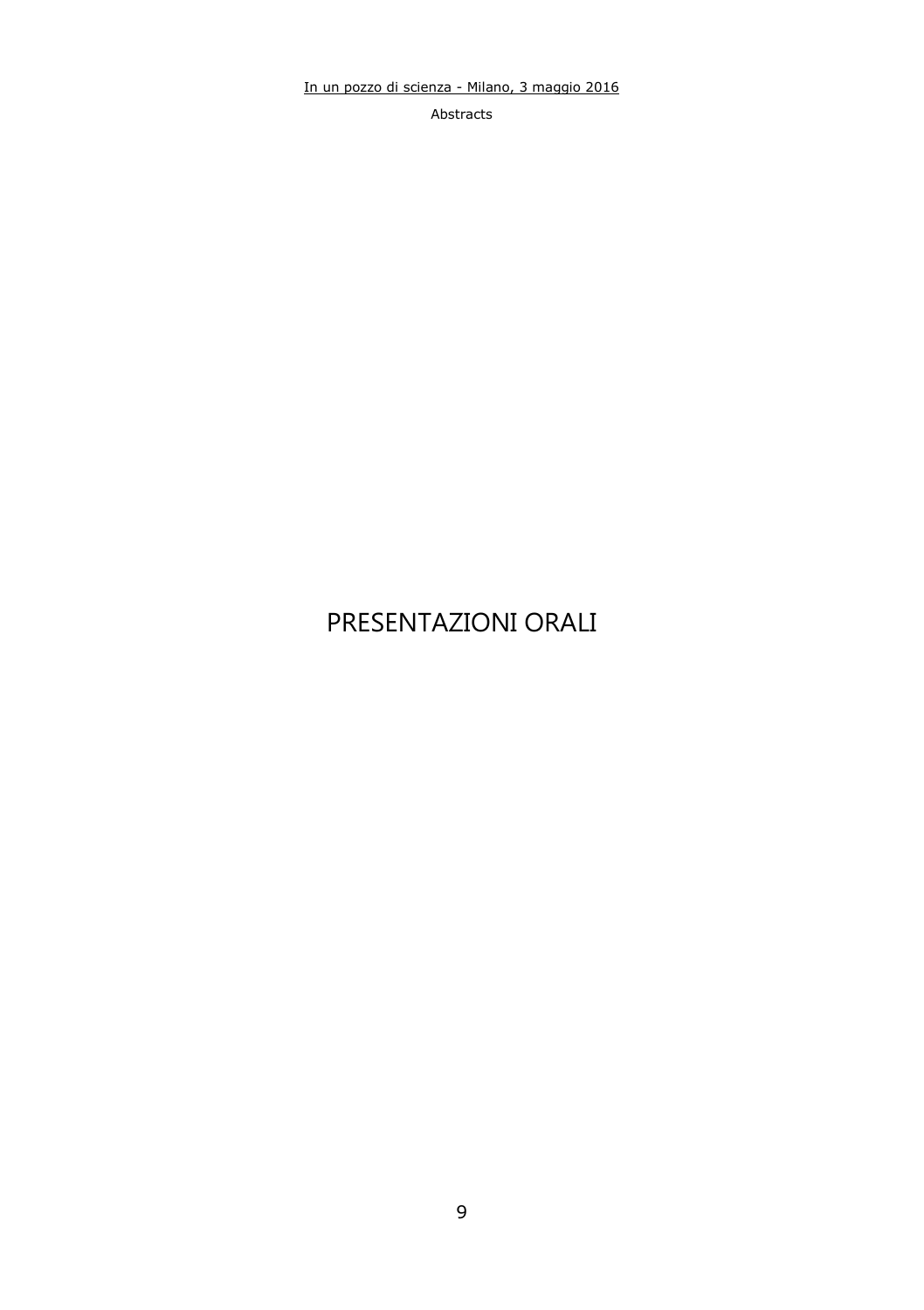# PRESENTAZIONI ORALI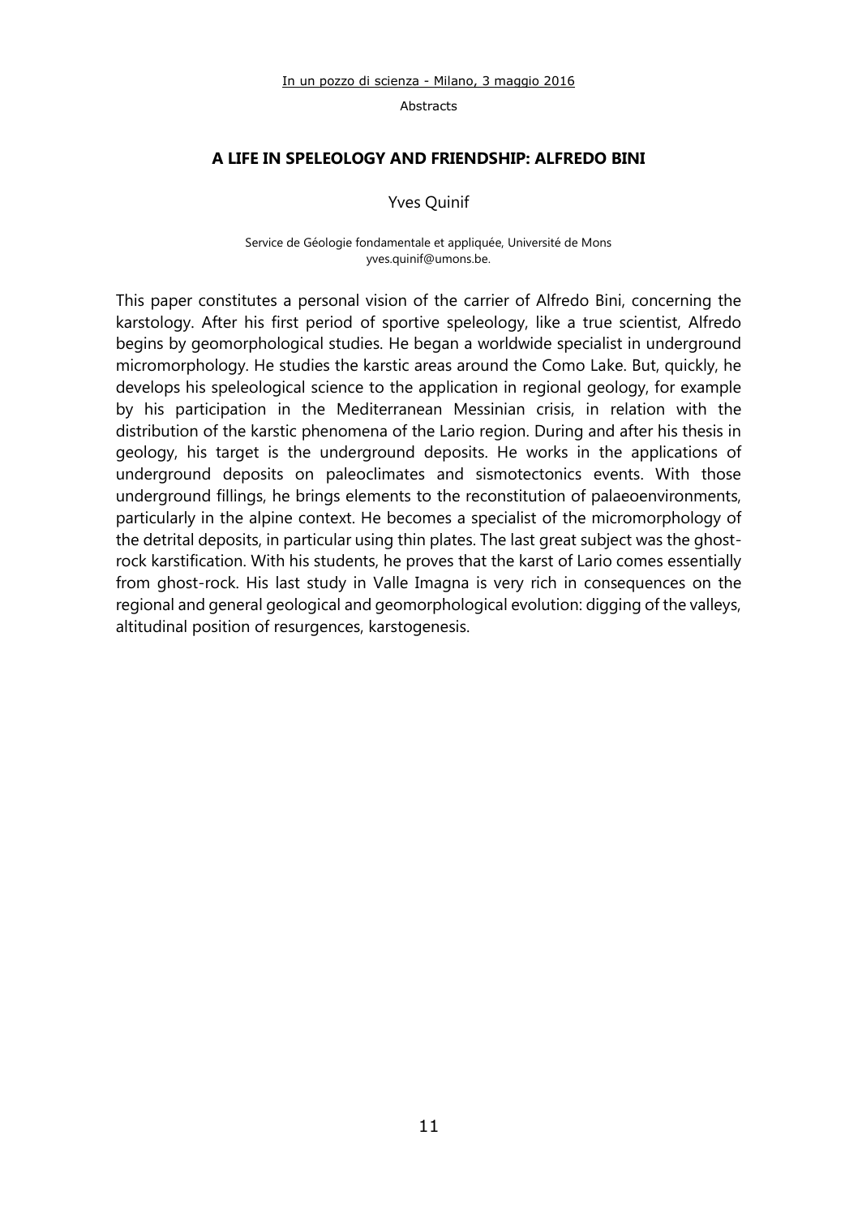## A LIFE IN SPELEOLOGY AND FRIENDSHIP: ALFREDO BINI

Yves Quinif

Service de Géologie fondamentale et appliquée, Université de Mons
yves.quinif@umons.be.

This paper constitutes a personal vision of the carrier of Alfredo Bini, concerning the karstology. After his first period of sportive speleology, like a true scientist, Alfredo begins by geomorphological studies. He began a worldwide specialist in underground micromorphology. He studies the karstic areas around the Como Lake. But, quickly, he develops his speleological science to the application in regional geology, for example by his participation in the Mediterranean Messinian crisis, in relation with the distribution of the karstic phenomena of the Lario region. During and after his thesis in geology, his target is the underground deposits. He works in the applications of underground deposits on paleoclimates and sismotectonics events. With those underground fillings, he brings elements to the reconstitution of palaeoenvironments, particularly in the alpine context. He becomes a specialist of the micromorphology of the detrital deposits, in particular using thin plates. The last great subject was the ghost-rock karstification. With his students, he proves that the karst of Lario comes essentially from ghost-rock. His last study in Valle Imagna is very rich in consequences on the regional and general geological and geomorphological evolution: digging of the valleys, altitudinal position of resurgences, karstogenesis.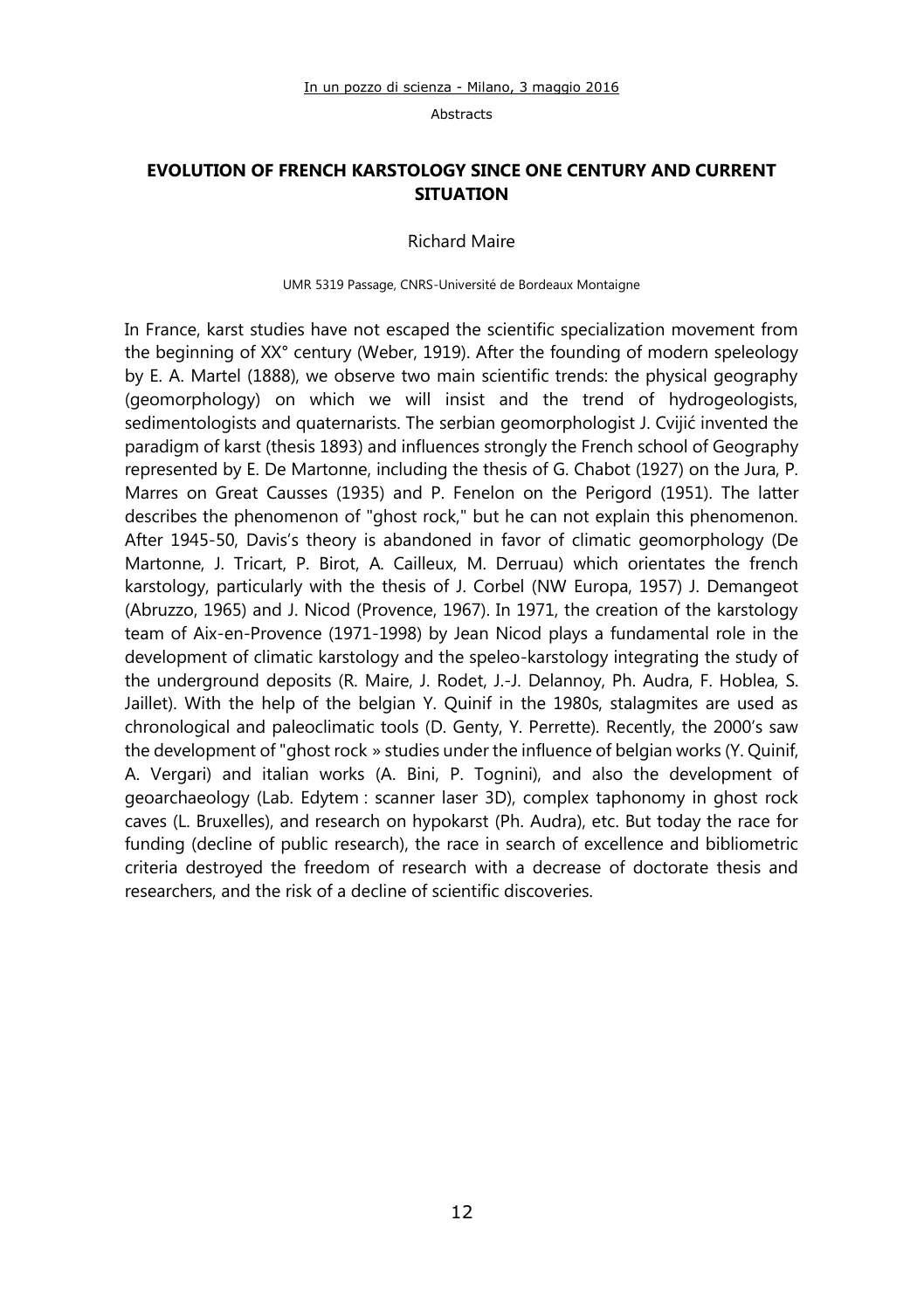## EVOLUTION OF FRENCH KARSTOLOGY SINCE ONE CENTURY AND CURRENT SITUATION

Richard Maire

UMR 5319 Passage, CNRS-Université de Bordeaux Montaigne

In France, karst studies have not escaped the scientific specialization movement from the beginning of XX° century (Weber, 1919). After the founding of modern speleology by E. A. Martel (1888), we observe two main scientific trends: the physical geography (geomorphology) on which we will insist and the trend of hydrogeologists, sedimentologists and quaternarists. The serbian geomorphologist J. Cvijić invented the paradigm of karst (thesis 1893) and influences strongly the French school of Geography represented by E. De Martonne, including the thesis of G. Chabot (1927) on the Jura, P. Marres on Great Causses (1935) and P. Fenelon on the Perigord (1951). The latter describes the phenomenon of "ghost rock," but he can not explain this phenomenon. After 1945-50, Davis's theory is abandoned in favor of climatic geomorphology (De Martonne, J. Tricart, P. Birot, A. Cailleux, M. Derruau) which orientates the french karstology, particularly with the thesis of J. Corbel (NW Europa, 1957) J. Demangeot (Abruzzo, 1965) and J. Nicod (Provence, 1967). In 1971, the creation of the karstology team of Aix-en-Provence (1971-1998) by Jean Nicod plays a fundamental role in the development of climatic karstology and the speleo-karstology integrating the study of the underground deposits (R. Maire, J. Rodet, J.-J. Delannoy, Ph. Audra, F. Hoblea, S. Jaillet). With the help of the belgian Y. Quinif in the 1980s, stalagmites are used as chronological and paleoclimatic tools (D. Genty, Y. Perrette). Recently, the 2000's saw the development of "ghost rock » studies under the influence of belgian works (Y. Quinif, A. Vergari) and italian works (A. Bini, P. Tognini), and also the development of geoarchaeology (Lab. Edytem : scanner laser 3D), complex taphonomy in ghost rock caves (L. Bruxelles), and research on hypokarst (Ph. Audra), etc. But today the race for funding (decline of public research), the race in search of excellence and bibliometric criteria destroyed the freedom of research with a decrease of doctorate thesis and researchers, and the risk of a decline of scientific discoveries.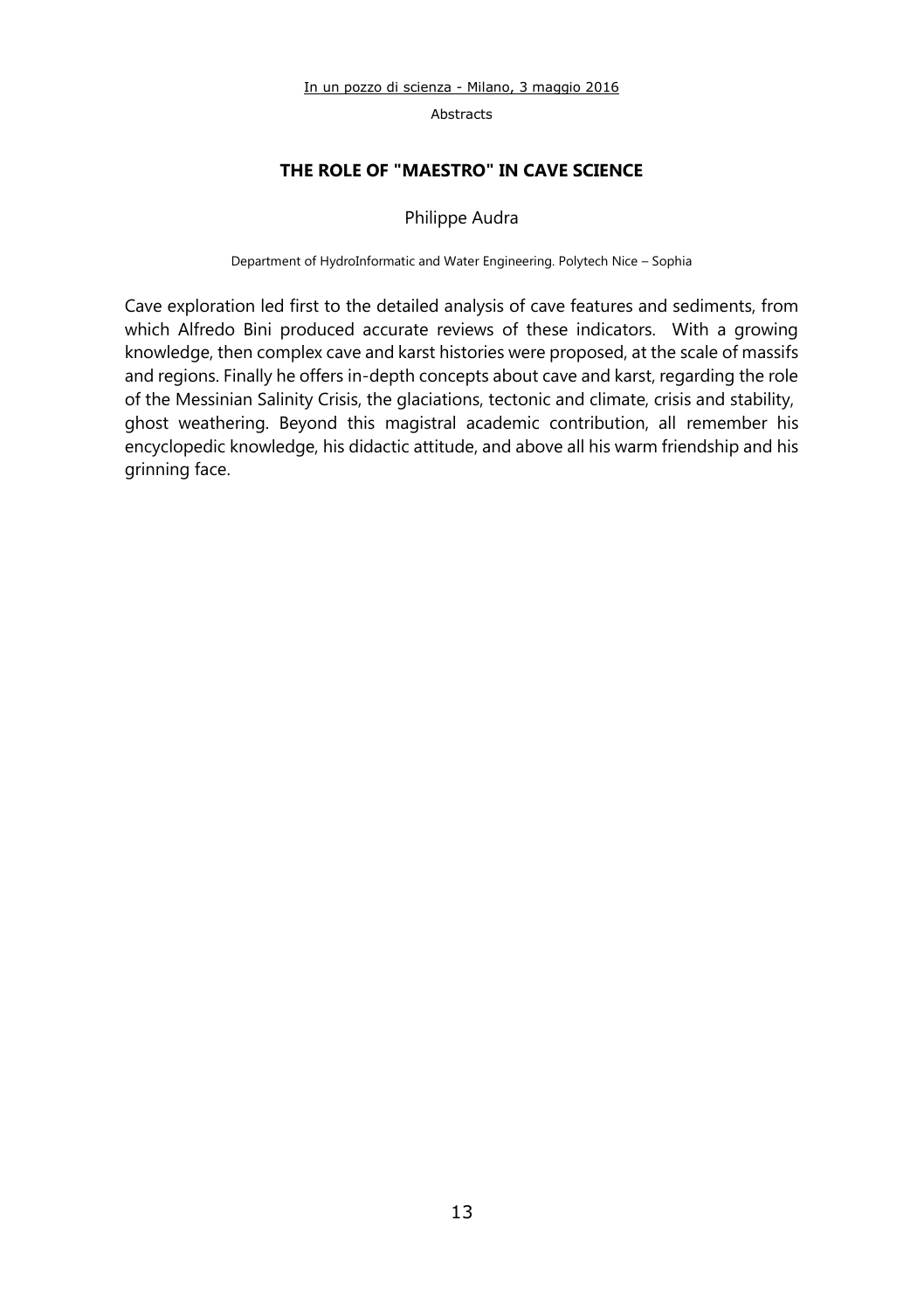## THE ROLE OF "MAESTRO" IN CAVE SCIENCE

Philippe Audra

Department of HydroInformatic and Water Engineering. Polytech Nice – Sophia

Cave exploration led first to the detailed analysis of cave features and sediments, from which Alfredo Bini produced accurate reviews of these indicators. With a growing knowledge, then complex cave and karst histories were proposed, at the scale of massifs and regions. Finally he offers in-depth concepts about cave and karst, regarding the role of the Messinian Salinity Crisis, the glaciations, tectonic and climate, crisis and stability, ghost weathering. Beyond this magistral academic contribution, all remember his encyclopedic knowledge, his didactic attitude, and above all his warm friendship and his grinning face.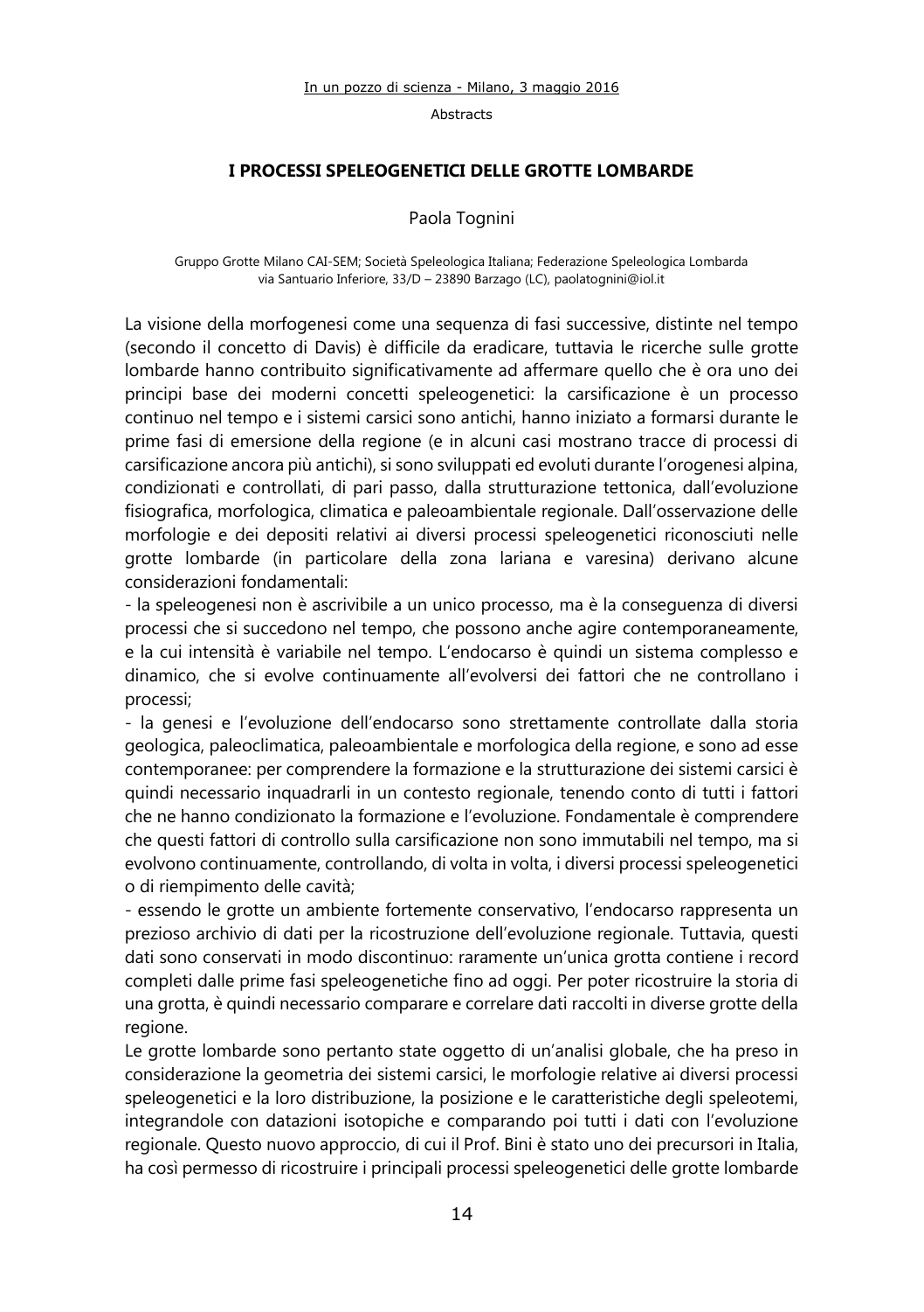## I PROCESSI SPELEOGENETICI DELLE GROTTE LOMBARDE

Paola Tognini

Gruppo Grotte Milano CAI-SEM; Società Speleologica Italiana; Federazione Speleologica Lombarda
via Santuario Inferiore, 33/D – 23890 Barzago (LC), paolatognini@iol.it

La visione della morfogenesi come una sequenza di fasi successive, distinte nel tempo (secondo il concetto di Davis) è difficile da eradicare, tuttavia le ricerche sulle grotte lombarde hanno contribuito significativamente ad affermare quello che è ora uno dei principi base dei moderni concetti speleogenetici: la carsificazione è un processo continuo nel tempo e i sistemi carsici sono antichi, hanno iniziato a formarsi durante le prime fasi di emersione della regione (e in alcuni casi mostrano tracce di processi di carsificazione ancora più antichi), si sono sviluppati ed evoluti durante l'orogenesi alpina, condizionati e controllati, di pari passo, dalla strutturazione tettonica, dall'evoluzione fisiografica, morfologica, climatica e paleoambientale regionale. Dall'osservazione delle morfologie e dei depositi relativi ai diversi processi speleogenetici riconosciuti nelle grotte lombarde (in particolare della zona lariana e varesina) derivano alcune considerazioni fondamentali:

- la speleogenesi non è ascrivibile a un unico processo, ma è la conseguenza di diversi processi che si succedono nel tempo, che possono anche agire contemporaneamente, e la cui intensità è variabile nel tempo. L'endocarso è quindi un sistema complesso e dinamico, che si evolve continuamente all'evolversi dei fattori che ne controllano i processi;
- la genesi e l'evoluzione dell'endocarso sono strettamente controllate dalla storia geologica, paleoclimatica, paleoambientale e morfologica della regione, e sono ad esse contemporanee: per comprendere la formazione e la strutturazione dei sistemi carsici è quindi necessario inquadrarli in un contesto regionale, tenendo conto di tutti i fattori che ne hanno condizionato la formazione e l'evoluzione. Fondamentale è comprendere che questi fattori di controllo sulla carsificazione non sono immutabili nel tempo, ma si evolvono continuamente, controllando, di volta in volta, i diversi processi speleogenetici o di riempimento delle cavità;
- essendo le grotte un ambiente fortemente conservativo, l'endocarso rappresenta un prezioso archivio di dati per la ricostruzione dell'evoluzione regionale. Tuttavia, questi dati sono conservati in modo discontinuo: raramente un'unica grotta contiene i record completi dalle prime fasi speleogenetiche fino ad oggi. Per poter ricostruire la storia di una grotta, è quindi necessario comparare e correlare dati raccolti in diverse grotte della regione.

Le grotte lombarde sono pertanto state oggetto di un'analisi globale, che ha preso in considerazione la geometria dei sistemi carsici, le morfologie relative ai diversi processi speleogenetici e la loro distribuzione, la posizione e le caratteristiche degli speleotemi, integrandole con datazioni isotopiche e comparando poi tutti i dati con l'evoluzione regionale. Questo nuovo approccio, di cui il Prof. Bini è stato uno dei precursori in Italia, ha così permesso di ricostruire i principali processi speleogenetici delle grotte lombarde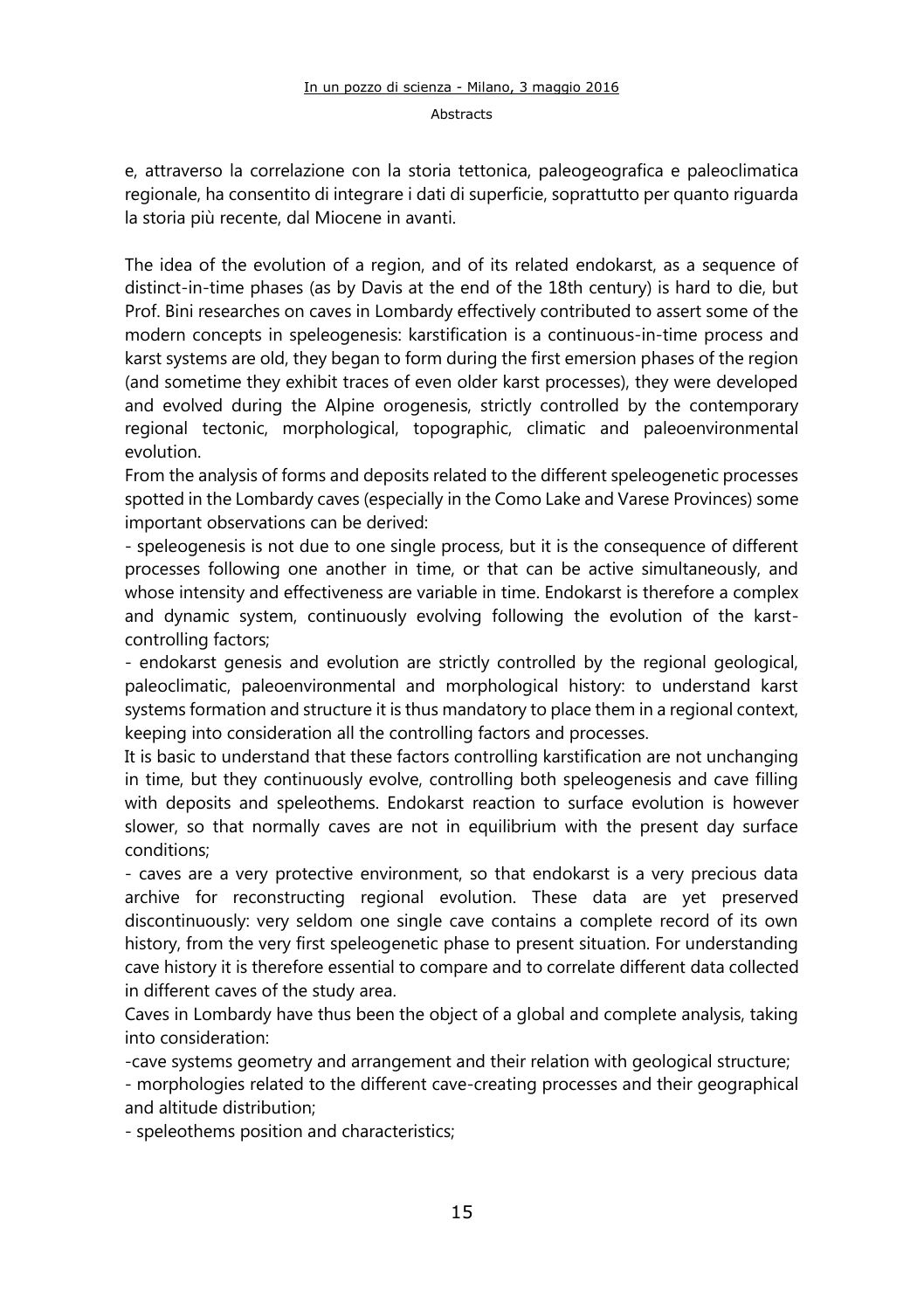e, attraverso la correlazione con la storia tettonica, paleogeografica e paleoclimatica regionale, ha consentito di integrare i dati di superficie, soprattutto per quanto riguarda la storia più recente, dal Miocene in avanti.

The idea of the evolution of a region, and of its related endokarst, as a sequence of distinct-in-time phases (as by Davis at the end of the 18th century) is hard to die, but Prof. Bini researches on caves in Lombardy effectively contributed to assert some of the modern concepts in speleogenesis: karstification is a continuous-in-time process and karst systems are old, they began to form during the first emersion phases of the region (and sometime they exhibit traces of even older karst processes), they were developed and evolved during the Alpine orogenesis, strictly controlled by the contemporary regional tectonic, morphological, topographic, climatic and paleoenvironmental evolution.

From the analysis of forms and deposits related to the different speleogenetic processes spotted in the Lombardy caves (especially in the Como Lake and Varese Provinces) some important observations can be derived:

- speleogenesis is not due to one single process, but it is the consequence of different processes following one another in time, or that can be active simultaneously, and whose intensity and effectiveness are variable in time. Endokarst is therefore a complex and dynamic system, continuously evolving following the evolution of the karst-controlling factors;
- endokarst genesis and evolution are strictly controlled by the regional geological, paleoclimatic, paleoenvironmental and morphological history: to understand karst systems formation and structure it is thus mandatory to place them in a regional context, keeping into consideration all the controlling factors and processes.

It is basic to understand that these factors controlling karstification are not unchanging in time, but they continuously evolve, controlling both speleogenesis and cave filling with deposits and speleothems. Endokarst reaction to surface evolution is however slower, so that normally caves are not in equilibrium with the present day surface conditions;

- caves are a very protective environment, so that endokarst is a very precious data archive for reconstructing regional evolution. These data are yet preserved discontinuously: very seldom one single cave contains a complete record of its own history, from the very first speleogenetic phase to present situation. For understanding cave history it is therefore essential to compare and to correlate different data collected in different caves of the study area.

Caves in Lombardy have thus been the object of a global and complete analysis, taking into consideration:

- cave systems geometry and arrangement and their relation with geological structure;
- morphologies related to the different cave-creating processes and their geographical and altitude distribution;
- speleothems position and characteristics;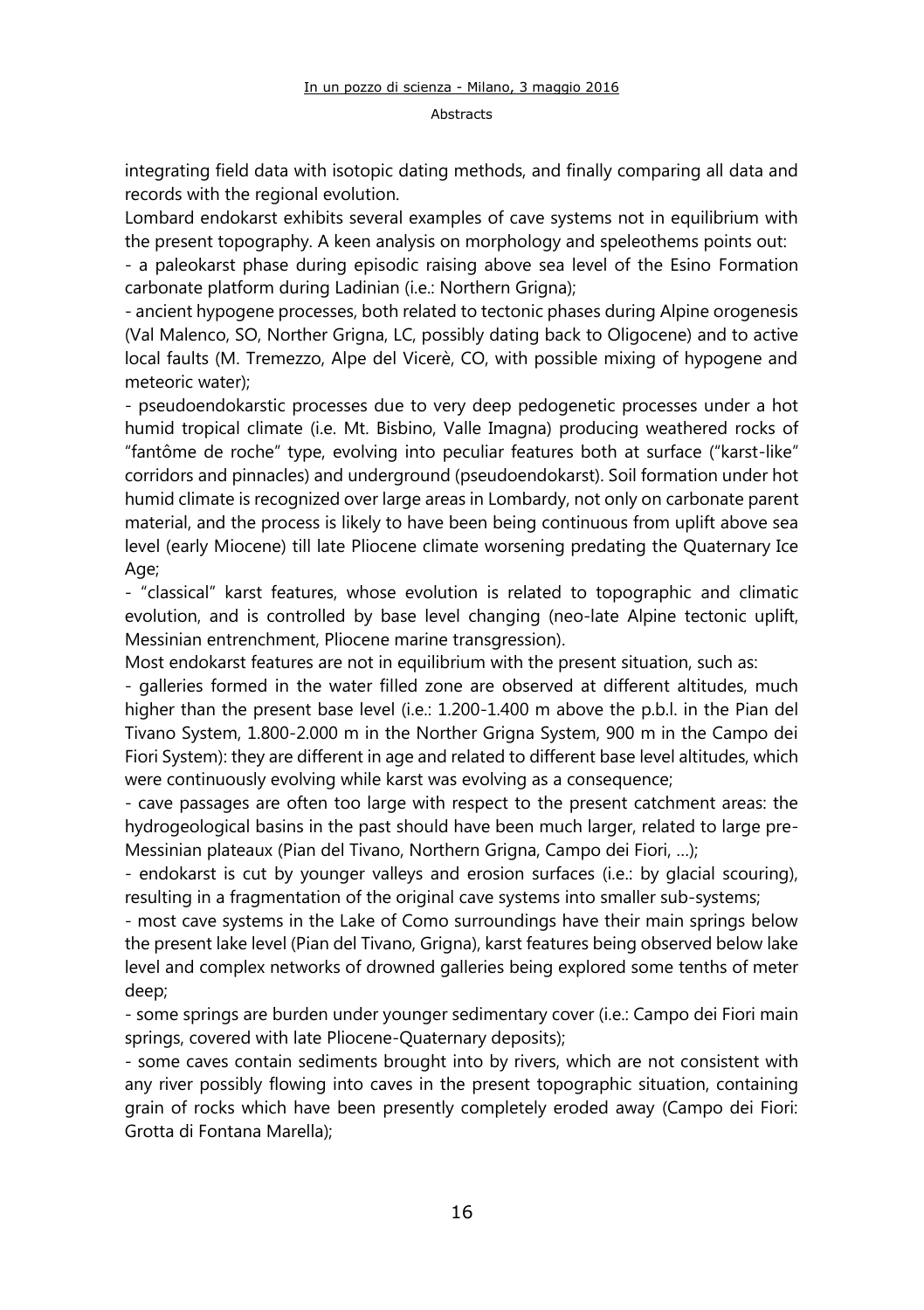integrating field data with isotopic dating methods, and finally comparing all data and records with the regional evolution.

Lombard endokarst exhibits several examples of cave systems not in equilibrium with the present topography. A keen analysis on morphology and speleothems points out:

- a paleokarst phase during episodic raising above sea level of the Esino Formation carbonate platform during Ladinian (i.e.: Northern Grigna);
- ancient hypogene processes, both related to tectonic phases during Alpine orogenesis (Val Malenco, SO, Norther Grigna, LC, possibly dating back to Oligocene) and to active local faults (M. Tremezzo, Alpe del Vicerè, CO, with possible mixing of hypogene and meteoric water);
- pseudoendokarstic processes due to very deep pedogenetic processes under a hot humid tropical climate (i.e. Mt. Bisbino, Valle Imagna) producing weathered rocks of "fantôme de roche" type, evolving into peculiar features both at surface ("karst-like" corridors and pinnacles) and underground (pseudoendokarst). Soil formation under hot humid climate is recognized over large areas in Lombardy, not only on carbonate parent material, and the process is likely to have been being continuous from uplift above sea level (early Miocene) till late Pliocene climate worsening predating the Quaternary Ice Age;
- "classical" karst features, whose evolution is related to topographic and climatic evolution, and is controlled by base level changing (neo-late Alpine tectonic uplift, Messinian entrenchment, Pliocene marine transgression).

Most endokarst features are not in equilibrium with the present situation, such as:

- galleries formed in the water filled zone are observed at different altitudes, much higher than the present base level (i.e.: 1.200-1.400 m above the p.b.l. in the Pian del Tivano System, 1.800-2.000 m in the Norther Grigna System, 900 m in the Campo dei Fiori System): they are different in age and related to different base level altitudes, which were continuously evolving while karst was evolving as a consequence;
- cave passages are often too large with respect to the present catchment areas: the hydrogeological basins in the past should have been much larger, related to large pre-Messinian plateaux (Pian del Tivano, Northern Grigna, Campo dei Fiori, ...);
- endokarst is cut by younger valleys and erosion surfaces (i.e.: by glacial scouring), resulting in a fragmentation of the original cave systems into smaller sub-systems;
- most cave systems in the Lake of Como surroundings have their main springs below the present lake level (Pian del Tivano, Grigna), karst features being observed below lake level and complex networks of drowned galleries being explored some tenths of meter deep;
- some springs are burden under younger sedimentary cover (i.e.: Campo dei Fiori main springs, covered with late Pliocene-Quaternary deposits);
- some caves contain sediments brought into by rivers, which are not consistent with any river possibly flowing into caves in the present topographic situation, containing grain of rocks which have been presently completely eroded away (Campo dei Fiori: Grotta di Fontana Marella);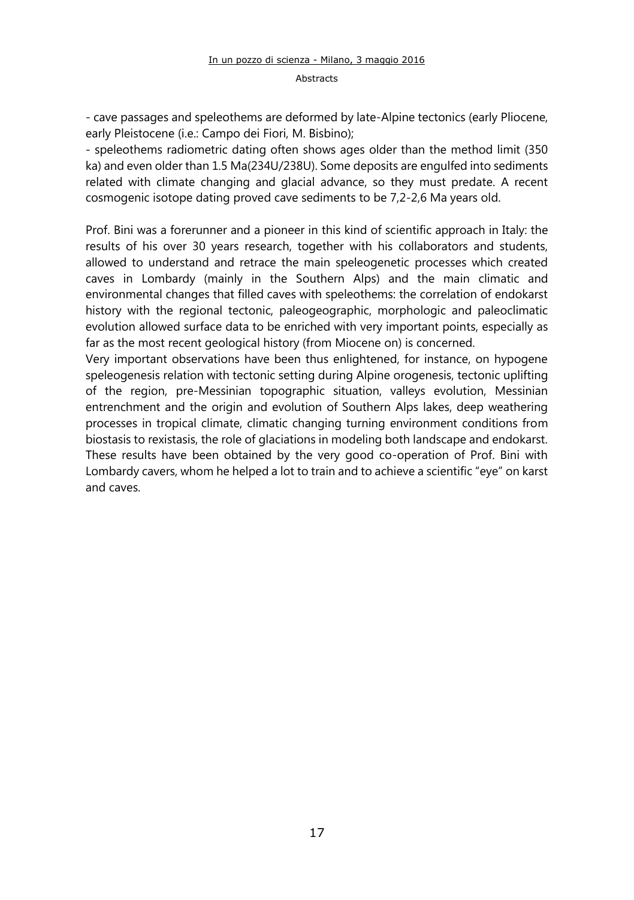- cave passages and speleothems are deformed by late-Alpine tectonics (early Pliocene, early Pleistocene (i.e.: Campo dei Fiori, M. Bisbino);

- speleothems radiometric dating often shows ages older than the method limit (350 ka) and even older than 1.5 Ma($^{234}U/^{238}U$). Some deposits are engulfed into sediments related with climate changing and glacial advance, so they must predate. A recent cosmogenic isotope dating proved cave sediments to be 7,2-2,6 Ma years old.

Prof. Bini was a forerunner and a pioneer in this kind of scientific approach in Italy: the results of his over 30 years research, together with his collaborators and students, allowed to understand and retrace the main speleogenetic processes which created caves in Lombardy (mainly in the Southern Alps) and the main climatic and environmental changes that filled caves with speleothems: the correlation of endokarst history with the regional tectonic, paleogeographic, morphologic and paleoclimatic evolution allowed surface data to be enriched with very important points, especially as far as the most recent geological history (from Miocene on) is concerned.

Very important observations have been thus enlightened, for instance, on hypogene speleogenesis relation with tectonic setting during Alpine orogenesis, tectonic uplifting of the region, pre-Messinian topographic situation, valleys evolution, Messinian entrenchment and the origin and evolution of Southern Alps lakes, deep weathering processes in tropical climate, climatic changing turning environment conditions from biostasis to rexistasis, the role of glaciations in modeling both landscape and endokarst. These results have been obtained by the very good co-operation of Prof. Bini with Lombardy cavers, whom he helped a lot to train and to achieve a scientific “eye” on karst and caves.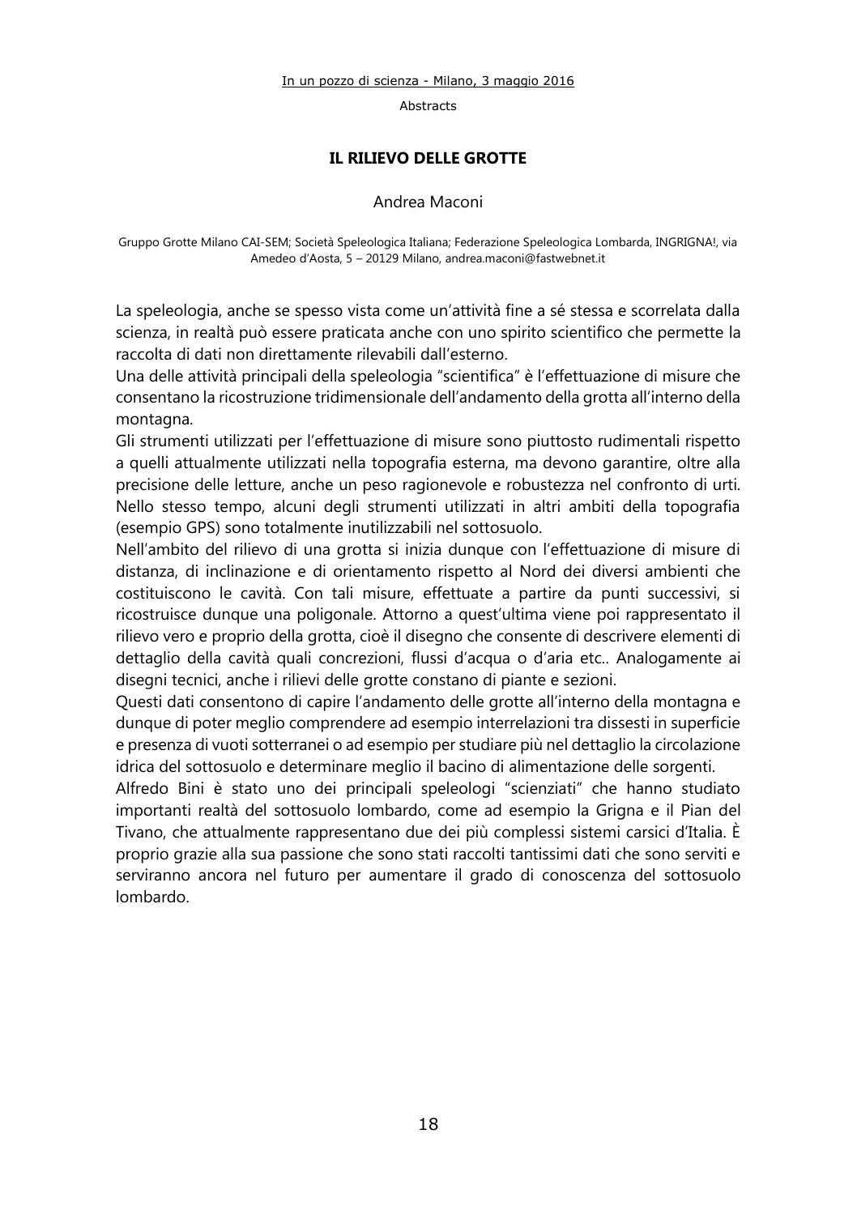## IL RILIEVO DELLE GROTTE

Andrea Maconi

Gruppo Grotte Milano CAI-SEM; Società Speleologica Italiana; Federazione Speleologica Lombarda, INGRIGNA!, via Amedeo d'Aosta, 5 – 20129 Milano, andrea.maconi@fastwebnet.it

La speleologia, anche se spesso vista come un'attività fine a sé stessa e scorrelata dalla scienza, in realtà può essere praticata anche con uno spirito scientifico che permette la raccolta di dati non direttamente rilevabili dall'esterno.

Una delle attività principali della speleologia "scientifica" è l'effettuazione di misure che consentano la ricostruzione tridimensionale dell'andamento della grotta all'interno della montagna.

Gli strumenti utilizzati per l'effettuazione di misure sono piuttosto rudimentali rispetto a quelli attualmente utilizzati nella topografia esterna, ma devono garantire, oltre alla precisione delle letture, anche un peso ragionevole e robustezza nel confronto di urti. Nello stesso tempo, alcuni degli strumenti utilizzati in altri ambiti della topografia (esempio GPS) sono totalmente inutilizzabili nel sottosuolo.

Nell'ambito del rilievo di una grotta si inizia dunque con l'effettuazione di misure di distanza, di inclinazione e di orientamento rispetto al Nord dei diversi ambienti che costituiscono le cavità. Con tali misure, effettuate a partire da punti successivi, si ricostruisce dunque una poligonale. Attorno a quest'ultima viene poi rappresentato il rilievo vero e proprio della grotta, cioè il disegno che consente di descrivere elementi di dettaglio della cavità quali concrezioni, flussi d'acqua o d'aria etc.. Analogamente ai disegni tecnici, anche i rilievi delle grotte constano di piante e sezioni.

Questi dati consentono di capire l'andamento delle grotte all'interno della montagna e dunque di poter meglio comprendere ad esempio interrelazioni tra dissesti in superficie e presenza di vuoti sotterranei o ad esempio per studiare più nel dettaglio la circolazione idrica del sottosuolo e determinare meglio il bacino di alimentazione delle sorgenti.

Alfredo Bini è stato uno dei principali speleologi "scienziati" che hanno studiato importanti realtà del sottosuolo lombardo, come ad esempio la Grigna e il Pian del Tivano, che attualmente rappresentano due dei più complessi sistemi carsici d'Italia. È proprio grazie alla sua passione che sono stati raccolti tantissimi dati che sono serviti e serviranno ancora nel futuro per aumentare il grado di conoscenza del sottosuolo lombardo.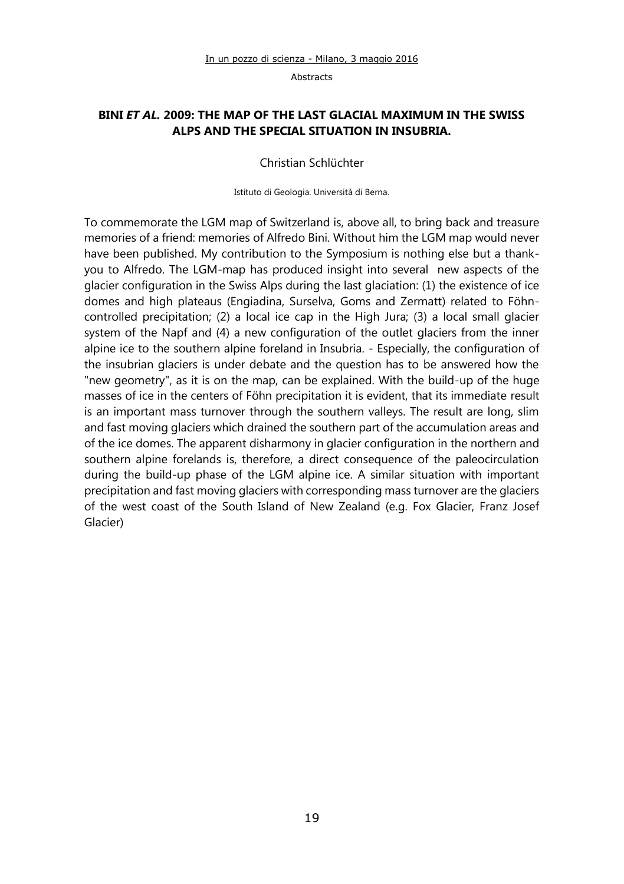## BINI *ET AL.* 2009: THE MAP OF THE LAST GLACIAL MAXIMUM IN THE SWISS ALPS AND THE SPECIAL SITUATION IN INSUBRIA.

Christian Schlüchter

Istituto di Geologia. Università di Berna.

To commemorate the LGM map of Switzerland is, above all, to bring back and treasure memories of a friend: memories of Alfredo Bini. Without him the LGM map would never have been published. My contribution to the Symposium is nothing else but a thank-you to Alfredo. The LGM-map has produced insight into several new aspects of the glacier configuration in the Swiss Alps during the last glaciation: (1) the existence of ice domes and high plateaus (Engiadina, Surselva, Goms and Zermatt) related to Föhn-controlled precipitation; (2) a local ice cap in the High Jura; (3) a local small glacier system of the Napf and (4) a new configuration of the outlet glaciers from the inner alpine ice to the southern alpine foreland in Insubria. - Especially, the configuration of the insubrian glaciers is under debate and the question has to be answered how the "new geometry", as it is on the map, can be explained. With the build-up of the huge masses of ice in the centers of Föhn precipitation it is evident, that its immediate result is an important mass turnover through the southern valleys. The result are long, slim and fast moving glaciers which drained the southern part of the accumulation areas and of the ice domes. The apparent disharmony in glacier configuration in the northern and southern alpine forelands is, therefore, a direct consequence of the paleocirculation during the build-up phase of the LGM alpine ice. A similar situation with important precipitation and fast moving glaciers with corresponding mass turnover are the glaciers of the west coast of the South Island of New Zealand (e.g. Fox Glacier, Franz Josef Glacier)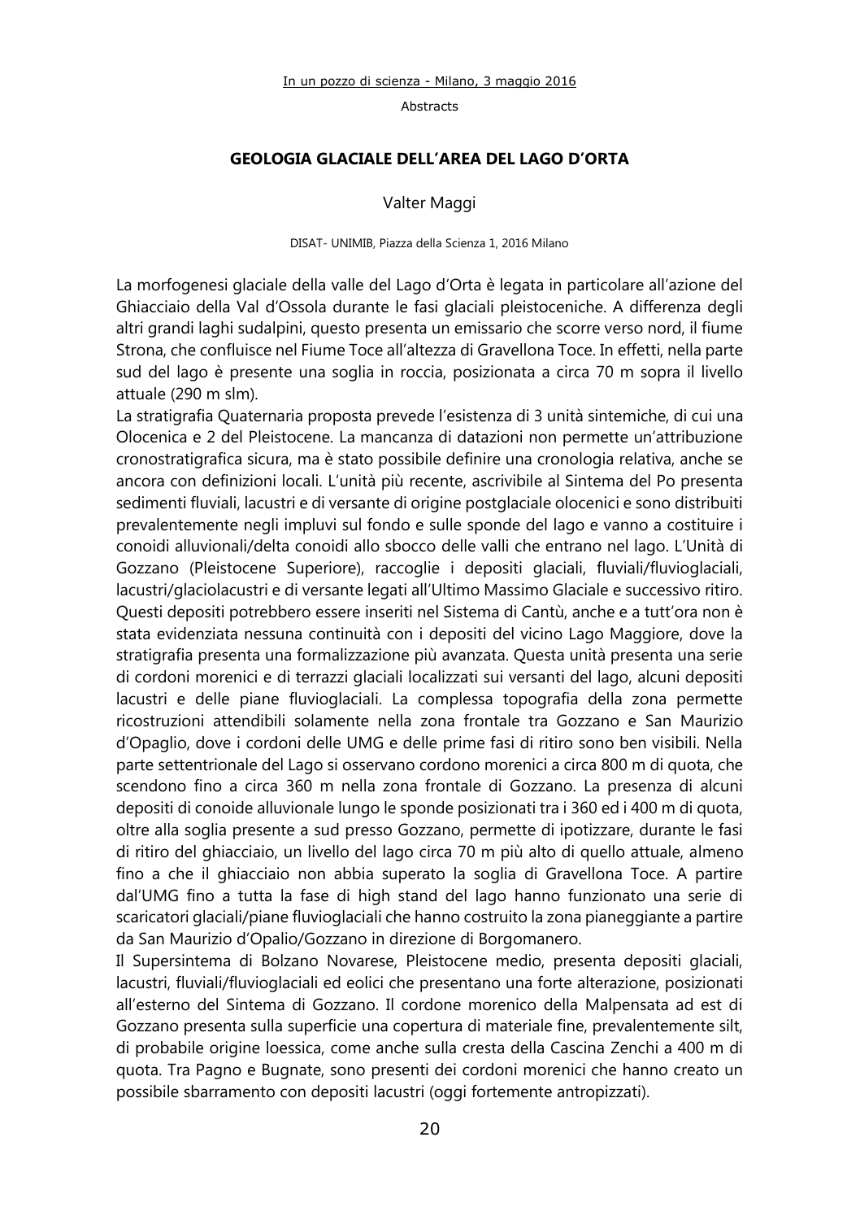## GEOLOGIA GLACIALE DELL'AREA DEL LAGO D'ORTA

Valter Maggi

DISAT- UNIMIB, Piazza della Scienza 1, 2016 Milano

La morfogenesi glaciale della valle del Lago d'Orta è legata in particolare all'azione del Ghiacciaio della Val d'Ossola durante le fasi glaciali pleistoceniche. A differenza degli altri grandi laghi sudalpini, questo presenta un emissario che scorre verso nord, il fiume Strona, che confluisce nel Fiume Toce all'altezza di Gravellona Toce. In effetti, nella parte sud del lago è presente una soglia in roccia, posizionata a circa 70 m sopra il livello attuale (290 m slm).

La stratigrafia Quaternaria proposta prevede l'esistenza di 3 unità sintemiche, di cui una Olocenica e 2 del Pleistocene. La mancanza di datazioni non permette un'attribuzione cronostratigrafica sicura, ma è stato possibile definire una cronologia relativa, anche se ancora con definizioni locali. L'unità più recente, ascrivibile al Sintema del Po presenta sedimenti fluviali, lacustri e di versante di origine postglaciale olocenici e sono distribuiti prevalentemente negli impluvi sul fondo e sulle sponde del lago e vanno a costituire i conoidi alluvionali/delta conoidi allo sbocco delle valli che entrano nel lago. L'Unità di Gozzano (Pleistocene Superiore), raccoglie i depositi glaciali, fluviali/fluvioglaciali, lacustri/glaciolacustri e di versante legati all'Ultimo Massimo Glaciale e successivo ritiro. Questi depositi potrebbero essere inseriti nel Sistema di Cantù, anche e a tutt'ora non è stata evidenziata nessuna continuità con i depositi del vicino Lago Maggiore, dove la stratigrafia presenta una formalizzazione più avanzata. Questa unità presenta una serie di cordoni morenici e di terrazzi glaciali localizzati sui versanti del lago, alcuni depositi lacustri e delle piane fluvioglaciali. La complessa topografia della zona permette ricostruzioni attendibili solamente nella zona frontale tra Gozzano e San Maurizio d'Opaglio, dove i cordoni delle UMG e delle prime fasi di ritiro sono ben visibili. Nella parte settentrionale del Lago si osservano cordono morenici a circa 800 m di quota, che scendono fino a circa 360 m nella zona frontale di Gozzano. La presenza di alcuni depositi di conoide alluvionale lungo le sponde posizionati tra i 360 ed i 400 m di quota, oltre alla soglia presente a sud presso Gozzano, permette di ipotizzare, durante le fasi di ritiro del ghiacciaio, un livello del lago circa 70 m più alto di quello attuale, almeno fino a che il ghiacciaio non abbia superato la soglia di Gravellona Toce. A partire dal'UMG fino a tutta la fase di high stand del lago hanno funzionato una serie di scaricatori glaciali/piane fluvioglaciali che hanno costruito la zona pianeggiante a partire da San Maurizio d'Opalio/Gozzano in direzione di Borgomanero.

Il Supersintema di Bolzano Novarese, Pleistocene medio, presenta depositi glaciali, lacustri, fluviali/fluvioglaciali ed eolici che presentano una forte alterazione, posizionati all'esterno del Sintema di Gozzano. Il cordone morenico della Malpensata ad est di Gozzano presenta sulla superficie una copertura di materiale fine, prevalentemente silt, di probabile origine loessica, come anche sulla cresta della Cascina Zenchi a 400 m di quota. Tra Pagno e Bugnate, sono presenti dei cordoni morenici che hanno creato un possibile sbarramento con depositi lacustri (oggi fortemente antropizzati).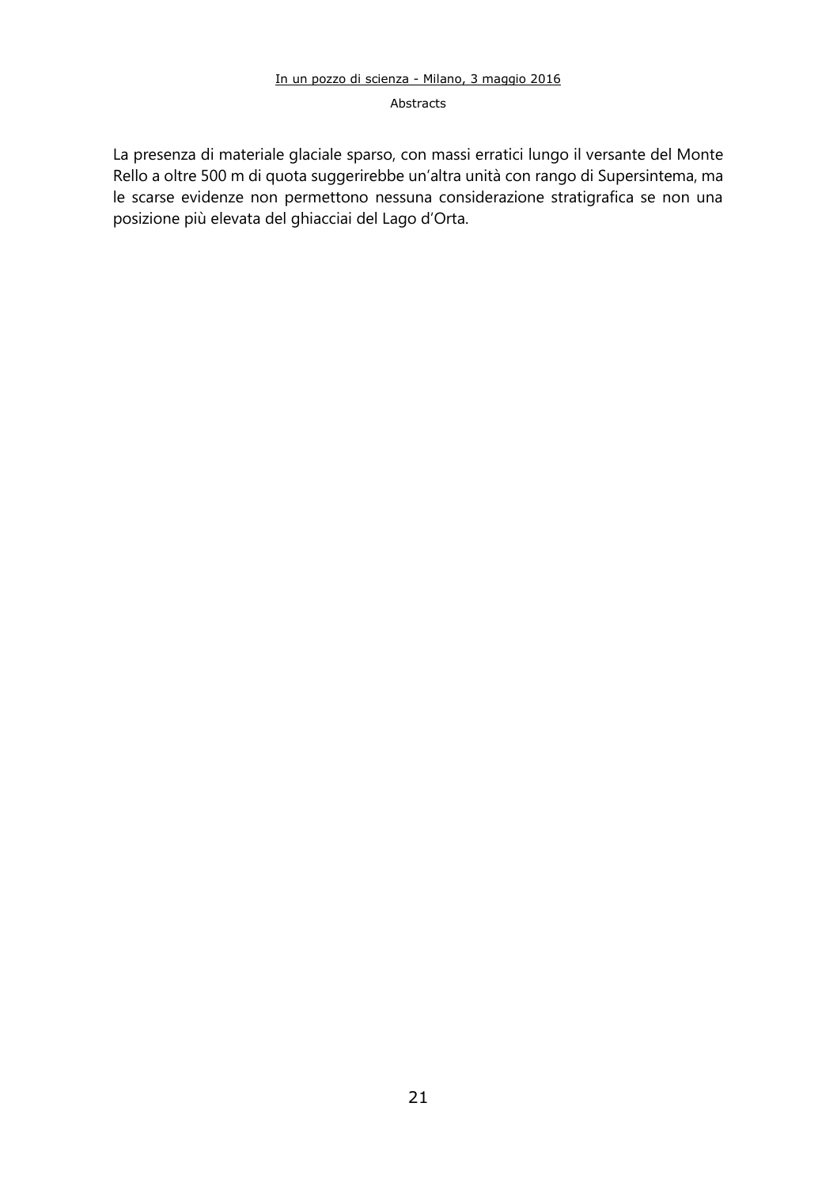La presenza di materiale glaciale sparso, con massi erratici lungo il versante del Monte Rello a oltre 500 m di quota suggerirebbe un'altra unità con rango di Supersintema, ma le scarse evidenze non permettono nessuna considerazione stratigrafica se non una posizione più elevata del ghiacciai del Lago d'Orta.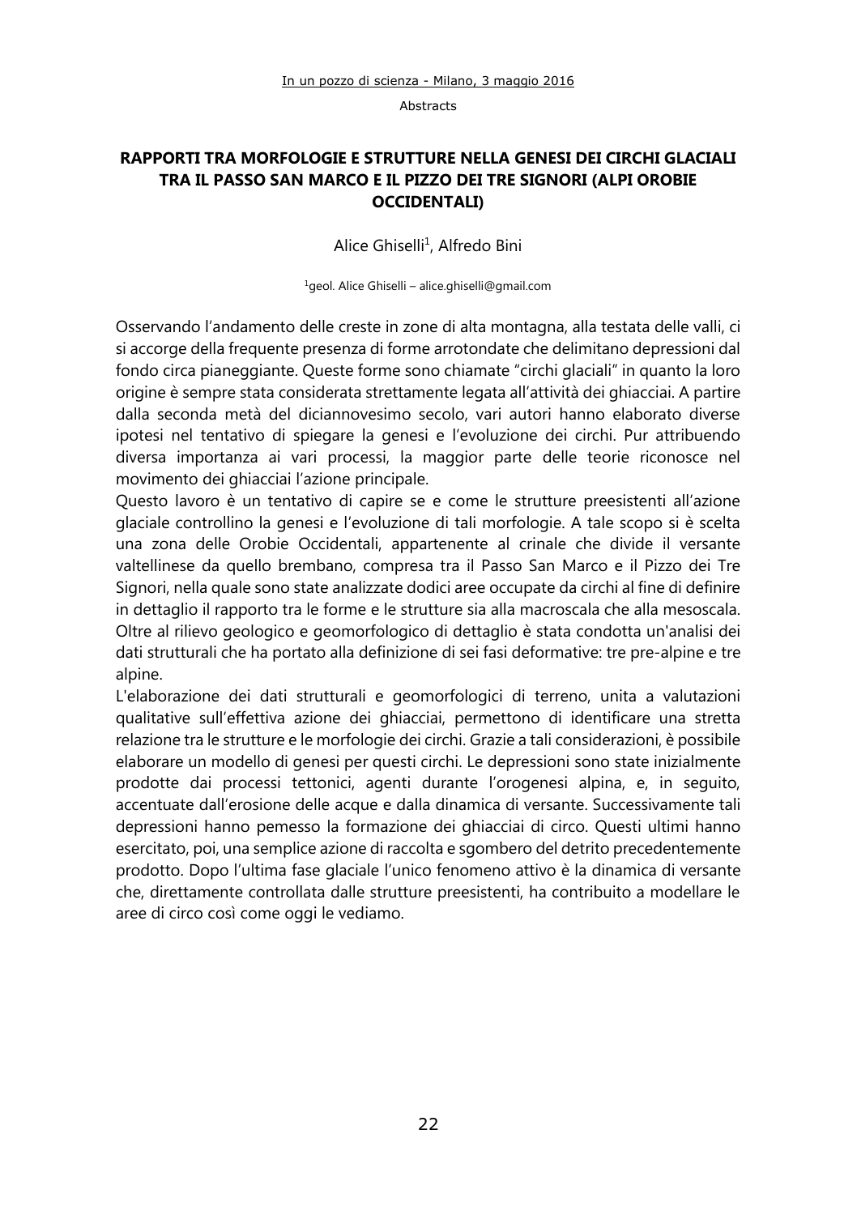## RAPPORTI TRA MORFOLOGIE E STRUTTURE NELLA GENESI DEI CIRCHI GLACIALI TRA IL PASSO SAN MARCO E IL PIZZO DEI TRE SIGNORI (ALPI OROBIE OCCIDENTALI)

Alice Ghiselli[1], Alfredo Bini

[1]geol. Alice Ghiselli – alice.ghiselli@gmail.com

Osservando l'andamento delle creste in zone di alta montagna, alla testata delle valli, ci si accorge della frequente presenza di forme arrotondate che delimitano depressioni dal fondo circa pianeggiante. Queste forme sono chiamate "circhi glaciali" in quanto la loro origine è sempre stata considerata strettamente legata all'attività dei ghiacciai. A partire dalla seconda metà del diciannovesimo secolo, vari autori hanno elaborato diverse ipotesi nel tentativo di spiegare la genesi e l'evoluzione dei circhi. Pur attribuendo diversa importanza ai vari processi, la maggior parte delle teorie riconosce nel movimento dei ghiacciai l'azione principale.

Questo lavoro è un tentativo di capire se e come le strutture preesistenti all'azione glaciale controllino la genesi e l'evoluzione di tali morfologie. A tale scopo si è scelta una zona delle Orobie Occidentali, appartenente al crinale che divide il versante valtellinese da quello brembano, compresa tra il Passo San Marco e il Pizzo dei Tre Signori, nella quale sono state analizzate dodici aree occupate da circhi al fine di definire in dettaglio il rapporto tra le forme e le strutture sia alla macroscala che alla mesoscala. Oltre al rilievo geologico e geomorfologico di dettaglio è stata condotta un'analisi dei dati strutturali che ha portato alla definizione di sei fasi deformative: tre pre-alpine e tre alpine.

L'elaborazione dei dati strutturali e geomorfologici di terreno, unita a valutazioni qualitative sull'effettiva azione dei ghiacciai, permettono di identificare una stretta relazione tra le strutture e le morfologie dei circhi. Grazie a tali considerazioni, è possibile elaborare un modello di genesi per questi circhi. Le depressioni sono state inizialmente prodotte dai processi tettonici, agenti durante l'orogenesi alpina, e, in seguito, accentuate dall'erosione delle acque e dalla dinamica di versante. Successivamente tali depressioni hanno pemesso la formazione dei ghiacciai di circo. Questi ultimi hanno esercitato, poi, una semplice azione di raccolta e sgombero del detrito precedentemente prodotto. Dopo l'ultima fase glaciale l'unico fenomeno attivo è la dinamica di versante che, direttamente controllata dalle strutture preesistenti, ha contribuito a modellare le aree di circo così come oggi le vediamo.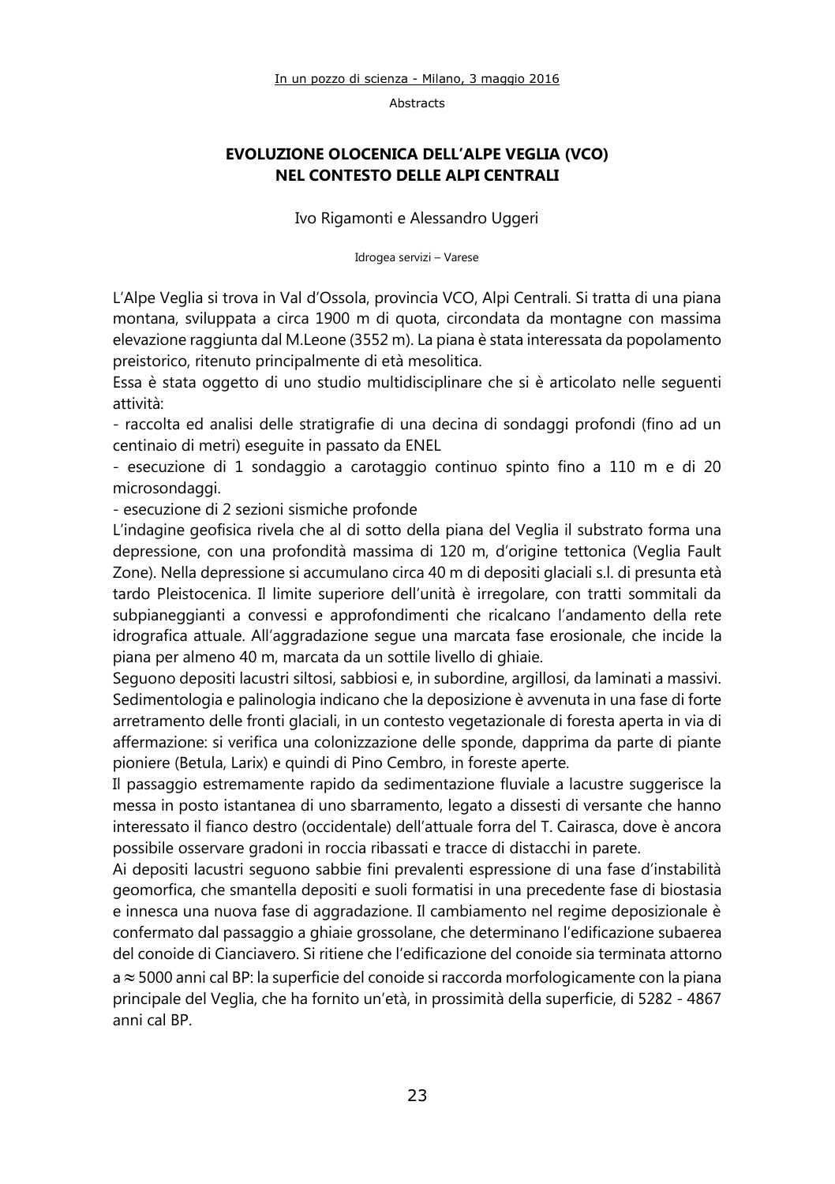# EVOLUZIONE OLOCENICA DELL'ALPE VEGLIA (VCO) NEL CONTESTO DELLE ALPI CENTRALI

Ivo Rigamonti e Alessandro Uggeri

Idrogea servizi – Varese

L'Alpe Veglia si trova in Val d'Ossola, provincia VCO, Alpi Centrali. Si tratta di una piana montana, sviluppata a circa 1900 m di quota, circondata da montagne con massima elevazione raggiunta dal M.Leone (3552 m). La piana è stata interessata da popolamento preistorico, ritenuto principalmente di età mesolitica.

Essa è stata oggetto di uno studio multidisciplinare che si è articolato nelle seguenti attività:

- raccolta ed analisi delle stratigrafie di una decina di sondaggi profondi (fino ad un centinaio di metri) eseguite in passato da ENEL
- esecuzione di 1 sondaggio a carotaggio continuo spinto fino a 110 m e di 20 microsondaggi.
- esecuzione di 2 sezioni sismiche profonde

L'indagine geofisica rivela che al di sotto della piana del Veglia il substrato forma una depressione, con una profondità massima di 120 m, d'origine tettonica (Veglia Fault Zone). Nella depressione si accumulano circa 40 m di depositi glaciali s.l. di presunta età tardo Pleistocenica. Il limite superiore dell'unità è irregolare, con tratti sommitali da subpianeggianti a convessi e approfondimenti che ricalcano l'andamento della rete idrografica attuale. All'aggradazione segue una marcata fase erosionale, che incide la piana per almeno 40 m, marcata da un sottile livello di ghiaie.

Seguono depositi lacustri siltosi, sabbiosi e, in subordine, argillosi, da laminati a massivi. Sedimentologia e palinologia indicano che la deposizione è avvenuta in una fase di forte arretramento delle fronti glaciali, in un contesto vegetazionale di foresta aperta in via di affermazione: si verifica una colonizzazione delle sponde, dapprima da parte di piante pioniere (Betula, Larix) e quindi di Pino Cembro, in foreste aperte.

Il passaggio estremamente rapido da sedimentazione fluviale a lacustre suggerisce la messa in posto istantanea di uno sbarramento, legato a dissesti di versante che hanno interessato il fianco destro (occidentale) dell'attuale forra del T. Cairasca, dove è ancora possibile osservare gradoni in roccia ribassati e tracce di distacchi in parete.

Ai depositi lacustri seguono sabbie fini prevalenti espressione di una fase d'instabilità geomorfica, che smantella depositi e suoli formatisi in una precedente fase di biostasia e innesca una nuova fase di aggradazione. Il cambiamento nel regime deposizionale è confermato dal passaggio a ghiaie grossolane, che determinano l'edificazione subaerea del conoide di Cianciavero. Si ritiene che l'edificazione del conoide sia terminata attorno a $\approx$ 5000 anni cal BP: la superficie del conoide si raccorda morfologicamente con la piana principale del Veglia, che ha fornito un'età, in prossimità della superficie, di 5282 - 4867 anni cal BP.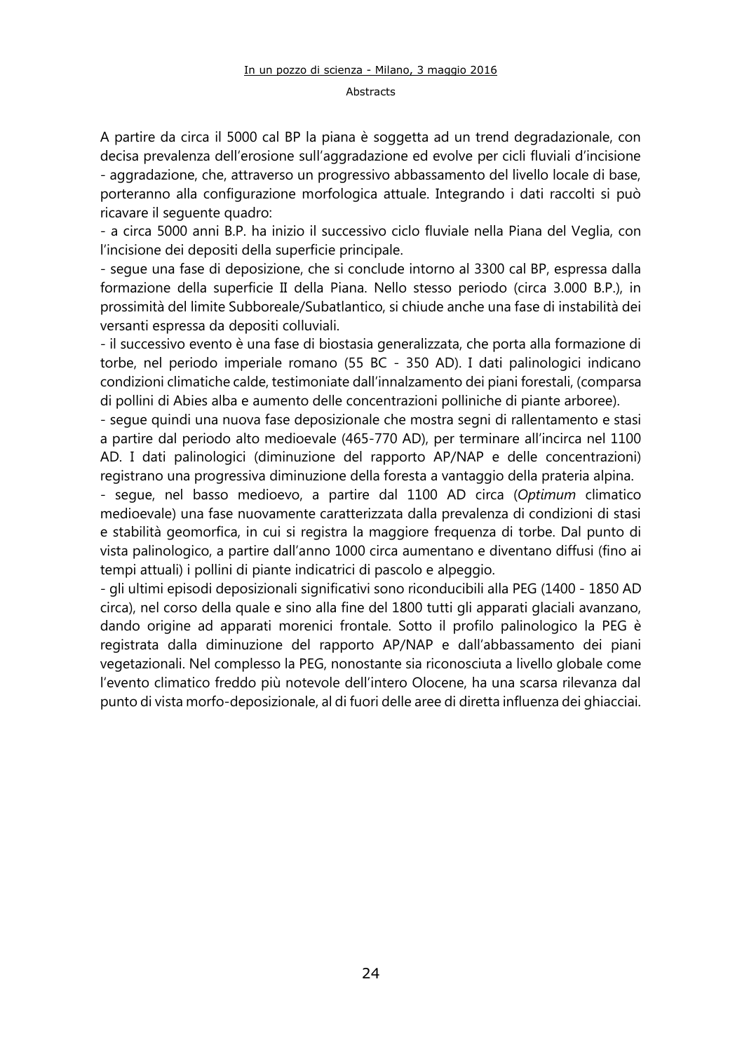A partire da circa il 5000 cal BP la piana è soggetta ad un trend degradazionale, con decisa prevalenza dell'erosione sull'aggradazione ed evolve per cicli fluviali d'incisione - aggradazione, che, attraverso un progressivo abbassamento del livello locale di base, porteranno alla configurazione morfologica attuale. Integrando i dati raccolti si può ricavare il seguente quadro:

- a circa 5000 anni B.P. ha inizio il successivo ciclo fluviale nella Piana del Veglia, con l'incisione dei depositi della superficie principale.
- segue una fase di deposizione, che si conclude intorno al 3300 cal BP, espressa dalla formazione della superficie II della Piana. Nello stesso periodo (circa 3.000 B.P.), in prossimità del limite Subboreale/Subatlantico, si chiude anche una fase di instabilità dei versanti espressa da depositi colluviali.
- il successivo evento è una fase di biostasia generalizzata, che porta alla formazione di torbe, nel periodo imperiale romano (55 BC - 350 AD). I dati palinologici indicano condizioni climatiche calde, testimoniate dall'innalzamento dei piani forestali, (comparsa di pollini di Abies alba e aumento delle concentrazioni polliniche di piante arboree).
- segue quindi una nuova fase deposizionale che mostra segni di rallentamento e stasi a partire dal periodo alto medioevale (465-770 AD), per terminare all'incirca nel 1100 AD. I dati palinologici (diminuzione del rapporto AP/NAP e delle concentrazioni) registrano una progressiva diminuzione della foresta a vantaggio della prateria alpina.
- segue, nel basso medioevo, a partire dal 1100 AD circa (*Optimum* climatico medioevale) una fase nuovamente caratterizzata dalla prevalenza di condizioni di stasi e stabilità geomorfica, in cui si registra la maggiore frequenza di torbe. Dal punto di vista palinologico, a partire dall'anno 1000 circa aumentano e diventano diffusi (fino ai tempi attuali) i pollini di piante indicatrici di pascolo e alpeggio.
- gli ultimi episodi deposizionali significativi sono riconducibili alla PEG (1400 - 1850 AD circa), nel corso della quale e sino alla fine del 1800 tutti gli apparati glaciali avanzano, dando origine ad apparati morenici frontale. Sotto il profilo palinologico la PEG è registrata dalla diminuzione del rapporto AP/NAP e dall'abbassamento dei piani vegetazionali. Nel complesso la PEG, nonostante sia riconosciuta a livello globale come l'evento climatico freddo più notevole dell'intero Olocene, ha una scarsa rilevanza dal punto di vista morfo-deposizionale, al di fuori delle aree di diretta influenza dei ghiacciai.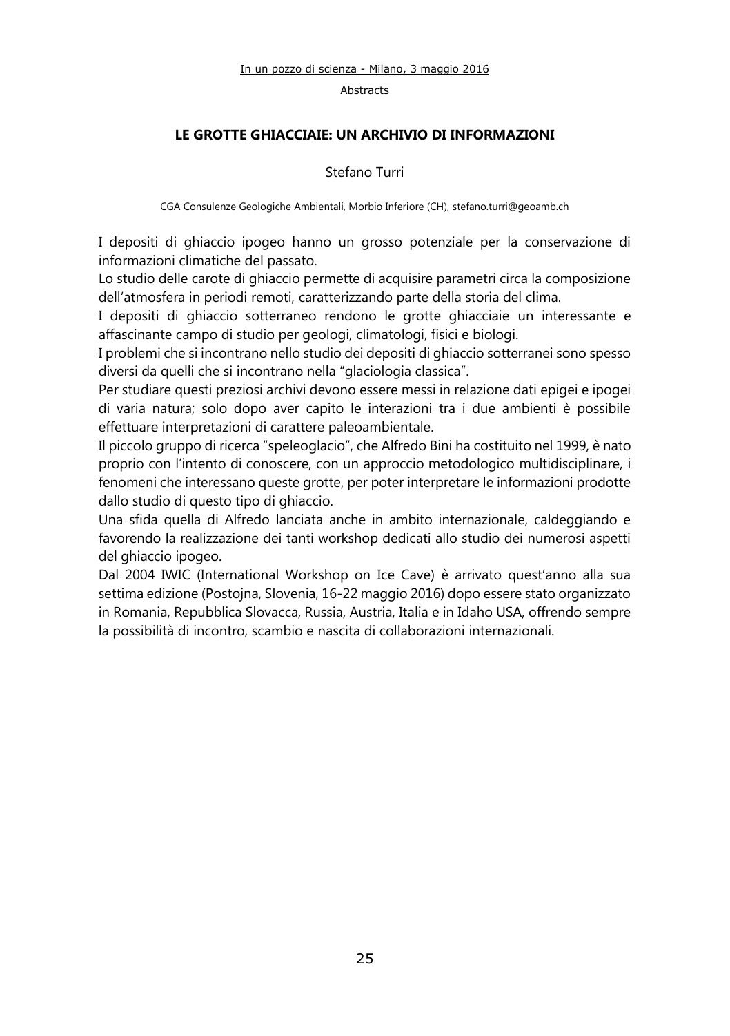## LE GROTTE GHIACCIAIE: UN ARCHIVIO DI INFORMAZIONI

Stefano Turri

CGA Consulenze Geologiche Ambientali, Morbio Inferiore (CH), stefano.turri@geoamb.ch

I depositi di ghiaccio ipogeo hanno un grosso potenziale per la conservazione di informazioni climatiche del passato.
Lo studio delle carote di ghiaccio permette di acquisire parametri circa la composizione dell'atmosfera in periodi remoti, caratterizzando parte della storia del clima.
I depositi di ghiaccio sotterraneo rendono le grotte ghiacciaie un interessante e affascinante campo di studio per geologi, climatologi, fisici e biologi.
I problemi che si incontrano nello studio dei depositi di ghiaccio sotterranei sono spesso diversi da quelli che si incontrano nella "glaciologia classica".
Per studiare questi preziosi archivi devono essere messi in relazione dati epigei e ipogei di varia natura; solo dopo aver capito le interazioni tra i due ambienti è possibile effettuare interpretazioni di carattere paleoambientale.
Il piccolo gruppo di ricerca "speleoglacio", che Alfredo Bini ha costituito nel 1999, è nato proprio con l'intento di conoscere, con un approccio metodologico multidisciplinare, i fenomeni che interessano queste grotte, per poter interpretare le informazioni prodotte dallo studio di questo tipo di ghiaccio.
Una sfida quella di Alfredo lanciata anche in ambito internazionale, caldeggiando e favorendo la realizzazione dei tanti workshop dedicati allo studio dei numerosi aspetti del ghiaccio ipogeo.
Dal 2004 IWIC (International Workshop on Ice Cave) è arrivato quest'anno alla sua settima edizione (Postojna, Slovenia, 16-22 maggio 2016) dopo essere stato organizzato in Romania, Repubblica Slovacca, Russia, Austria, Italia e in Idaho USA, offrendo sempre la possibilità di incontro, scambio e nascita di collaborazioni internazionali.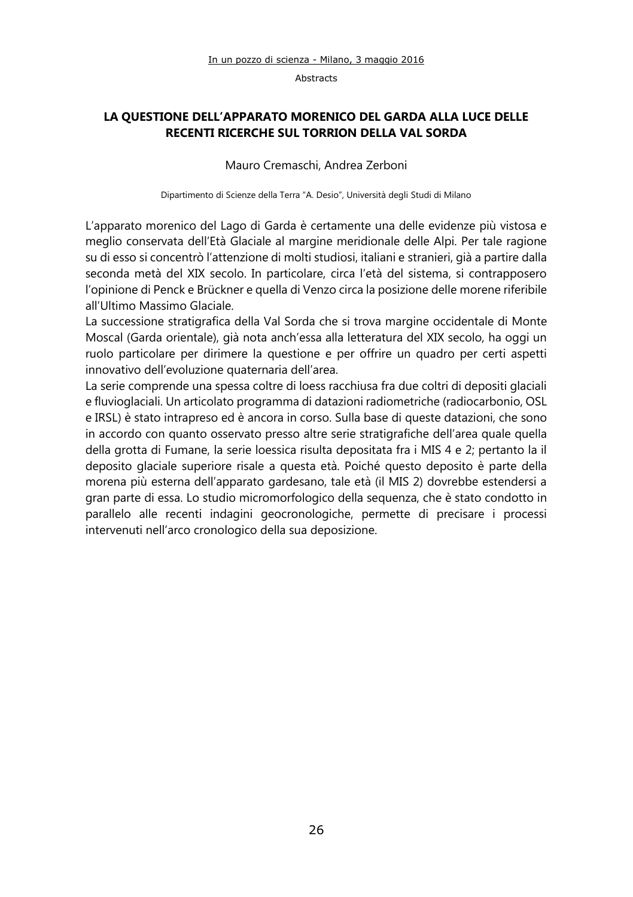## LA QUESTIONE DELL'APPARATO MORENICO DEL GARDA ALLA LUCE DELLE RECENTI RICERCHE SUL TORRION DELLA VAL SORDA

Mauro Cremaschi, Andrea Zerboni

Dipartimento di Scienze della Terra "A. Desio", Università degli Studi di Milano

L'apparato morenico del Lago di Garda è certamente una delle evidenze più vistosa e meglio conservata dell'Età Glaciale al margine meridionale delle Alpi. Per tale ragione su di esso si concentrò l'attenzione di molti studiosi, italiani e stranieri, già a partire dalla seconda metà del XIX secolo. In particolare, circa l'età del sistema, si contrapposero l'opinione di Penck e Brückner e quella di Venzo circa la posizione delle morene riferibile all'Ultimo Massimo Glaciale.

La successione stratigrafica della Val Sorda che si trova margine occidentale di Monte Moscal (Garda orientale), già nota anch'essa alla letteratura del XIX secolo, ha oggi un ruolo particolare per dirimere la questione e per offrire un quadro per certi aspetti innovativo dell'evoluzione quaternaria dell'area.

La serie comprende una spessa coltre di loess racchiusa fra due coltri di depositi glaciali e fluvioglaciali. Un articolato programma di datazioni radiometriche (radiocarbonio, OSL e IRSL) è stato intrapreso ed è ancora in corso. Sulla base di queste datazioni, che sono in accordo con quanto osservato presso altre serie stratigrafiche dell'area quale quella della grotta di Fumane, la serie loessica risulta depositata fra i MIS 4 e 2; pertanto la il deposito glaciale superiore risale a questa età. Poiché questo deposito è parte della morena più esterna dell'apparato gardesano, tale età (il MIS 2) dovrebbe estendersi a gran parte di essa. Lo studio micromorfologico della sequenza, che è stato condotto in parallelo alle recenti indagini geocronologiche, permette di precisare i processi intervenuti nell'arco cronologico della sua deposizione.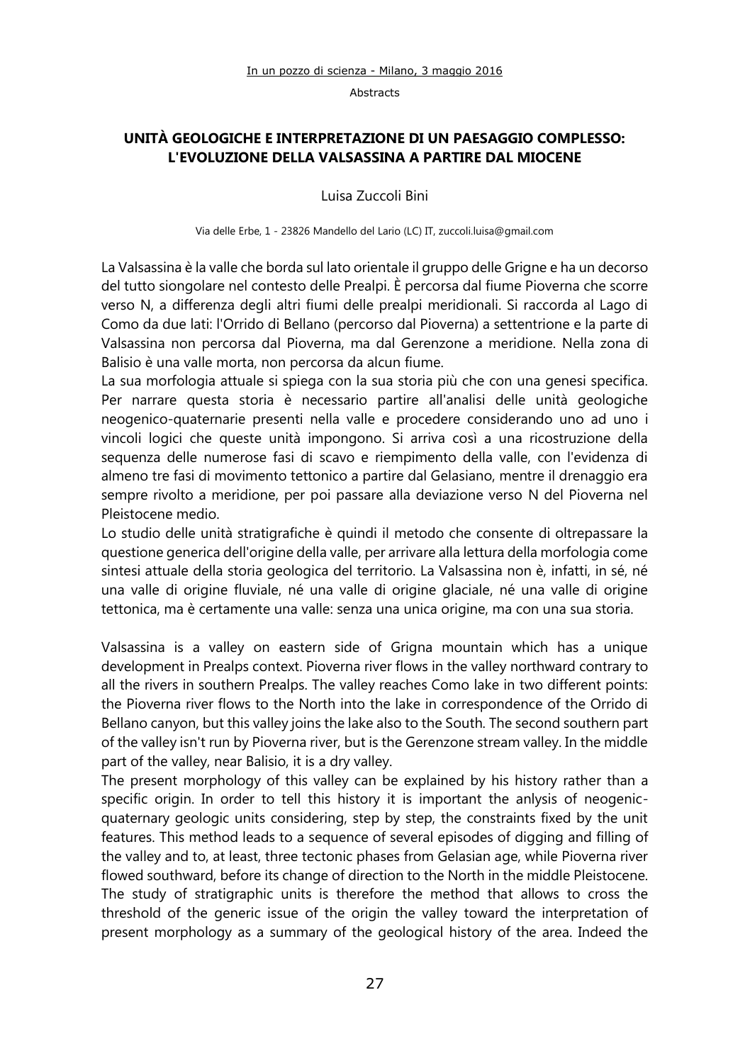## UNITÀ GEOLOGICHE E INTERPRETAZIONE DI UN PAESAGGIO COMPLESSO: L'EVOLUZIONE DELLA VALSASSINA A PARTIRE DAL MIOCENE

Luisa Zuccoli Bini

Via delle Erbe, 1 - 23826 Mandello del Lario (LC) IT, zuccoli.luisa@gmail.com

La Valsassina è la valle che borda sul lato orientale il gruppo delle Grigne e ha un decorso del tutto siongolare nel contesto delle Prealpi. È percorsa dal fiume Pioverna che scorre verso N, a differenza degli altri fiumi delle prealpi meridionali. Si raccorda al Lago di Como da due lati: l'Orrido di Bellano (percorso dal Pioverna) a settentrione e la parte di Valsassina non percorsa dal Pioverna, ma dal Gerenzone a meridione. Nella zona di Balisio è una valle morta, non percorsa da alcun fiume.
La sua morfologia attuale si spiega con la sua storia più che con una genesi specifica. Per narrare questa storia è necessario partire all'analisi delle unità geologiche neogenico-quaternarie presenti nella valle e procedere considerando uno ad uno i vincoli logici che queste unità impongono. Si arriva così a una ricostruzione della sequenza delle numerose fasi di scavo e riempimento della valle, con l'evidenza di almeno tre fasi di movimento tettonico a partire dal Gelasiano, mentre il drenaggio era sempre rivolto a meridione, per poi passare alla deviazione verso N del Pioverna nel Pleistocene medio.
Lo studio delle unità stratigrafiche è quindi il metodo che consente di oltrepassare la questione generica dell'origine della valle, per arrivare alla lettura della morfologia come sintesi attuale della storia geologica del territorio. La Valsassina non è, infatti, in sé, né una valle di origine fluviale, né una valle di origine glaciale, né una valle di origine tettonica, ma è certamente una valle: senza una unica origine, ma con una sua storia.

Valsassina is a valley on eastern side of Grigna mountain which has a unique development in Prealps context. Pioverna river flows in the valley northward contrary to all the rivers in southern Prealps. The valley reaches Como lake in two different points: the Pioverna river flows to the North into the lake in correspondence of the Orrido di Bellano canyon, but this valley joins the lake also to the South. The second southern part of the valley isn't run by Pioverna river, but is the Gerenzone stream valley. In the middle part of the valley, near Balisio, it is a dry valley.
The present morphology of this valley can be explained by his history rather than a specific origin. In order to tell this history it is important the anlysis of neogenic-quaternary geologic units considering, step by step, the constraints fixed by the unit features. This method leads to a sequence of several episodes of digging and filling of the valley and to, at least, three tectonic phases from Gelasian age, while Pioverna river flowed southward, before its change of direction to the North in the middle Pleistocene.
The study of stratigraphic units is therefore the method that allows to cross the threshold of the generic issue of the origin the valley toward the interpretation of present morphology as a summary of the geological history of the area. Indeed the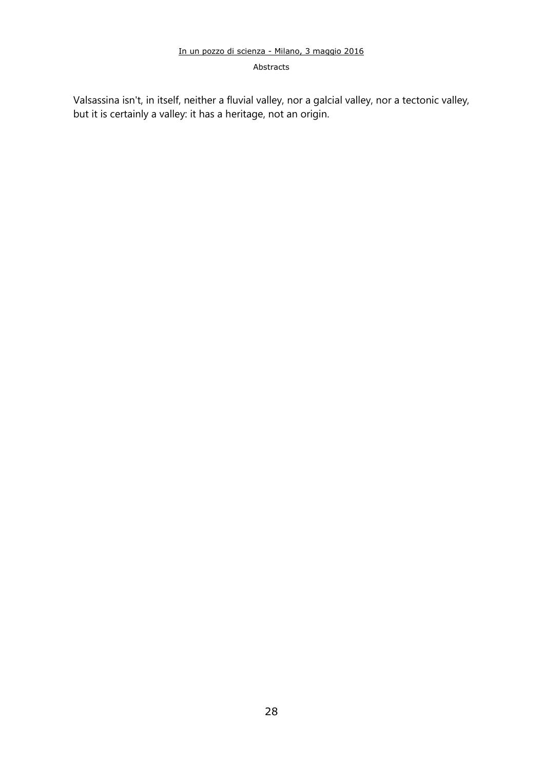Valsassina isn't, in itself, neither a fluvial valley, nor a galcial valley, nor a tectonic valley, but it is certainly a valley: it has a heritage, not an origin.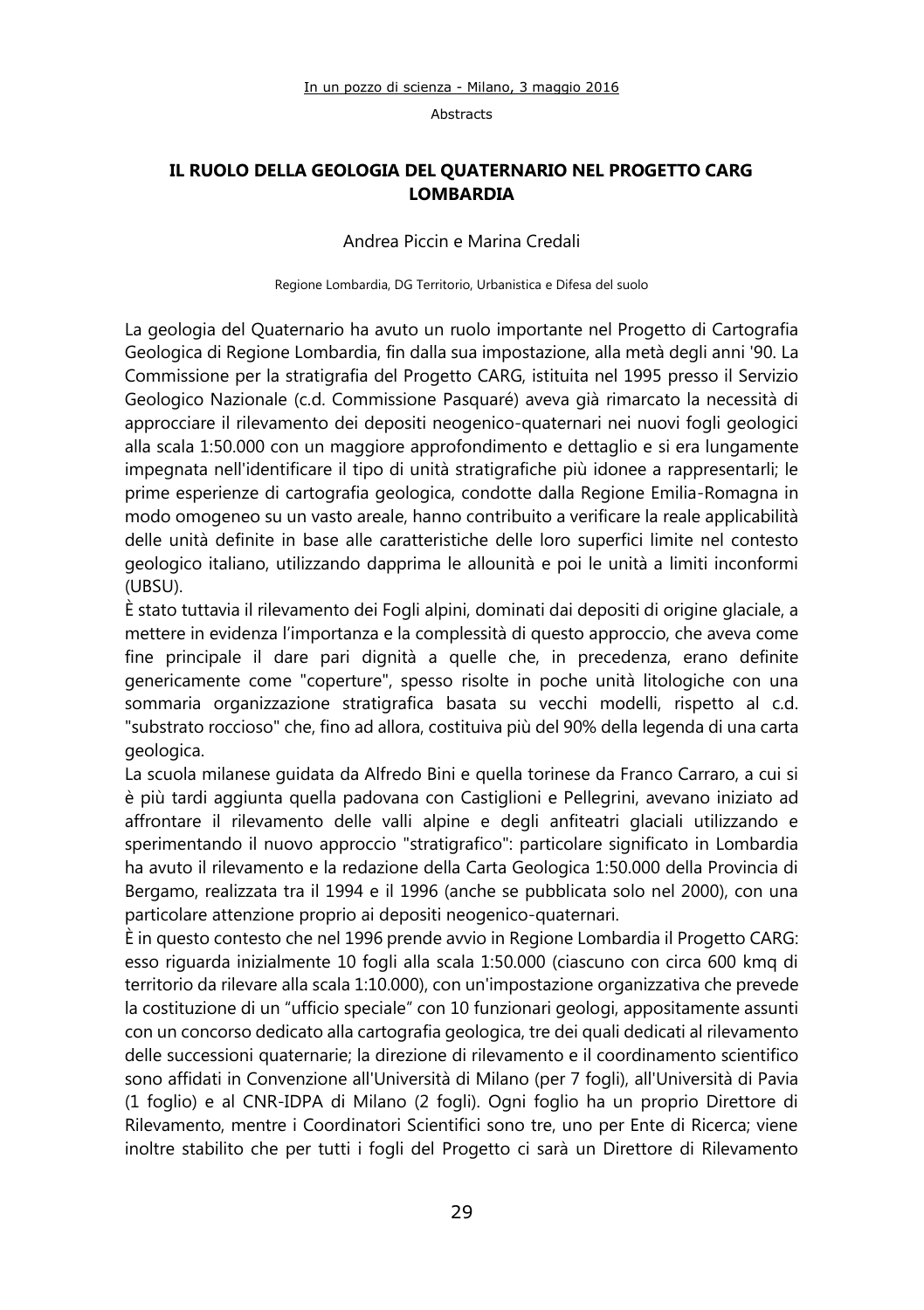## IL RUOLO DELLA GEOLOGIA DEL QUATERNARIO NEL PROGETTO CARG LOMBARDIA

Andrea Piccin e Marina Credali

Regione Lombardia, DG Territorio, Urbanistica e Difesa del suolo

La geologia del Quaternario ha avuto un ruolo importante nel Progetto di Cartografia Geologica di Regione Lombardia, fin dalla sua impostazione, alla metà degli anni '90. La Commissione per la stratigrafia del Progetto CARG, istituita nel 1995 presso il Servizio Geologico Nazionale (c.d. Commissione Pasquaré) aveva già rimarcato la necessità di approcciare il rilevamento dei depositi neogenico-quaternari nei nuovi fogli geologici alla scala 1:50.000 con un maggiore approfondimento e dettaglio e si era lungamente impegnata nell'identificare il tipo di unità stratigrafiche più idonee a rappresentarli; le prime esperienze di cartografia geologica, condotte dalla Regione Emilia-Romagna in modo omogeneo su un vasto areale, hanno contribuito a verificare la reale applicabilità delle unità definite in base alle caratteristiche delle loro superfici limite nel contesto geologico italiano, utilizzando dapprima le allounità e poi le unità a limiti inconformi (UBSU).

È stato tuttavia il rilevamento dei Fogli alpini, dominati dai depositi di origine glaciale, a mettere in evidenza l'importanza e la complessità di questo approccio, che aveva come fine principale il dare pari dignità a quelle che, in precedenza, erano definite genericamente come "coperture", spesso risolte in poche unità litologiche con una sommaria organizzazione stratigrafica basata su vecchi modelli, rispetto al c.d. "substrato roccioso" che, fino ad allora, costituiva più del 90% della legenda di una carta geologica.

La scuola milanese guidata da Alfredo Bini e quella torinese da Franco Carraro, a cui si è più tardi aggiunta quella padovana con Castiglioni e Pellegrini, avevano iniziato ad affrontare il rilevamento delle valli alpine e degli anfiteatri glaciali utilizzando e sperimentando il nuovo approccio "stratigrafico": particolare significato in Lombardia ha avuto il rilevamento e la redazione della Carta Geologica 1:50.000 della Provincia di Bergamo, realizzata tra il 1994 e il 1996 (anche se pubblicata solo nel 2000), con una particolare attenzione proprio ai depositi neogenico-quaternari.

È in questo contesto che nel 1996 prende avvio in Regione Lombardia il Progetto CARG: esso riguarda inizialmente 10 fogli alla scala 1:50.000 (ciascuno con circa 600 kmq di territorio da rilevare alla scala 1:10.000), con un'impostazione organizzativa che prevede la costituzione di un "ufficio speciale" con 10 funzionari geologi, appositamente assunti con un concorso dedicato alla cartografia geologica, tre dei quali dedicati al rilevamento delle successioni quaternarie; la direzione di rilevamento e il coordinamento scientifico sono affidati in Convenzione all'Università di Milano (per 7 fogli), all'Università di Pavia (1 foglio) e al CNR-IDPA di Milano (2 fogli). Ogni foglio ha un proprio Direttore di Rilevamento, mentre i Coordinatori Scientifici sono tre, uno per Ente di Ricerca; viene inoltre stabilito che per tutti i fogli del Progetto ci sarà un Direttore di Rilevamento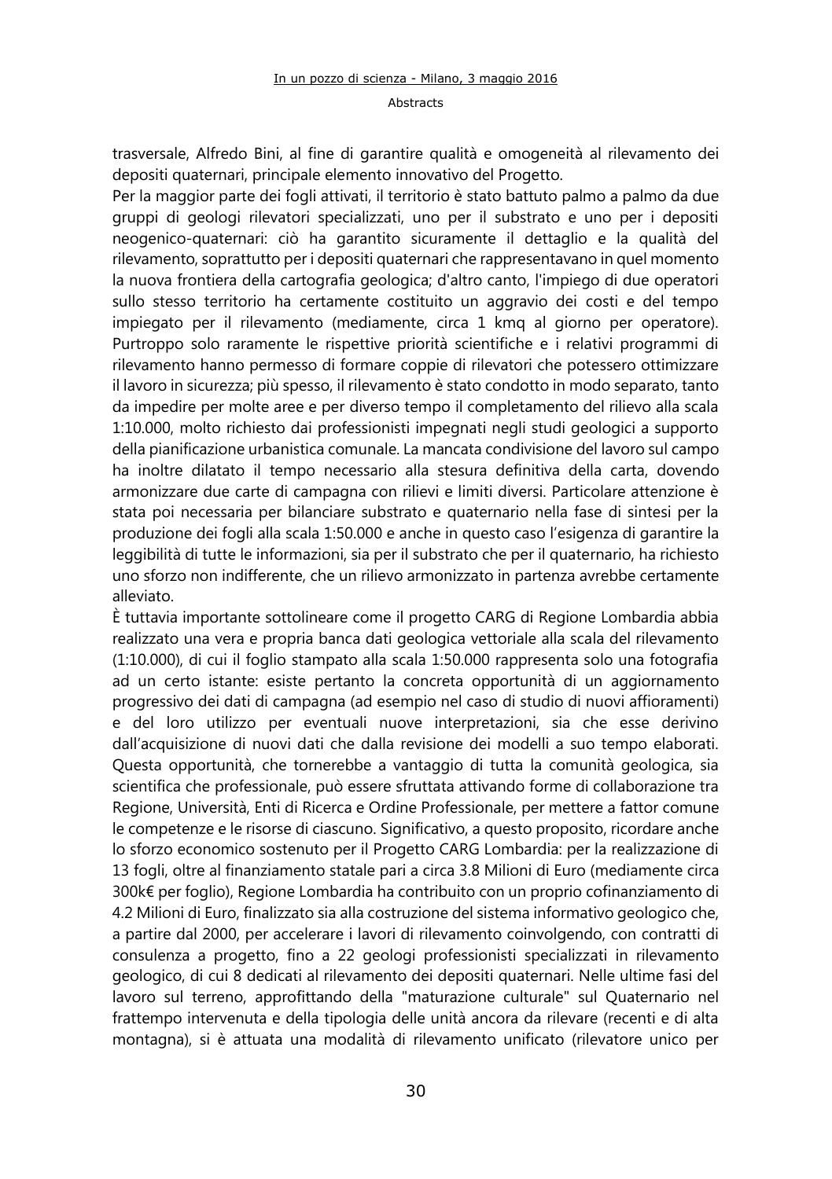trasversale, Alfredo Bini, al fine di garantire qualità e omogeneità al rilevamento dei depositi quaternari, principale elemento innovativo del Progetto.
Per la maggior parte dei fogli attivati, il territorio è stato battuto palmo a palmo da due gruppi di geologi rilevatori specializzati, uno per il substrato e uno per i depositi neogenico-quaternari: ciò ha garantito sicuramente il dettaglio e la qualità del rilevamento, soprattutto per i depositi quaternari che rappresentavano in quel momento la nuova frontiera della cartografia geologica; d'altro canto, l'impiego di due operatori sullo stesso territorio ha certamente costituito un aggravio dei costi e del tempo impiegato per il rilevamento (mediamente, circa 1 kmq al giorno per operatore). Purtroppo solo raramente le rispettive priorità scientifiche e i relativi programmi di rilevamento hanno permesso di formare coppie di rilevatori che potessero ottimizzare il lavoro in sicurezza; più spesso, il rilevamento è stato condotto in modo separato, tanto da impedire per molte aree e per diverso tempo il completamento del rilievo alla scala 1:10.000, molto richiesto dai professionisti impegnati negli studi geologici a supporto della pianificazione urbanistica comunale. La mancata condivisione del lavoro sul campo ha inoltre dilatato il tempo necessario alla stesura definitiva della carta, dovendo armonizzare due carte di campagna con rilievi e limiti diversi. Particolare attenzione è stata poi necessaria per bilanciare substrato e quaternario nella fase di sintesi per la produzione dei fogli alla scala 1:50.000 e anche in questo caso l'esigenza di garantire la leggibilità di tutte le informazioni, sia per il substrato che per il quaternario, ha richiesto uno sforzo non indifferente, che un rilievo armonizzato in partenza avrebbe certamente alleviato.
È tuttavia importante sottolineare come il progetto CARG di Regione Lombardia abbia realizzato una vera e propria banca dati geologica vettoriale alla scala del rilevamento (1:10.000), di cui il foglio stampato alla scala 1:50.000 rappresenta solo una fotografia ad un certo istante: esiste pertanto la concreta opportunità di un aggiornamento progressivo dei dati di campagna (ad esempio nel caso di studio di nuovi affioramenti) e del loro utilizzo per eventuali nuove interpretazioni, sia che esse derivino dall'acquisizione di nuovi dati che dalla revisione dei modelli a suo tempo elaborati. Questa opportunità, che tornerebbe a vantaggio di tutta la comunità geologica, sia scientifica che professionale, può essere sfruttata attivando forme di collaborazione tra Regione, Università, Enti di Ricerca e Ordine Professionale, per mettere a fattor comune le competenze e le risorse di ciascuno. Significativo, a questo proposito, ricordare anche lo sforzo economico sostenuto per il Progetto CARG Lombardia: per la realizzazione di 13 fogli, oltre al finanziamento statale pari a circa 3.8 Milioni di Euro (mediamente circa 300k€ per foglio), Regione Lombardia ha contribuito con un proprio cofinanziamento di 4.2 Milioni di Euro, finalizzato sia alla costruzione del sistema informativo geologico che, a partire dal 2000, per accelerare i lavori di rilevamento coinvolgendo, con contratti di consulenza a progetto, fino a 22 geologi professionisti specializzati in rilevamento geologico, di cui 8 dedicati al rilevamento dei depositi quaternari. Nelle ultime fasi del lavoro sul terreno, approfittando della "maturazione culturale" sul Quaternario nel frattempo intervenuta e della tipologia delle unità ancora da rilevare (recenti e di alta montagna), si è attuata una modalità di rilevamento unificato (rilevatore unico per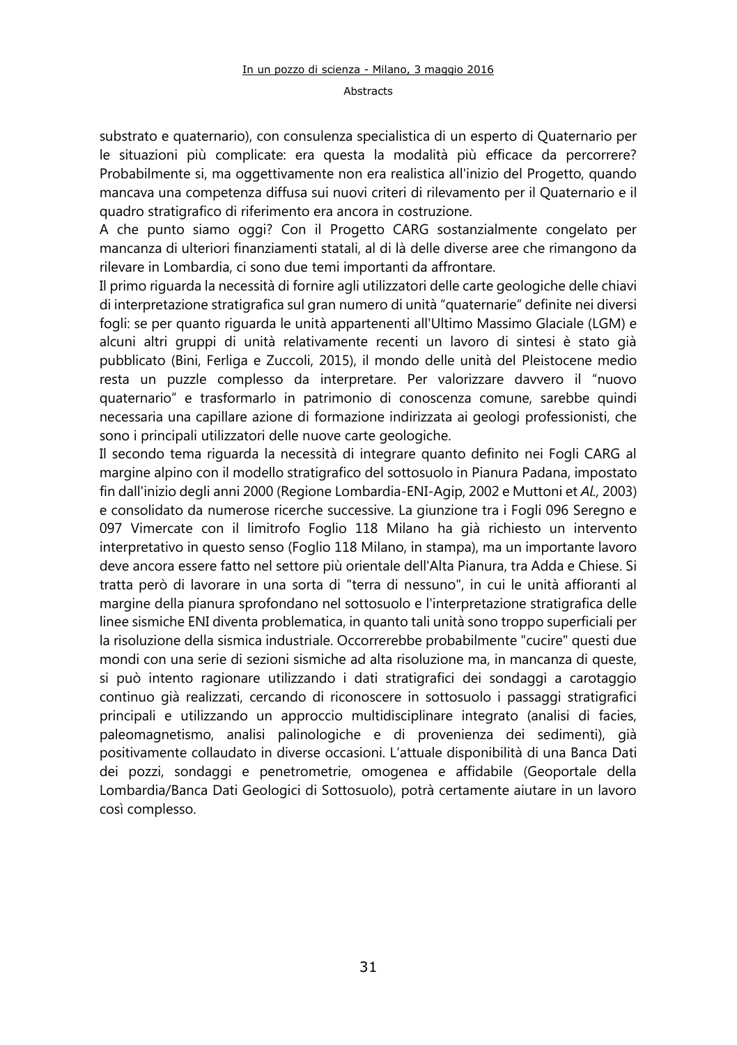substrato e quaternario), con consulenza specialistica di un esperto di Quaternario per le situazioni più complicate: era questa la modalità più efficace da percorrere? Probabilmente si, ma oggettivamente non era realistica all'inizio del Progetto, quando mancava una competenza diffusa sui nuovi criteri di rilevamento per il Quaternario e il quadro stratigrafico di riferimento era ancora in costruzione.

A che punto siamo oggi? Con il Progetto CARG sostanzialmente congelato per mancanza di ulteriori finanziamenti statali, al di là delle diverse aree che rimangono da rilevare in Lombardia, ci sono due temi importanti da affrontare.

Il primo riguarda la necessità di fornire agli utilizzatori delle carte geologiche delle chiavi di interpretazione stratigrafica sul gran numero di unità "quaternarie" definite nei diversi fogli: se per quanto riguarda le unità appartenenti all'Ultimo Massimo Glaciale (LGM) e alcuni altri gruppi di unità relativamente recenti un lavoro di sintesi è stato già pubblicato (Bini, Ferliga e Zuccoli, 2015), il mondo delle unità del Pleistocene medio resta un puzzle complesso da interpretare. Per valorizzare davvero il "nuovo quaternario" e trasformarlo in patrimonio di conoscenza comune, sarebbe quindi necessaria una capillare azione di formazione indirizzata ai geologi professionisti, che sono i principali utilizzatori delle nuove carte geologiche.

Il secondo tema riguarda la necessità di integrare quanto definito nei Fogli CARG al margine alpino con il modello stratigrafico del sottosuolo in Pianura Padana, impostato fin dall'inizio degli anni 2000 (Regione Lombardia-ENI-Agip, 2002 e Muttoni et *Al.,* 2003) e consolidato da numerose ricerche successive. La giunzione tra i Fogli 096 Seregno e 097 Vimercate con il limitrofo Foglio 118 Milano ha già richiesto un intervento interpretativo in questo senso (Foglio 118 Milano, in stampa), ma un importante lavoro deve ancora essere fatto nel settore più orientale dell'Alta Pianura, tra Adda e Chiese. Si tratta però di lavorare in una sorta di "terra di nessuno", in cui le unità affioranti al margine della pianura sprofondano nel sottosuolo e l'interpretazione stratigrafica delle linee sismiche ENI diventa problematica, in quanto tali unità sono troppo superficiali per la risoluzione della sismica industriale. Occorrerebbe probabilmente "cucire" questi due mondi con una serie di sezioni sismiche ad alta risoluzione ma, in mancanza di queste, si può intento ragionare utilizzando i dati stratigrafici dei sondaggi a carotaggio continuo già realizzati, cercando di riconoscere in sottosuolo i passaggi stratigrafici principali e utilizzando un approccio multidisciplinare integrato (analisi di facies, paleomagnetismo, analisi palinologiche e di provenienza dei sedimenti), già positivamente collaudato in diverse occasioni. L'attuale disponibilità di una Banca Dati dei pozzi, sondaggi e penetrometrie, omogenea e affidabile (Geoportale della Lombardia/Banca Dati Geologici di Sottosuolo), potrà certamente aiutare in un lavoro così complesso.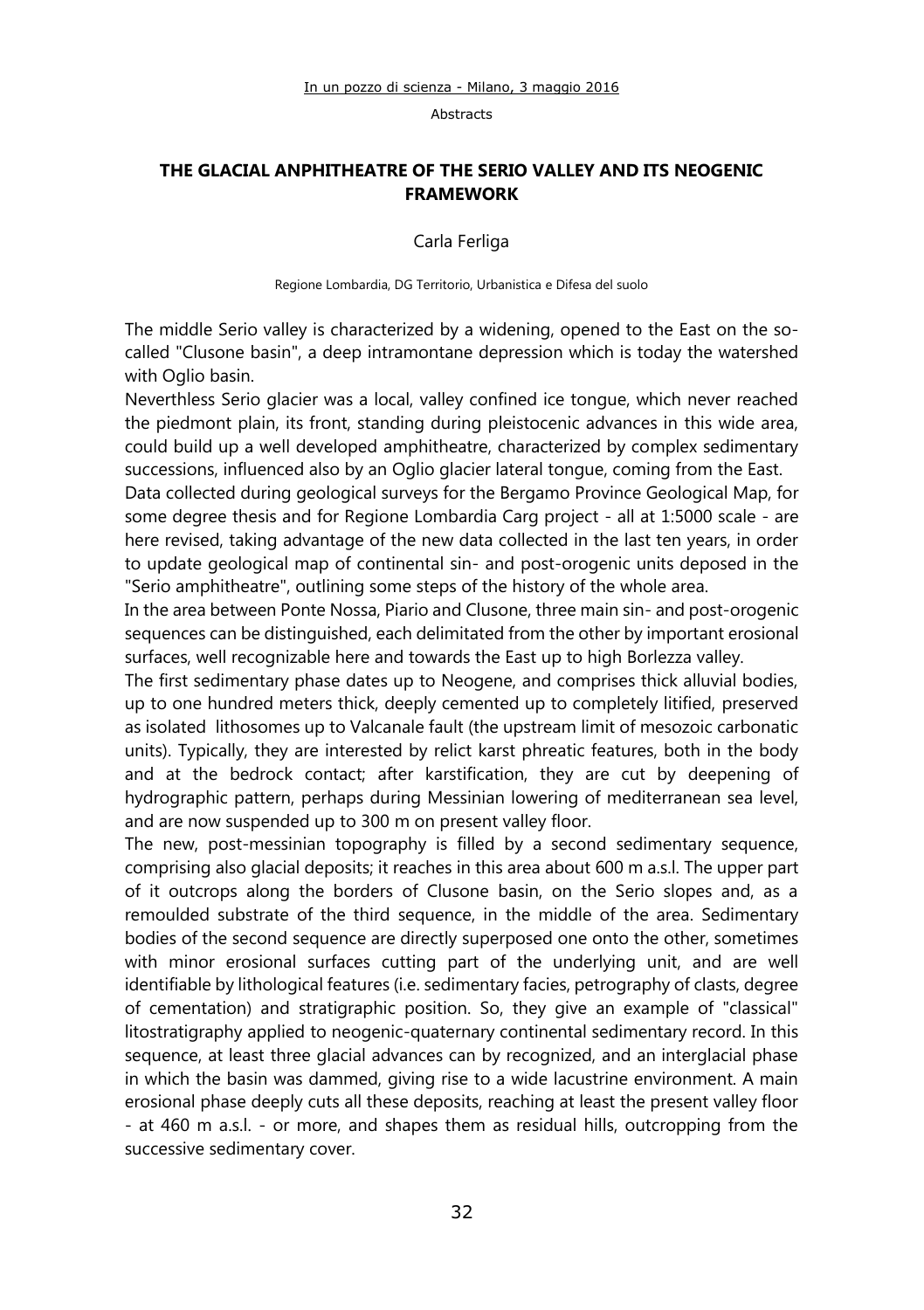## THE GLACIAL ANPHITHEATRE OF THE SERIO VALLEY AND ITS NEOGENIC FRAMEWORK

Carla Ferliga

Regione Lombardia, DG Territorio, Urbanistica e Difesa del suolo

The middle Serio valley is characterized by a widening, opened to the East on the so-called "Clusone basin", a deep intramontane depression which is today the watershed with Oglio basin.

Neverthless Serio glacier was a local, valley confined ice tongue, which never reached the piedmont plain, its front, standing during pleistocenic advances in this wide area, could build up a well developed amphitheatre, characterized by complex sedimentary successions, influenced also by an Oglio glacier lateral tongue, coming from the East.

Data collected during geological surveys for the Bergamo Province Geological Map, for some degree thesis and for Regione Lombardia Carg project - all at 1:5000 scale - are here revised, taking advantage of the new data collected in the last ten years, in order to update geological map of continental sin- and post-orogenic units deposed in the "Serio amphitheatre", outlining some steps of the history of the whole area.

In the area between Ponte Nossa, Piario and Clusone, three main sin- and post-orogenic sequences can be distinguished, each delimitated from the other by important erosional surfaces, well recognizable here and towards the East up to high Borlezza valley.

The first sedimentary phase dates up to Neogene, and comprises thick alluvial bodies, up to one hundred meters thick, deeply cemented up to completely litified, preserved as isolated lithosomes up to Valcanale fault (the upstream limit of mesozoic carbonatic units). Typically, they are interested by relict karst phreatic features, both in the body and at the bedrock contact; after karstification, they are cut by deepening of hydrographic pattern, perhaps during Messinian lowering of mediterranean sea level, and are now suspended up to 300 m on present valley floor.

The new, post-messinian topography is filled by a second sedimentary sequence, comprising also glacial deposits; it reaches in this area about 600 m a.s.l. The upper part of it outcrops along the borders of Clusone basin, on the Serio slopes and, as a remoulded substrate of the third sequence, in the middle of the area. Sedimentary bodies of the second sequence are directly superposed one onto the other, sometimes with minor erosional surfaces cutting part of the underlying unit, and are well identifiable by lithological features (i.e. sedimentary facies, petrography of clasts, degree of cementation) and stratigraphic position. So, they give an example of "classical" litostratigraphy applied to neogenic-quaternary continental sedimentary record. In this sequence, at least three glacial advances can by recognized, and an interglacial phase in which the basin was dammed, giving rise to a wide lacustrine environment. A main erosional phase deeply cuts all these deposits, reaching at least the present valley floor - at 460 m a.s.l. - or more, and shapes them as residual hills, outcropping from the successive sedimentary cover.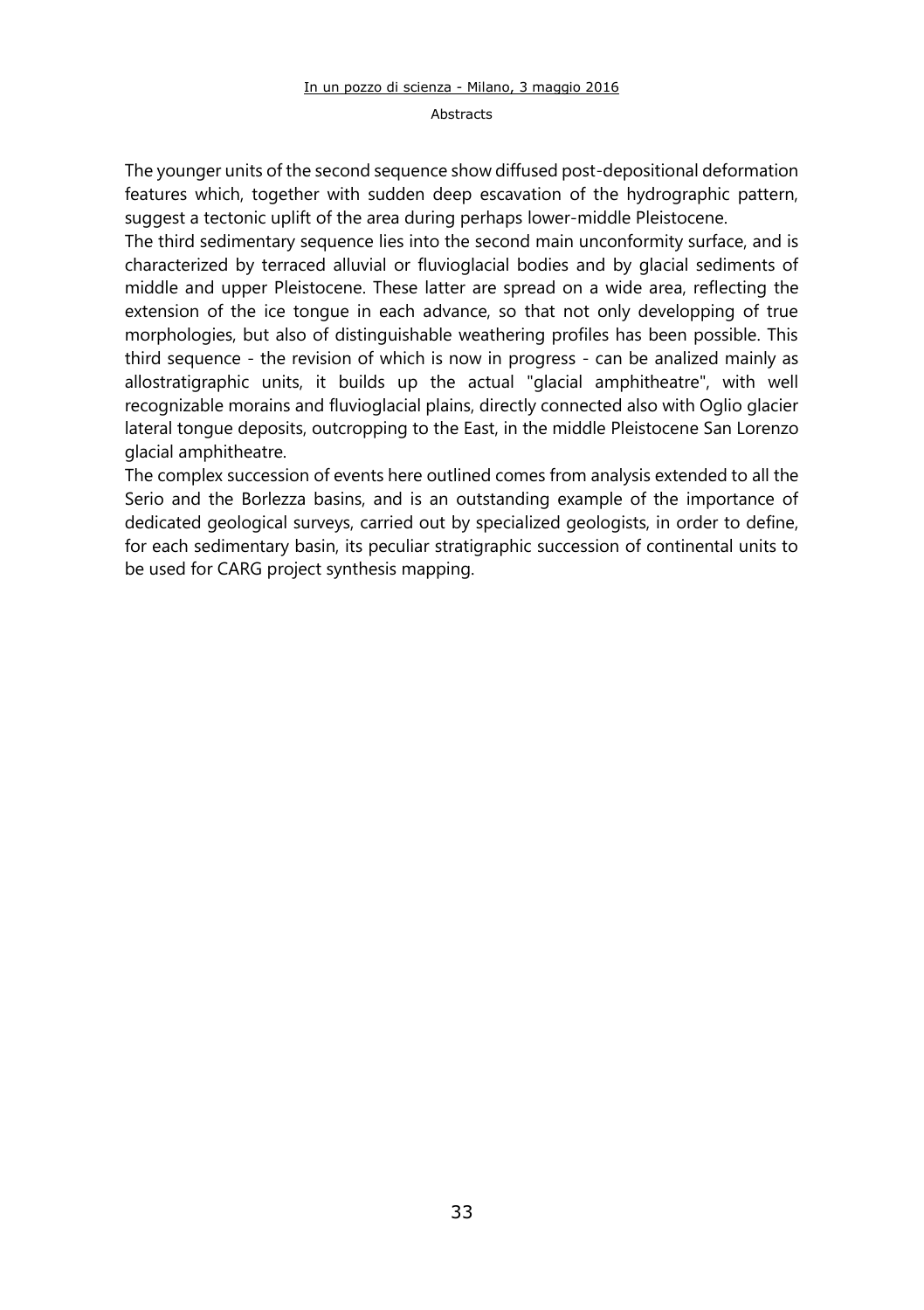The younger units of the second sequence show diffused post-depositional deformation features which, together with sudden deep escavation of the hydrographic pattern, suggest a tectonic uplift of the area during perhaps lower-middle Pleistocene.

The third sedimentary sequence lies into the second main unconformity surface, and is characterized by terraced alluvial or fluvioglacial bodies and by glacial sediments of middle and upper Pleistocene. These latter are spread on a wide area, reflecting the extension of the ice tongue in each advance, so that not only developping of true morphologies, but also of distinguishable weathering profiles has been possible. This third sequence - the revision of which is now in progress - can be analized mainly as allostratigraphic units, it builds up the actual "glacial amphitheatre", with well recognizable morains and fluvioglacial plains, directly connected also with Oglio glacier lateral tongue deposits, outcropping to the East, in the middle Pleistocene San Lorenzo glacial amphitheatre.

The complex succession of events here outlined comes from analysis extended to all the Serio and the Borlezza basins, and is an outstanding example of the importance of dedicated geological surveys, carried out by specialized geologists, in order to define, for each sedimentary basin, its peculiar stratigraphic succession of continental units to be used for CARG project synthesis mapping.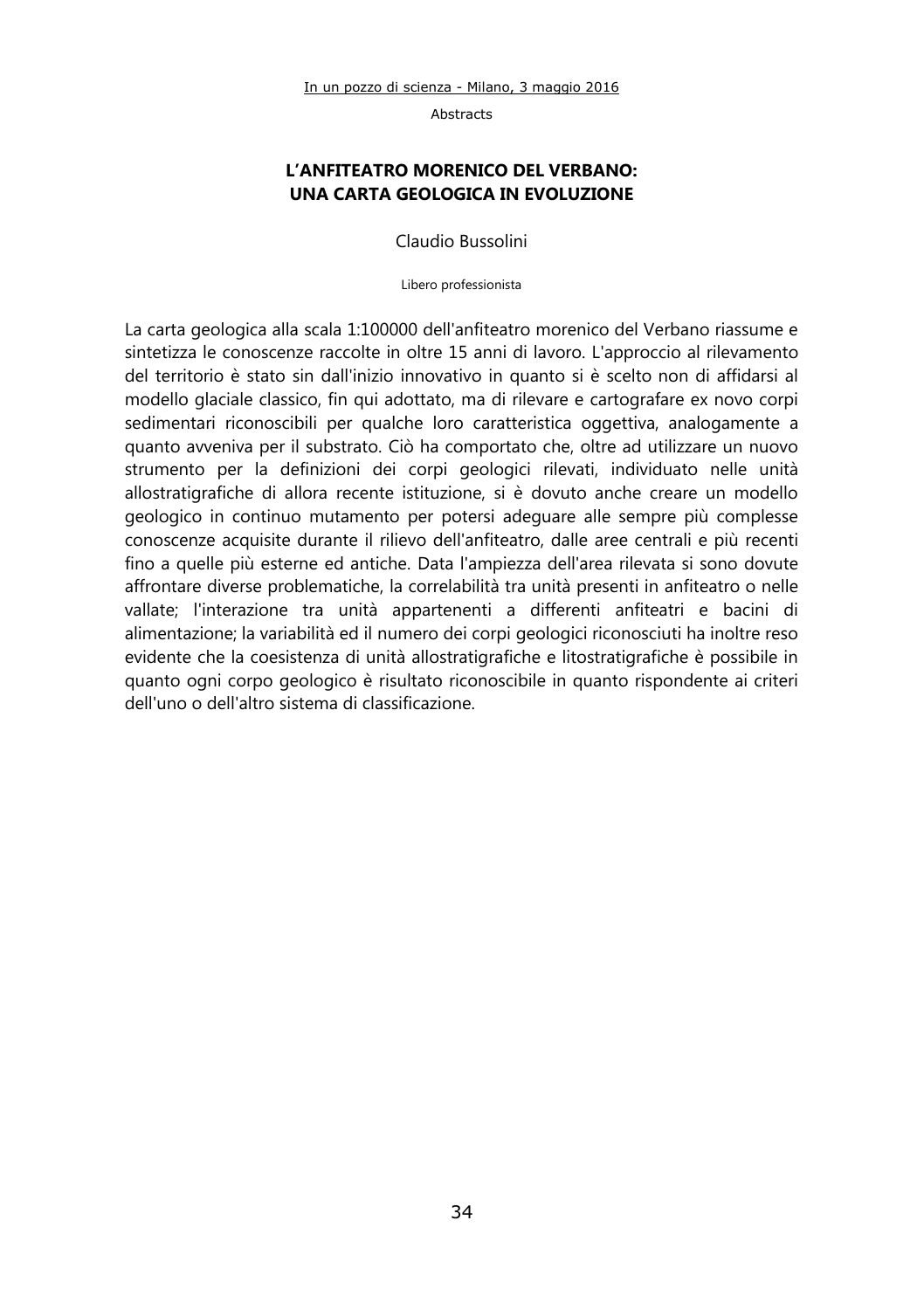## L'ANFITEATRO MORENICO DEL VERBANO: UNA CARTA GEOLOGICA IN EVOLUZIONE

Claudio Bussolini

Libero professionista

La carta geologica alla scala 1:100000 dell'anfiteatro morenico del Verbano riassume e sintetizza le conoscenze raccolte in oltre 15 anni di lavoro. L'approccio al rilevamento del territorio è stato sin dall'inizio innovativo in quanto si è scelto non di affidarsi al modello glaciale classico, fin qui adottato, ma di rilevare e cartografare ex novo corpi sedimentari riconoscibili per qualche loro caratteristica oggettiva, analogamente a quanto avveniva per il substrato. Ciò ha comportato che, oltre ad utilizzare un nuovo strumento per la definizioni dei corpi geologici rilevati, individuato nelle unità allostratigrafiche di allora recente istituzione, si è dovuto anche creare un modello geologico in continuo mutamento per potersi adeguare alle sempre più complesse conoscenze acquisite durante il rilievo dell'anfiteatro, dalle aree centrali e più recenti fino a quelle più esterne ed antiche. Data l'ampiezza dell'area rilevata si sono dovute affrontare diverse problematiche, la correlabilità tra unità presenti in anfiteatro o nelle vallate; l'interazione tra unità appartenenti a differenti anfiteatri e bacini di alimentazione; la variabilità ed il numero dei corpi geologici riconosciuti ha inoltre reso evidente che la coesistenza di unità allostratigrafiche e litostratigrafiche è possibile in quanto ogni corpo geologico è risultato riconoscibile in quanto rispondente ai criteri dell'uno o dell'altro sistema di classificazione.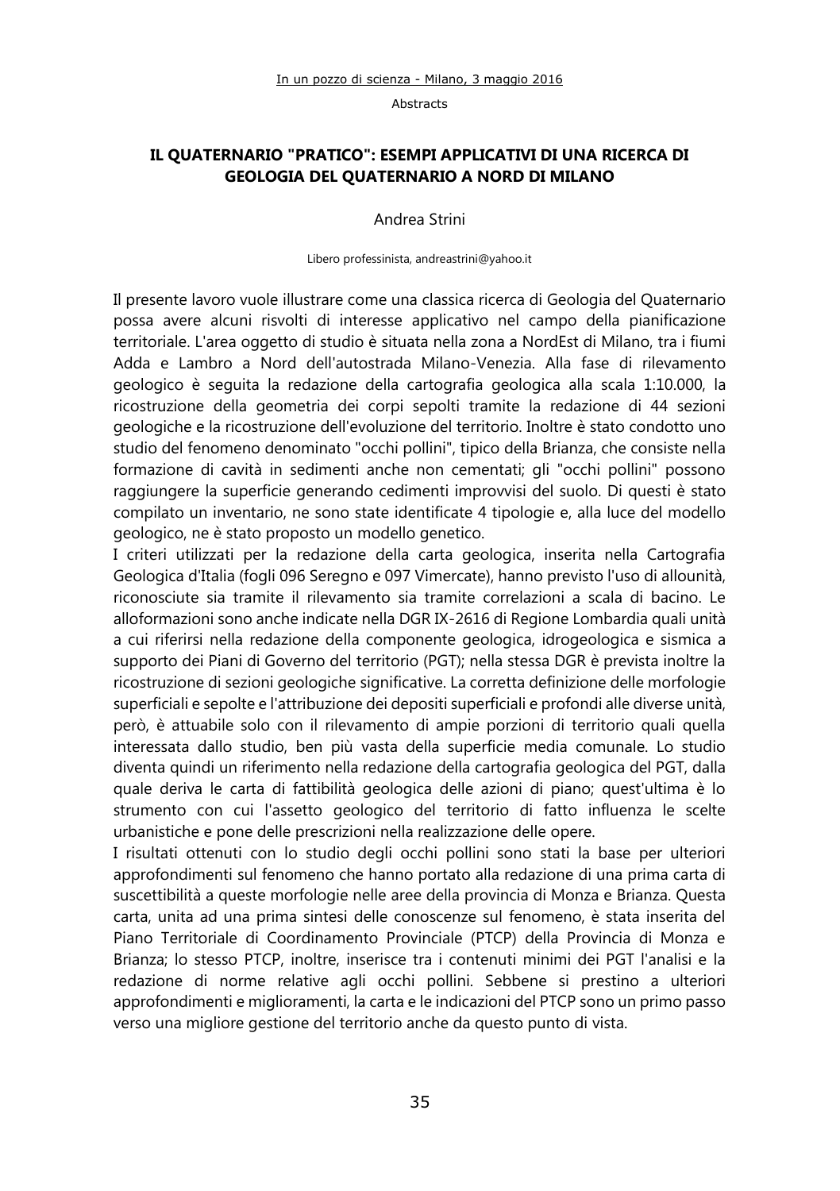## IL QUATERNARIO "PRATICO": ESEMPI APPLICATIVI DI UNA RICERCA DI GEOLOGIA DEL QUATERNARIO A NORD DI MILANO

Andrea Strini

Libero professinista, andreastrini@yahoo.it

Il presente lavoro vuole illustrare come una classica ricerca di Geologia del Quaternario possa avere alcuni risvolti di interesse applicativo nel campo della pianificazione territoriale. L'area oggetto di studio è situata nella zona a NordEst di Milano, tra i fiumi Adda e Lambro a Nord dell'autostrada Milano-Venezia. Alla fase di rilevamento geologico è seguita la redazione della cartografia geologica alla scala 1:10.000, la ricostruzione della geometria dei corpi sepolti tramite la redazione di 44 sezioni geologiche e la ricostruzione dell'evoluzione del territorio. Inoltre è stato condotto uno studio del fenomeno denominato "occhi pollini", tipico della Brianza, che consiste nella formazione di cavità in sedimenti anche non cementati; gli "occhi pollini" possono raggiungere la superficie generando cedimenti improvvisi del suolo. Di questi è stato compilato un inventario, ne sono state identificate 4 tipologie e, alla luce del modello geologico, ne è stato proposto un modello genetico.

I criteri utilizzati per la redazione della carta geologica, inserita nella Cartografia Geologica d'Italia (fogli 096 Seregno e 097 Vimercate), hanno previsto l'uso di allounità, riconosciute sia tramite il rilevamento sia tramite correlazioni a scala di bacino. Le alloformazioni sono anche indicate nella DGR IX-2616 di Regione Lombardia quali unità a cui riferirsi nella redazione della componente geologica, idrogeologica e sismica a supporto dei Piani di Governo del territorio (PGT); nella stessa DGR è prevista inoltre la ricostruzione di sezioni geologiche significative. La corretta definizione delle morfologie superficiali e sepolte e l'attribuzione dei depositi superficiali e profondi alle diverse unità, però, è attuabile solo con il rilevamento di ampie porzioni di territorio quali quella interessata dallo studio, ben più vasta della superficie media comunale. Lo studio diventa quindi un riferimento nella redazione della cartografia geologica del PGT, dalla quale deriva le carta di fattibilità geologica delle azioni di piano; quest'ultima è lo strumento con cui l'assetto geologico del territorio di fatto influenza le scelte urbanistiche e pone delle prescrizioni nella realizzazione delle opere.

I risultati ottenuti con lo studio degli occhi pollini sono stati la base per ulteriori approfondimenti sul fenomeno che hanno portato alla redazione di una prima carta di suscettibilità a queste morfologie nelle aree della provincia di Monza e Brianza. Questa carta, unita ad una prima sintesi delle conoscenze sul fenomeno, è stata inserita del Piano Territoriale di Coordinamento Provinciale (PTCP) della Provincia di Monza e Brianza; lo stesso PTCP, inoltre, inserisce tra i contenuti minimi dei PGT l'analisi e la redazione di norme relative agli occhi pollini. Sebbene si prestino a ulteriori approfondimenti e miglioramenti, la carta e le indicazioni del PTCP sono un primo passo verso una migliore gestione del territorio anche da questo punto di vista.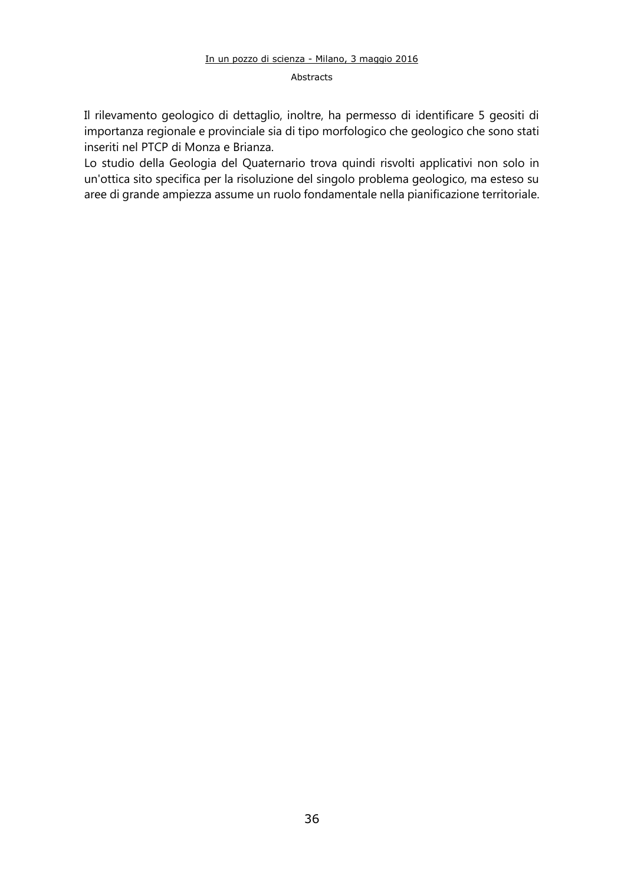Il rilevamento geologico di dettaglio, inoltre, ha permesso di identificare 5 geositi di importanza regionale e provinciale sia di tipo morfologico che geologico che sono stati inseriti nel PTCP di Monza e Brianza.

Lo studio della Geologia del Quaternario trova quindi risvolti applicativi non solo in un'ottica sito specifica per la risoluzione del singolo problema geologico, ma esteso su aree di grande ampiezza assume un ruolo fondamentale nella pianificazione territoriale.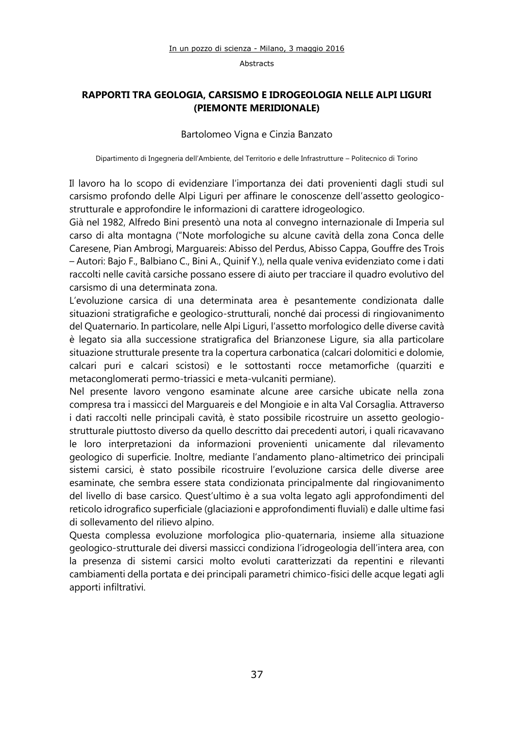## RAPPORTI TRA GEOLOGIA, CARSISMO E IDROGEOLOGIA NELLE ALPI LIGURI (PIEMONTE MERIDIONALE)

Bartolomeo Vigna e Cinzia Banzato

Dipartimento di Ingegneria dell'Ambiente, del Territorio e delle Infrastrutture – Politecnico di Torino

Il lavoro ha lo scopo di evidenziare l'importanza dei dati provenienti dagli studi sul carsismo profondo delle Alpi Liguri per affinare le conoscenze dell'assetto geologico-strutturale e approfondire le informazioni di carattere idrogeologico.

Già nel 1982, Alfredo Bini presentò una nota al convegno internazionale di Imperia sul carso di alta montagna ("Note morfologiche su alcune cavità della zona Conca delle Caresene, Pian Ambrogi, Marguareis: Abisso del Perdus, Abisso Cappa, Gouffre des Trois – Autori: Bajo F., Balbiano C., Bini A., Quinif Y.), nella quale veniva evidenziato come i dati raccolti nelle cavità carsiche possano essere di aiuto per tracciare il quadro evolutivo del carsismo di una determinata zona.

L'evoluzione carsica di una determinata area è pesantemente condizionata dalle situazioni stratigrafiche e geologico-strutturali, nonché dai processi di ringiovanimento del Quaternario. In particolare, nelle Alpi Liguri, l'assetto morfologico delle diverse cavità è legato sia alla successione stratigrafica del Brianzonese Ligure, sia alla particolare situazione strutturale presente tra la copertura carbonatica (calcari dolomitici e dolomie, calcari puri e calcari scistosi) e le sottostanti rocce metamorfiche (quarziti e metaconglomerati permo-triassici e meta-vulcaniti permiane).

Nel presente lavoro vengono esaminate alcune aree carsiche ubicate nella zona compresa tra i massicci del Marguareis e del Mongioie e in alta Val Corsaglia. Attraverso i dati raccolti nelle principali cavità, è stato possibile ricostruire un assetto geologio-strutturale piuttosto diverso da quello descritto dai precedenti autori, i quali ricavavano le loro interpretazioni da informazioni provenienti unicamente dal rilevamento geologico di superficie. Inoltre, mediante l'andamento plano-altimetrico dei principali sistemi carsici, è stato possibile ricostruire l'evoluzione carsica delle diverse aree esaminate, che sembra essere stata condizionata principalmente dal ringiovanimento del livello di base carsico. Quest'ultimo è a sua volta legato agli approfondimenti del reticolo idrografico superficiale (glaciazioni e approfondimenti fluviali) e dalle ultime fasi di sollevamento del rilievo alpino.

Questa complessa evoluzione morfologica plio-quaternaria, insieme alla situazione geologico-strutturale dei diversi massicci condiziona l'idrogeologia dell'intera area, con la presenza di sistemi carsici molto evoluti caratterizzati da repentini e rilevanti cambiamenti della portata e dei principali parametri chimico-fisici delle acque legati agli apporti infiltrativi.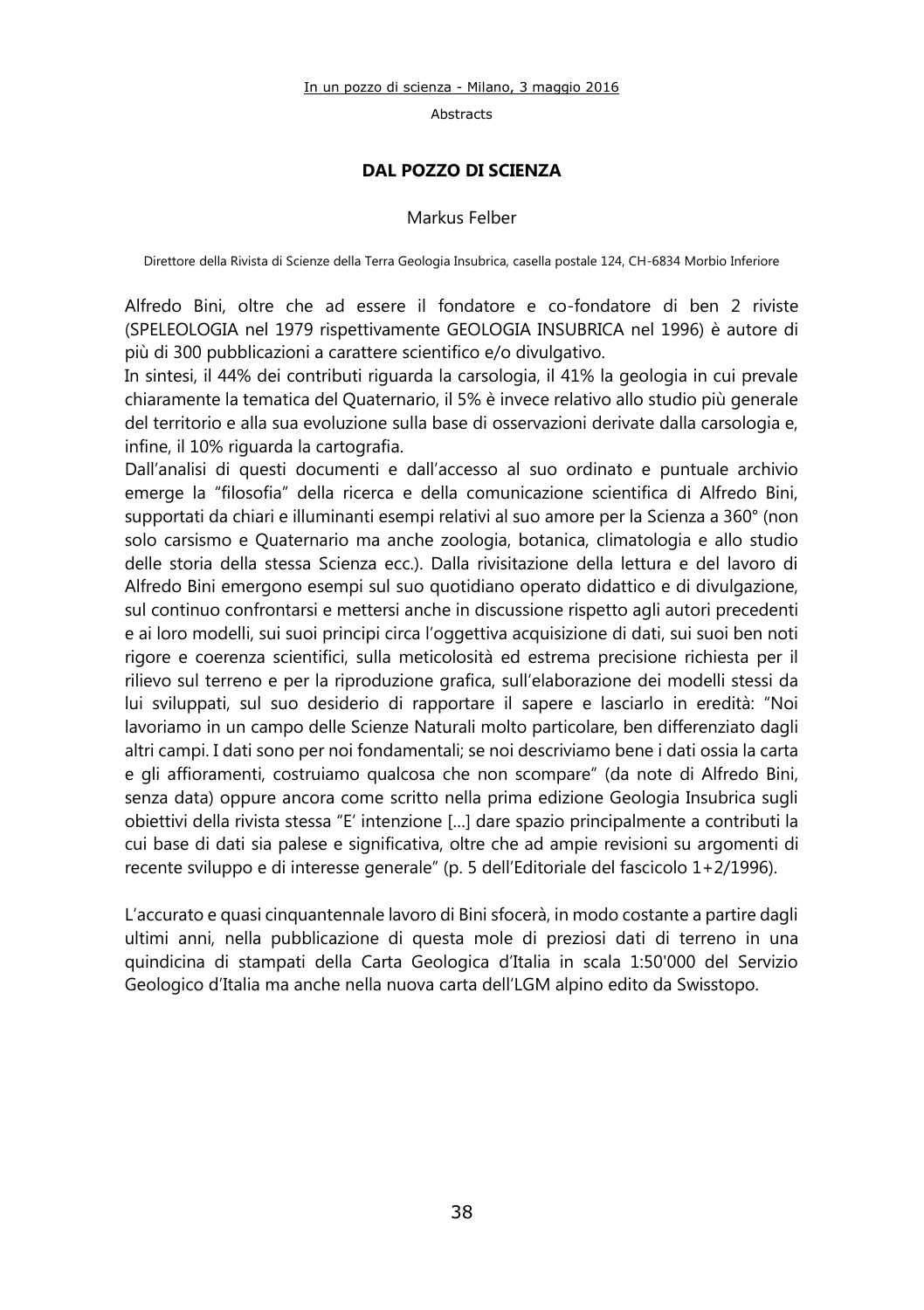## DAL POZZO DI SCIENZA

Markus Felber

Direttore della Rivista di Scienze della Terra Geologia Insubrica, casella postale 124, CH-6834 Morbio Inferiore

Alfredo Bini, oltre che ad essere il fondatore e co-fondatore di ben 2 riviste (SPELEOLOGIA nel 1979 rispettivamente GEOLOGIA INSUBRICA nel 1996) è autore di più di 300 pubblicazioni a carattere scientifico e/o divulgativo.
In sintesi, il 44% dei contributi riguarda la carsologia, il 41% la geologia in cui prevale chiaramente la tematica del Quaternario, il 5% è invece relativo allo studio più generale del territorio e alla sua evoluzione sulla base di osservazioni derivate dalla carsologia e, infine, il 10% riguarda la cartografia.
Dall'analisi di questi documenti e dall'accesso al suo ordinato e puntuale archivio emerge la "filosofia" della ricerca e della comunicazione scientifica di Alfredo Bini, supportati da chiari e illuminanti esempi relativi al suo amore per la Scienza a 360° (non solo carsismo e Quaternario ma anche zoologia, botanica, climatologia e allo studio delle storia della stessa Scienza ecc.). Dalla rivisitazione della lettura e del lavoro di Alfredo Bini emergono esempi sul suo quotidiano operato didattico e di divulgazione, sul continuo confrontarsi e mettersi anche in discussione rispetto agli autori precedenti e ai loro modelli, sui suoi principi circa l'oggettiva acquisizione di dati, sui suoi ben noti rigore e coerenza scientifici, sulla meticolosità ed estrema precisione richiesta per il rilievo sul terreno e per la riproduzione grafica, sull'elaborazione dei modelli stessi da lui sviluppati, sul suo desiderio di rapportare il sapere e lasciarlo in eredità: "Noi lavoriamo in un campo delle Scienze Naturali molto particolare, ben differenziato dagli altri campi. I dati sono per noi fondamentali; se noi descriviamo bene i dati ossia la carta e gli affioramenti, costruiamo qualcosa che non scompare" (da note di Alfredo Bini, senza data) oppure ancora come scritto nella prima edizione Geologia Insubrica sugli obiettivi della rivista stessa "E' intenzione [...] dare spazio principalmente a contributi la cui base di dati sia palese e significativa, oltre che ad ampie revisioni su argomenti di recente sviluppo e di interesse generale" (p. 5 dell'Editoriale del fascicolo 1+2/1996).

L'accurato e quasi cinquantennale lavoro di Bini sfocerà, in modo costante a partire dagli ultimi anni, nella pubblicazione di questa mole di preziosi dati di terreno in una quindicina di stampati della Carta Geologica d'Italia in scala 1:50'000 del Servizio Geologico d'Italia ma anche nella nuova carta dell'LGM alpino edito da Swisstopo.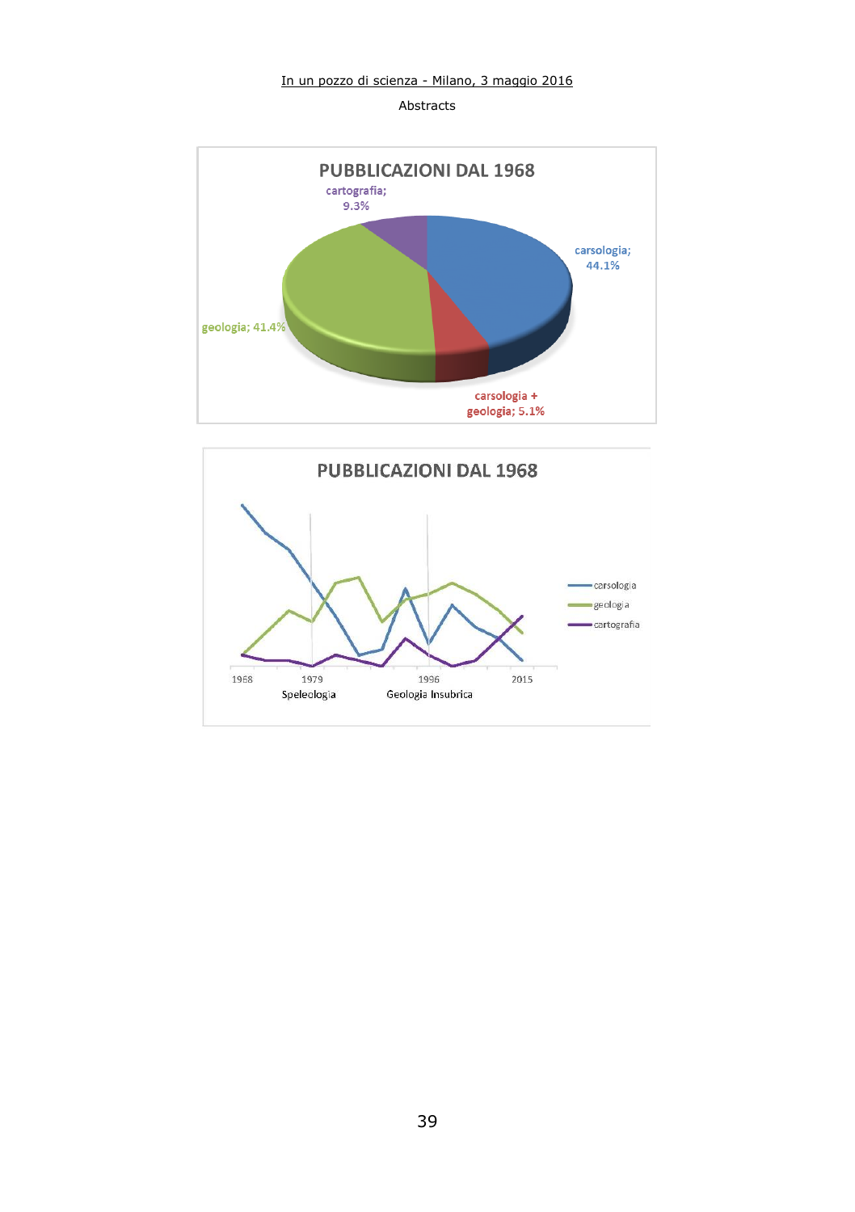**PUBBLICAZIONI DAL 1968**

cartografia; 9.3%

carsologia; 44.1%

geologia; 41.4%

carsologia + geologia; 5.1%

**PUBBLICAZIONI DAL 1968**

carsologia

geologia

cartografia

1968 1979 1996 2015

Speleologia Geologia Insubrica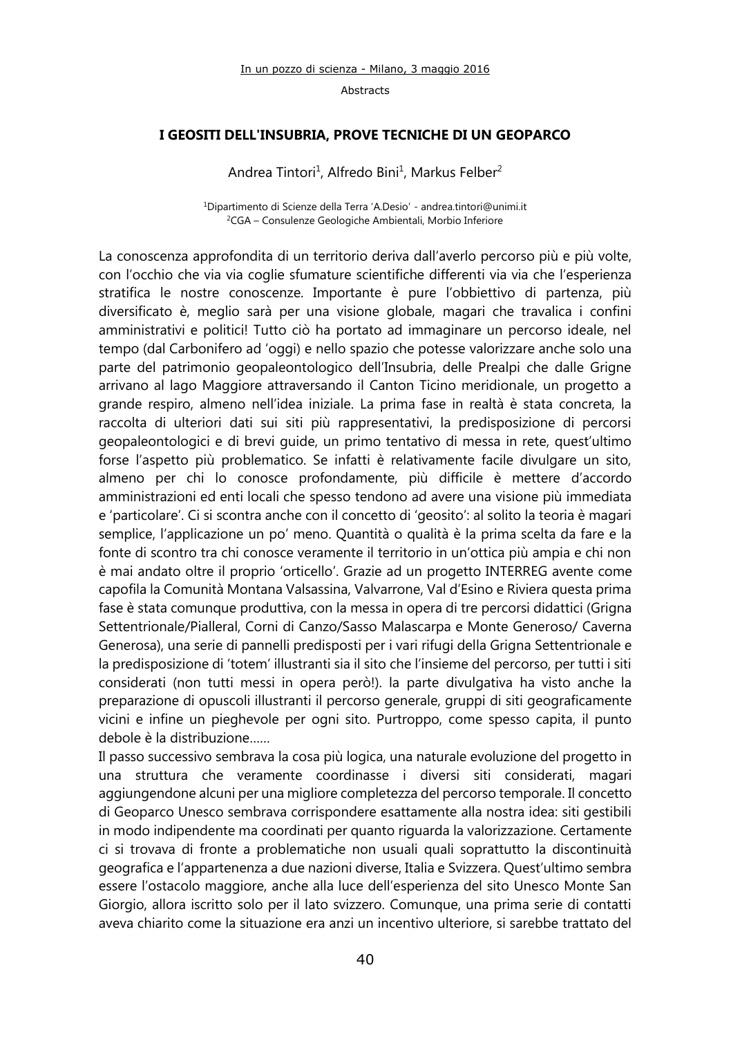### I GEOSITI DELL'INSUBRIA, PROVE TECNICHE DI UN GEOPARCO

Andrea Tintori[1], Alfredo Bini[1], Markus Felber[2]

[1]Dipartimento di Scienze della Terra 'A.Desio' - andrea.tintori@unimi.it
[2]CGA – Consulenze Geologiche Ambientali, Morbio Inferiore

La conoscenza approfondita di un territorio deriva dall'averlo percorso più e più volte, con l'occhio che via via coglie sfumature scientifiche differenti via via che l'esperienza stratifica le nostre conoscenze. Importante è pure l'obbiettivo di partenza, più diversificato è, meglio sarà per una visione globale, magari che travalica i confini amministrativi e politici! Tutto ciò ha portato ad immaginare un percorso ideale, nel tempo (dal Carbonifero ad 'oggi) e nello spazio che potesse valorizzare anche solo una parte del patrimonio geopaleontologico dell'Insubria, delle Prealpi che dalle Grigne arrivano al lago Maggiore attraversando il Canton Ticino meridionale, un progetto a grande respiro, almeno nell'idea iniziale. La prima fase in realtà è stata concreta, la raccolta di ulteriori dati sui siti più rappresentativi, la predisposizione di percorsi geopaleontologici e di brevi guide, un primo tentativo di messa in rete, quest'ultimo forse l'aspetto più problematico. Se infatti è relativamente facile divulgare un sito, almeno per chi lo conosce profondamente, più difficile è mettere d'accordo amministrazioni ed enti locali che spesso tendono ad avere una visione più immediata e 'particolare'. Ci si scontra anche con il concetto di 'geosito': al solito la teoria è magari semplice, l'applicazione un po' meno. Quantità o qualità è la prima scelta da fare e la fonte di scontro tra chi conosce veramente il territorio in un'ottica più ampia e chi non è mai andato oltre il proprio 'orticello'. Grazie ad un progetto INTERREG avente come capofila la Comunità Montana Valsassina, Valvarrone, Val d'Esino e Riviera questa prima fase è stata comunque produttiva, con la messa in opera di tre percorsi didattici (Grigna Settentrionale/Pialleral, Corni di Canzo/Sasso Malascarpa e Monte Generoso/ Caverna Generosa), una serie di pannelli predisposti per i vari rifugi della Grigna Settentrionale e la predisposizione di 'totem' illustranti sia il sito che l'insieme del percorso, per tutti i siti considerati (non tutti messi in opera però!). la parte divulgativa ha visto anche la preparazione di opuscoli illustranti il percorso generale, gruppi di siti geograficamente vicini e infine un pieghevole per ogni sito. Purtroppo, come spesso capita, il punto debole è la distribuzione……

Il passo successivo sembrava la cosa più logica, una naturale evoluzione del progetto in una struttura che veramente coordinasse i diversi siti considerati, magari aggiungendone alcuni per una migliore completezza del percorso temporale. Il concetto di Geoparco Unesco sembrava corrispondere esattamente alla nostra idea: siti gestibili in modo indipendente ma coordinati per quanto riguarda la valorizzazione. Certamente ci si trovava di fronte a problematiche non usuali quali soprattutto la discontinuità geografica e l'appartenenza a due nazioni diverse, Italia e Svizzera. Quest'ultimo sembra essere l'ostacolo maggiore, anche alla luce dell'esperienza del sito Unesco Monte San Giorgio, allora iscritto solo per il lato svizzero. Comunque, una prima serie di contatti aveva chiarito come la situazione era anzi un incentivo ulteriore, si sarebbe trattato del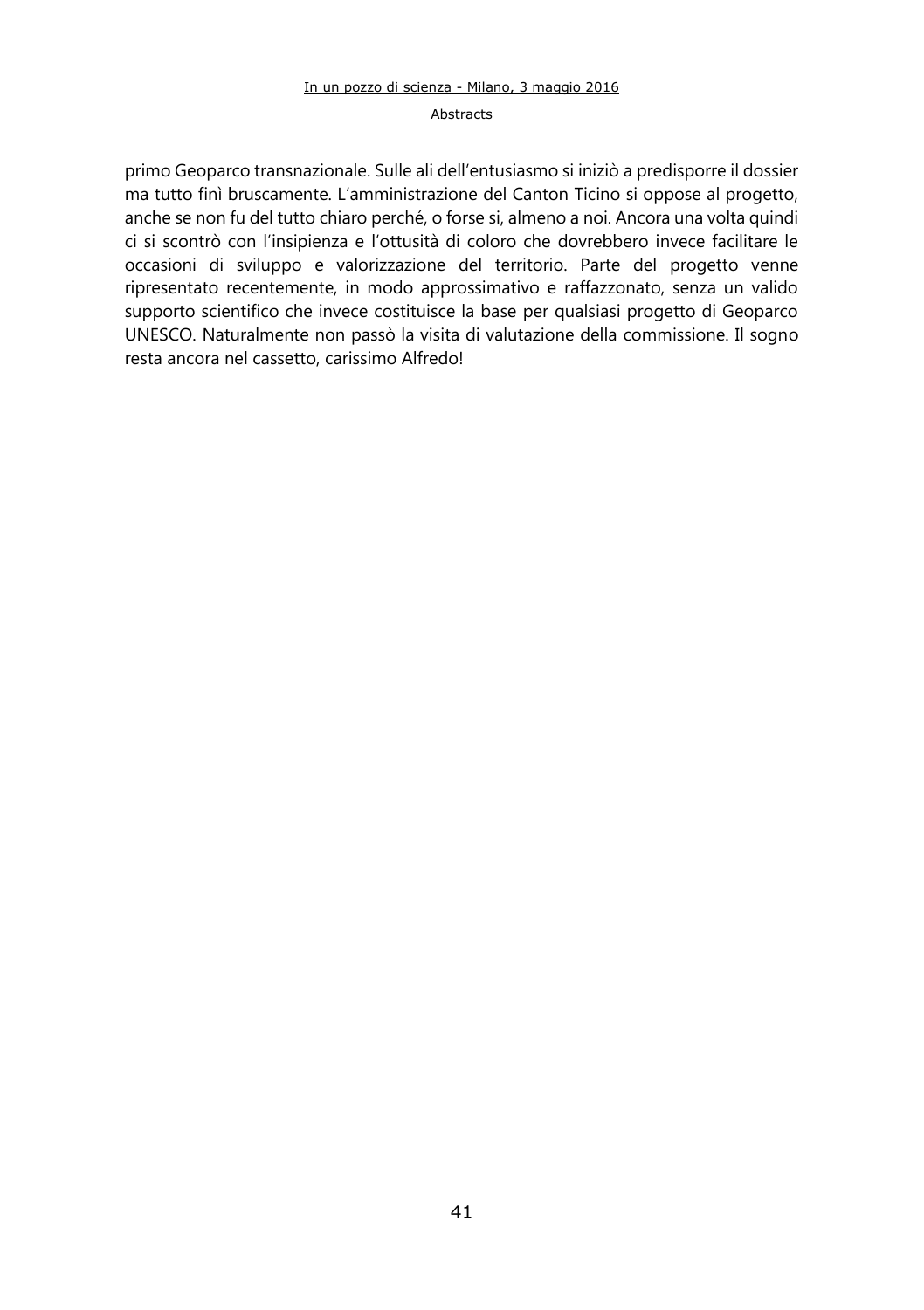primo Geoparco transnazionale. Sulle ali dell'entusiasmo si iniziò a predisporre il dossier ma tutto finì bruscamente. L'amministrazione del Canton Ticino si oppose al progetto, anche se non fu del tutto chiaro perché, o forse si, almeno a noi. Ancora una volta quindi ci si scontrò con l'insipienza e l'ottusità di coloro che dovrebbero invece facilitare le occasioni di sviluppo e valorizzazione del territorio. Parte del progetto venne ripresentato recentemente, in modo approssimativo e raffazzonato, senza un valido supporto scientifico che invece costituisce la base per qualsiasi progetto di Geoparco UNESCO. Naturalmente non passò la visita di valutazione della commissione. Il sogno resta ancora nel cassetto, carissimo Alfredo!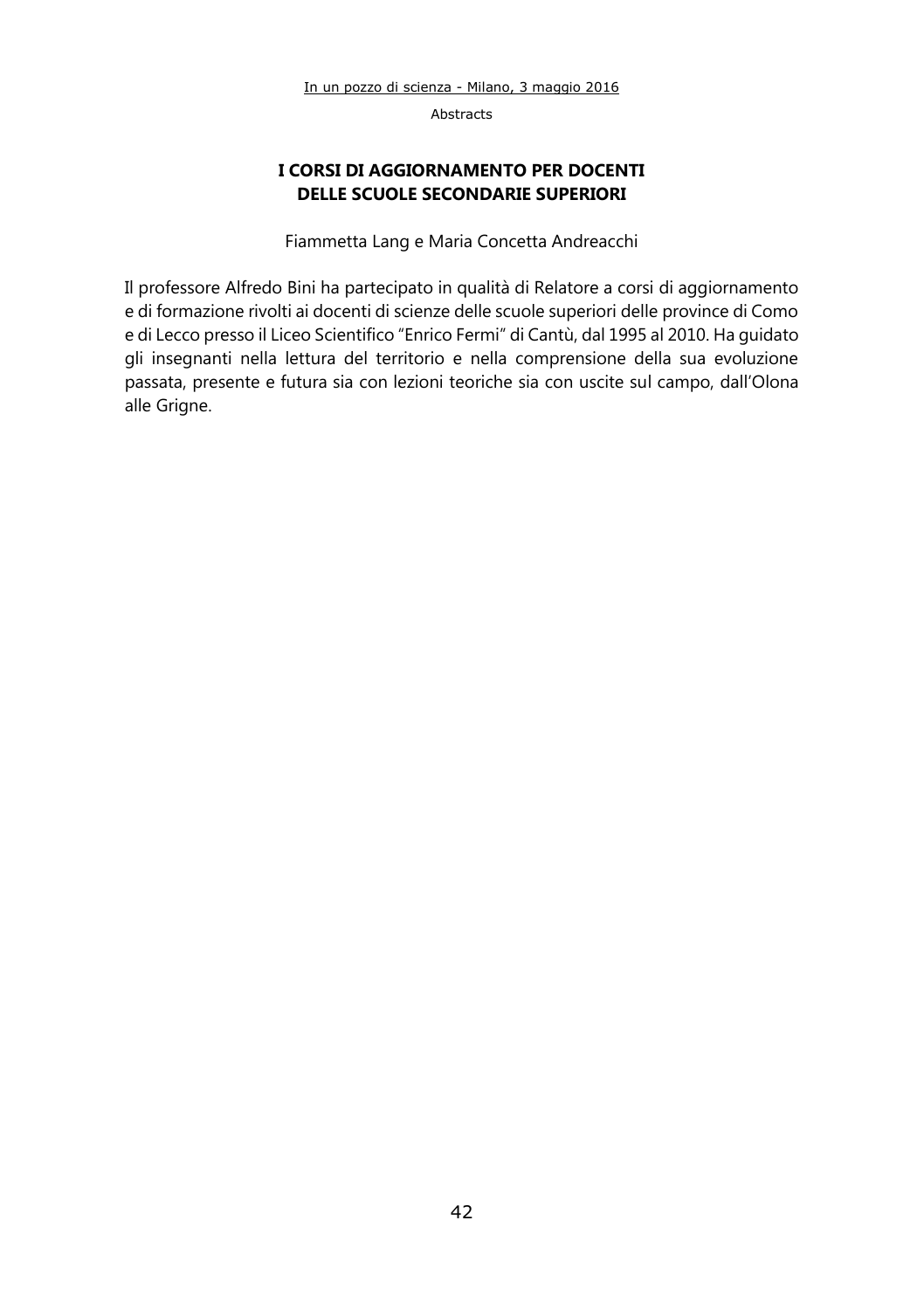# I CORSI DI AGGIORNAMENTO PER DOCENTI DELLE SCUOLE SECONDARIE SUPERIORI

Fiammetta Lang e Maria Concetta Andreacchi

Il professore Alfredo Bini ha partecipato in qualità di Relatore a corsi di aggiornamento e di formazione rivolti ai docenti di scienze delle scuole superiori delle province di Como e di Lecco presso il Liceo Scientifico "Enrico Fermi" di Cantù, dal 1995 al 2010. Ha guidato gli insegnanti nella lettura del territorio e nella comprensione della sua evoluzione passata, presente e futura sia con lezioni teoriche sia con uscite sul campo, dall'Olona alle Grigne.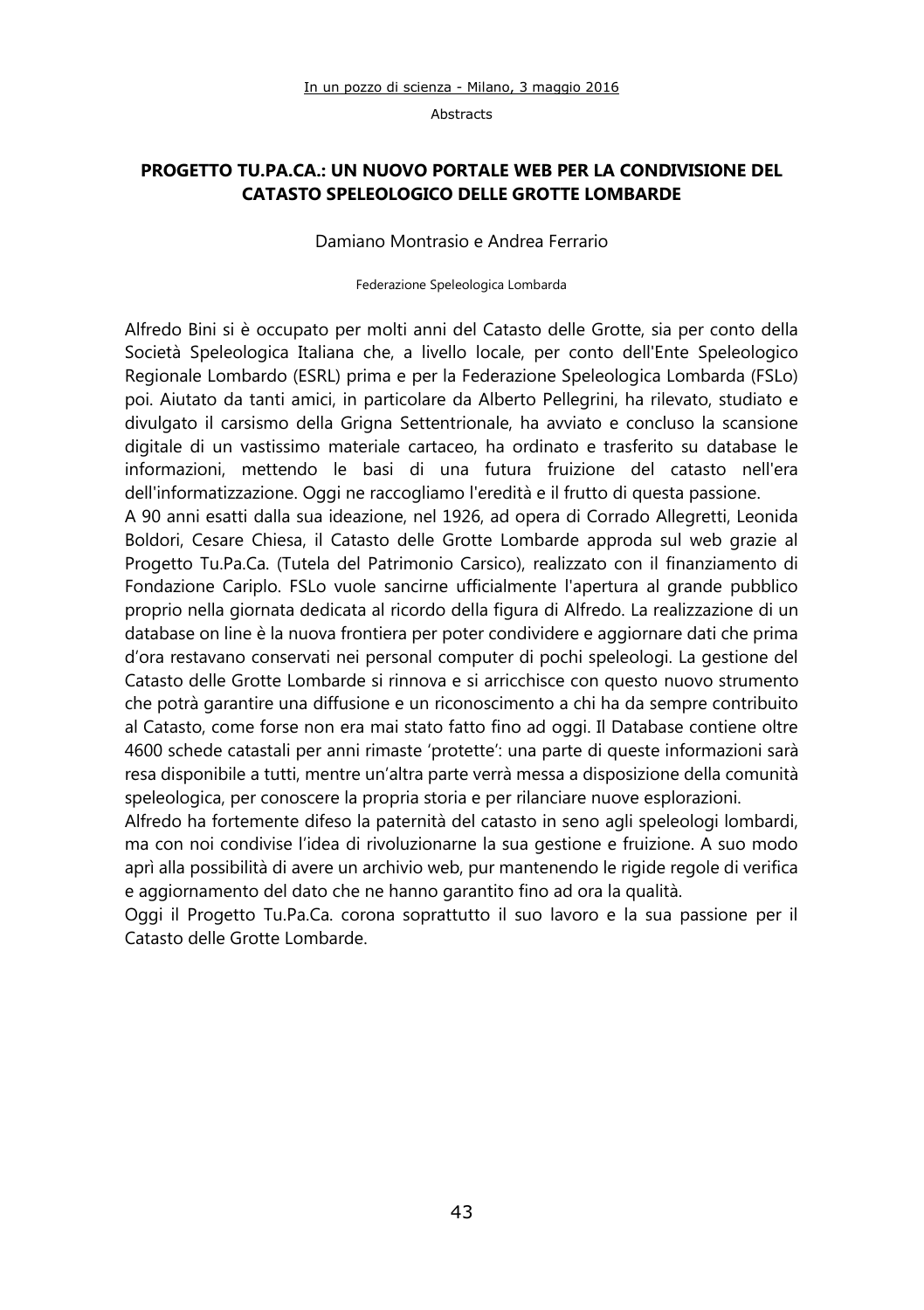## PROGETTO TU.PA.CA.: UN NUOVO PORTALE WEB PER LA CONDIVISIONE DEL CATASTO SPELEOLOGICO DELLE GROTTE LOMBARDE

Damiano Montrasio e Andrea Ferrario

Federazione Speleologica Lombarda

Alfredo Bini si è occupato per molti anni del Catasto delle Grotte, sia per conto della Società Speleologica Italiana che, a livello locale, per conto dell'Ente Speleologico Regionale Lombardo (ESRL) prima e per la Federazione Speleologica Lombarda (FSLo) poi. Aiutato da tanti amici, in particolare da Alberto Pellegrini, ha rilevato, studiato e divulgato il carsismo della Grigna Settentrionale, ha avviato e concluso la scansione digitale di un vastissimo materiale cartaceo, ha ordinato e trasferito su database le informazioni, mettendo le basi di una futura fruizione del catasto nell'era dell'informatizzazione. Oggi ne raccogliamo l'eredità e il frutto di questa passione.

A 90 anni esatti dalla sua ideazione, nel 1926, ad opera di Corrado Allegretti, Leonida Boldori, Cesare Chiesa, il Catasto delle Grotte Lombarde approda sul web grazie al Progetto Tu.Pa.Ca. (Tutela del Patrimonio Carsico), realizzato con il finanziamento di Fondazione Cariplo. FSLo vuole sancirne ufficialmente l'apertura al grande pubblico proprio nella giornata dedicata al ricordo della figura di Alfredo. La realizzazione di un database on line è la nuova frontiera per poter condividere e aggiornare dati che prima d'ora restavano conservati nei personal computer di pochi speleologi. La gestione del Catasto delle Grotte Lombarde si rinnova e si arricchisce con questo nuovo strumento che potrà garantire una diffusione e un riconoscimento a chi ha da sempre contribuito al Catasto, come forse non era mai stato fatto fino ad oggi. Il Database contiene oltre 4600 schede catastali per anni rimaste 'protette': una parte di queste informazioni sarà resa disponibile a tutti, mentre un'altra parte verrà messa a disposizione della comunità speleologica, per conoscere la propria storia e per rilanciare nuove esplorazioni.

Alfredo ha fortemente difeso la paternità del catasto in seno agli speleologi lombardi, ma con noi condivise l'idea di rivoluzionarne la sua gestione e fruizione. A suo modo aprì alla possibilità di avere un archivio web, pur mantenendo le rigide regole di verifica e aggiornamento del dato che ne hanno garantito fino ad ora la qualità.

Oggi il Progetto Tu.Pa.Ca. corona soprattutto il suo lavoro e la sua passione per il Catasto delle Grotte Lombarde.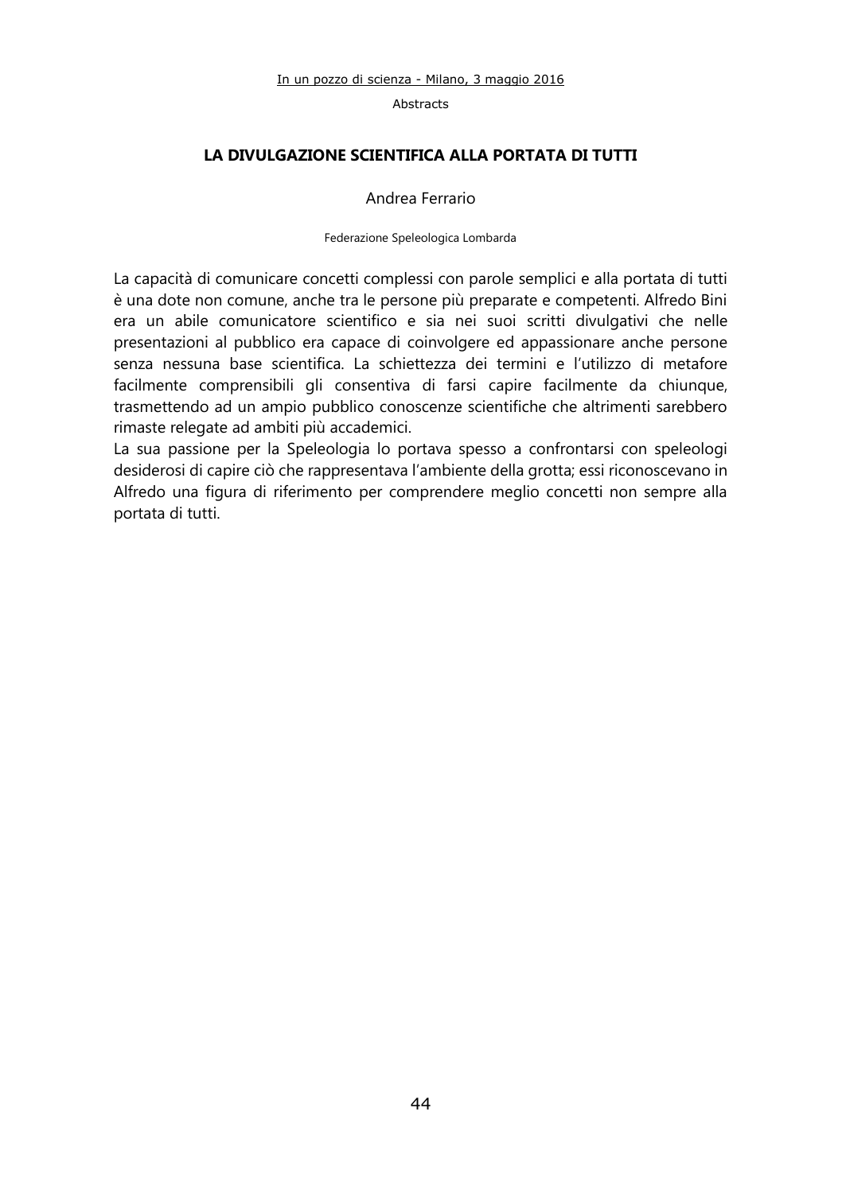## LA DIVULGAZIONE SCIENTIFICA ALLA PORTATA DI TUTTI

Andrea Ferrario

Federazione Speleologica Lombarda

La capacità di comunicare concetti complessi con parole semplici e alla portata di tutti è una dote non comune, anche tra le persone più preparate e competenti. Alfredo Bini era un abile comunicatore scientifico e sia nei suoi scritti divulgativi che nelle presentazioni al pubblico era capace di coinvolgere ed appassionare anche persone senza nessuna base scientifica. La schiettezza dei termini e l'utilizzo di metafore facilmente comprensibili gli consentiva di farsi capire facilmente da chiunque, trasmettendo ad un ampio pubblico conoscenze scientifiche che altrimenti sarebbero rimaste relegate ad ambiti più accademici.

La sua passione per la Speleologia lo portava spesso a confrontarsi con speleologi desiderosi di capire ciò che rappresentava l'ambiente della grotta; essi riconoscevano in Alfredo una figura di riferimento per comprendere meglio concetti non sempre alla portata di tutti.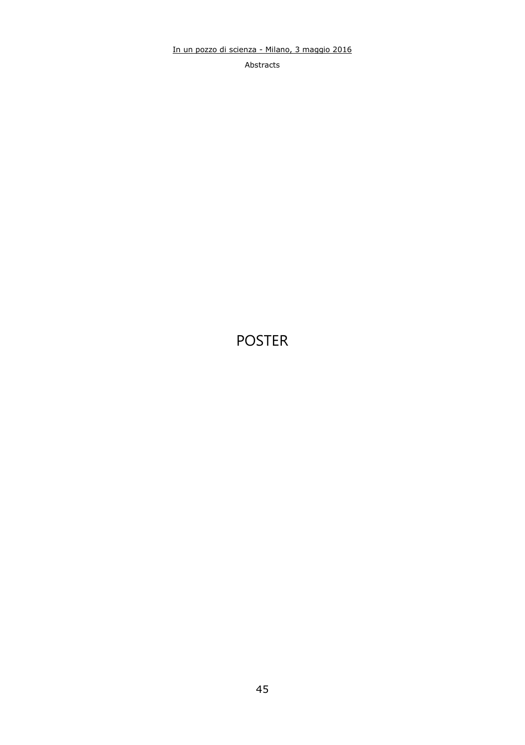# POSTER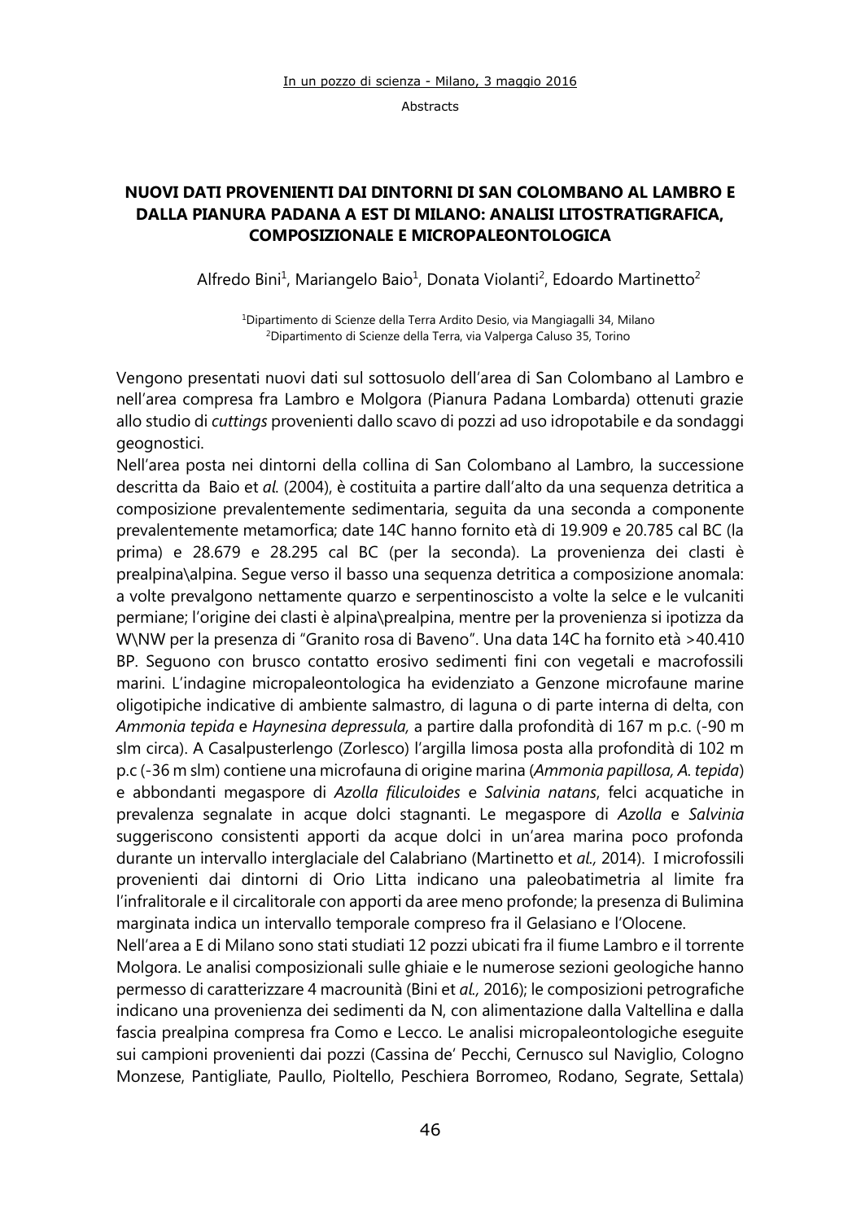## NUOVI DATI PROVENIENTI DAI DINTORNI DI SAN COLOMBANO AL LAMBRO E DALLA PIANURA PADANA A EST DI MILANO: ANALISI LITOSTRATIGRAFICA, COMPOSIZIONALE E MICROPALEONTOLOGICA

Alfredo Bini[1], Mariangelo Baio[1], Donata Violanti[2], Edoardo Martinetto[2]

[1]Dipartimento di Scienze della Terra Ardito Desio, via Mangiagalli 34, Milano
[2]Dipartimento di Scienze della Terra, via Valperga Caluso 35, Torino

Vengono presentati nuovi dati sul sottosuolo dell'area di San Colombano al Lambro e nell'area compresa fra Lambro e Molgora (Pianura Padana Lombarda) ottenuti grazie allo studio di *cuttings* provenienti dallo scavo di pozzi ad uso idropotabile e da sondaggi geognostici.

Nell'area posta nei dintorni della collina di San Colombano al Lambro, la successione descritta da Baio et *al.* (2004), è costituita a partire dall'alto da una sequenza detritica a composizione prevalentemente sedimentaria, seguita da una seconda a componente prevalentemente metamorfica; date 14C hanno fornito età di 19.909 e 20.785 cal BC (la prima) e 28.679 e 28.295 cal BC (per la seconda). La provenienza dei clasti è prealpina\alpina. Segue verso il basso una sequenza detritica a composizione anomala: a volte prevalgono nettamente quarzo e serpentinoscisto a volte la selce e le vulcaniti permiane; l'origine dei clasti è alpina\prealpina, mentre per la provenienza si ipotizza da W\NW per la presenza di "Granito rosa di Baveno". Una data 14C ha fornito età >40.410 BP. Seguono con brusco contatto erosivo sedimenti fini con vegetali e macrofossili marini. L'indagine micropaleontologica ha evidenziato a Genzone microfaune marine oligotipiche indicative di ambiente salmastro, di laguna o di parte interna di delta, con *Ammonia tepida* e *Haynesina depressula,* a partire dalla profondità di 167 m p.c. (-90 m slm circa). A Casalpusterlengo (Zorlesco) l'argilla limosa posta alla profondità di 102 m p.c (-36 m slm) contiene una microfauna di origine marina (*Ammonia papillosa, A. tepida*) e abbondanti megaspore di *Azolla filiculoides* e *Salvinia natans*, felci acquatiche in prevalenza segnalate in acque dolci stagnanti. Le megaspore di *Azolla* e *Salvinia* suggeriscono consistenti apporti da acque dolci in un'area marina poco profonda durante un intervallo interglaciale del Calabriano (Martinetto et *al.,* 2014). I microfossili provenienti dai dintorni di Orio Litta indicano una paleobatimetria al limite fra l'infralitorale e il circalitorale con apporti da aree meno profonde; la presenza di Bulimina marginata indica un intervallo temporale compreso fra il Gelasiano e l'Olocene.

Nell'area a E di Milano sono stati studiati 12 pozzi ubicati fra il fiume Lambro e il torrente Molgora. Le analisi composizionali sulle ghiaie e le numerose sezioni geologiche hanno permesso di caratterizzare 4 macrounità (Bini et *al.,* 2016); le composizioni petrografiche indicano una provenienza dei sedimenti da N, con alimentazione dalla Valtellina e dalla fascia prealpina compresa fra Como e Lecco. Le analisi micropaleontologiche eseguite sui campioni provenienti dai pozzi (Cassina de' Pecchi, Cernusco sul Naviglio, Cologno Monzese, Pantigliate, Paullo, Pioltello, Peschiera Borromeo, Rodano, Segrate, Settala)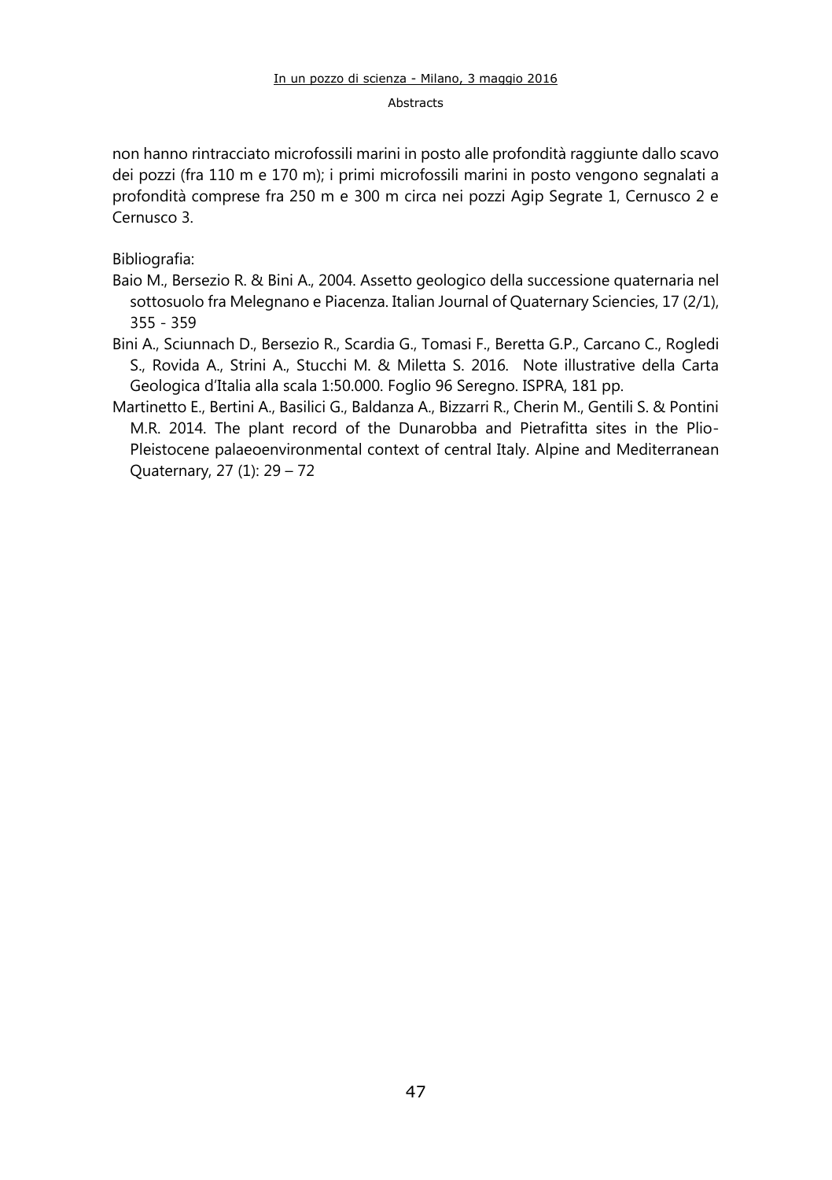non hanno rintracciato microfossili marini in posto alle profondità raggiunte dallo scavo dei pozzi (fra 110 m e 170 m); i primi microfossili marini in posto vengono segnalati a profondità comprese fra 250 m e 300 m circa nei pozzi Agip Segrate 1, Cernusco 2 e Cernusco 3.

Bibliografia:

Baio M., Bersezio R. & Bini A., 2004. Assetto geologico della successione quaternaria nel sottosuolo fra Melegnano e Piacenza. Italian Journal of Quaternary Sciencies, 17 (2/1), 355 - 359

Bini A., Sciunnach D., Bersezio R., Scardia G., Tomasi F., Beretta G.P., Carcano C., Rogledi S., Rovida A., Strini A., Stucchi M. & Miletta S. 2016. Note illustrative della Carta Geologica d'Italia alla scala 1:50.000. Foglio 96 Seregno. ISPRA, 181 pp.

Martinetto E., Bertini A., Basilici G., Baldanza A., Bizzarri R., Cherin M., Gentili S. & Pontini M.R. 2014. The plant record of the Dunarobba and Pietrafitta sites in the Plio-Pleistocene palaeoenvironmental context of central Italy. Alpine and Mediterranean Quaternary, 27 (1): 29 – 72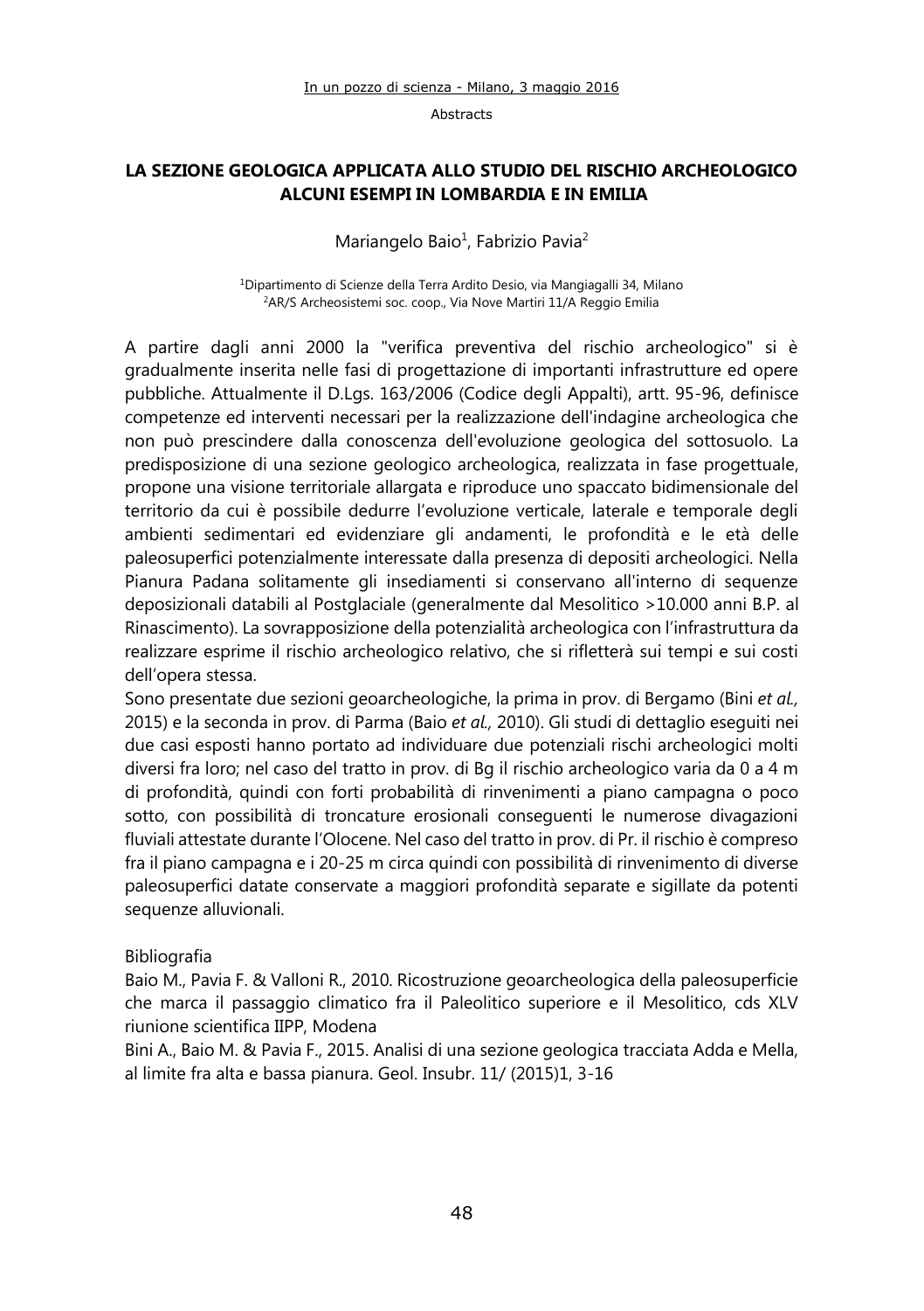## LA SEZIONE GEOLOGICA APPLICATA ALLO STUDIO DEL RISCHIO ARCHEOLOGICO ALCUNI ESEMPI IN LOMBARDIA E IN EMILIA

Mariangelo Baio[1], Fabrizio Pavia[2]

[1]Dipartimento di Scienze della Terra Ardito Desio, via Mangiagalli 34, Milano
[2]AR/S Archeosistemi soc. coop., Via Nove Martiri 11/A Reggio Emilia

A partire dagli anni 2000 la "verifica preventiva del rischio archeologico" si è gradualmente inserita nelle fasi di progettazione di importanti infrastrutture ed opere pubbliche. Attualmente il D.Lgs. 163/2006 (Codice degli Appalti), artt. 95-96, definisce competenze ed interventi necessari per la realizzazione dell'indagine archeologica che non può prescindere dalla conoscenza dell'evoluzione geologica del sottosuolo. La predisposizione di una sezione geologico archeologica, realizzata in fase progettuale, propone una visione territoriale allargata e riproduce uno spaccato bidimensionale del territorio da cui è possibile dedurre l'evoluzione verticale, laterale e temporale degli ambienti sedimentari ed evidenziare gli andamenti, le profondità e le età delle paleosuperfici potenzialmente interessate dalla presenza di depositi archeologici. Nella Pianura Padana solitamente gli insediamenti si conservano all'interno di sequenze deposizionali databili al Postglaciale (generalmente dal Mesolitico >10.000 anni B.P. al Rinascimento). La sovrapposizione della potenzialità archeologica con l'infrastruttura da realizzare esprime il rischio archeologico relativo, che si rifletterà sui tempi e sui costi dell'opera stessa.

Sono presentate due sezioni geoarcheologiche, la prima in prov. di Bergamo (Bini *et al.,* 2015) e la seconda in prov. di Parma (Baio *et al.,* 2010). Gli studi di dettaglio eseguiti nei due casi esposti hanno portato ad individuare due potenziali rischi archeologici molti diversi fra loro; nel caso del tratto in prov. di Bg il rischio archeologico varia da 0 a 4 m di profondità, quindi con forti probabilità di rinvenimenti a piano campagna o poco sotto, con possibilità di troncature erosionali conseguenti le numerose divagazioni fluviali attestate durante l'Olocene. Nel caso del tratto in prov. di Pr. il rischio è compreso fra il piano campagna e i 20-25 m circa quindi con possibilità di rinvenimento di diverse paleosuperfici datate conservate a maggiori profondità separate e sigillate da potenti sequenze alluvionali.

Bibliografia

Baio M., Pavia F. & Valloni R., 2010. Ricostruzione geoarcheologica della paleosuperficie che marca il passaggio climatico fra il Paleolitico superiore e il Mesolitico, cds XLV riunione scientifica IIPP, Modena

Bini A., Baio M. & Pavia F., 2015. Analisi di una sezione geologica tracciata Adda e Mella, al limite fra alta e bassa pianura. Geol. Insubr. 11/ (2015)1, 3-16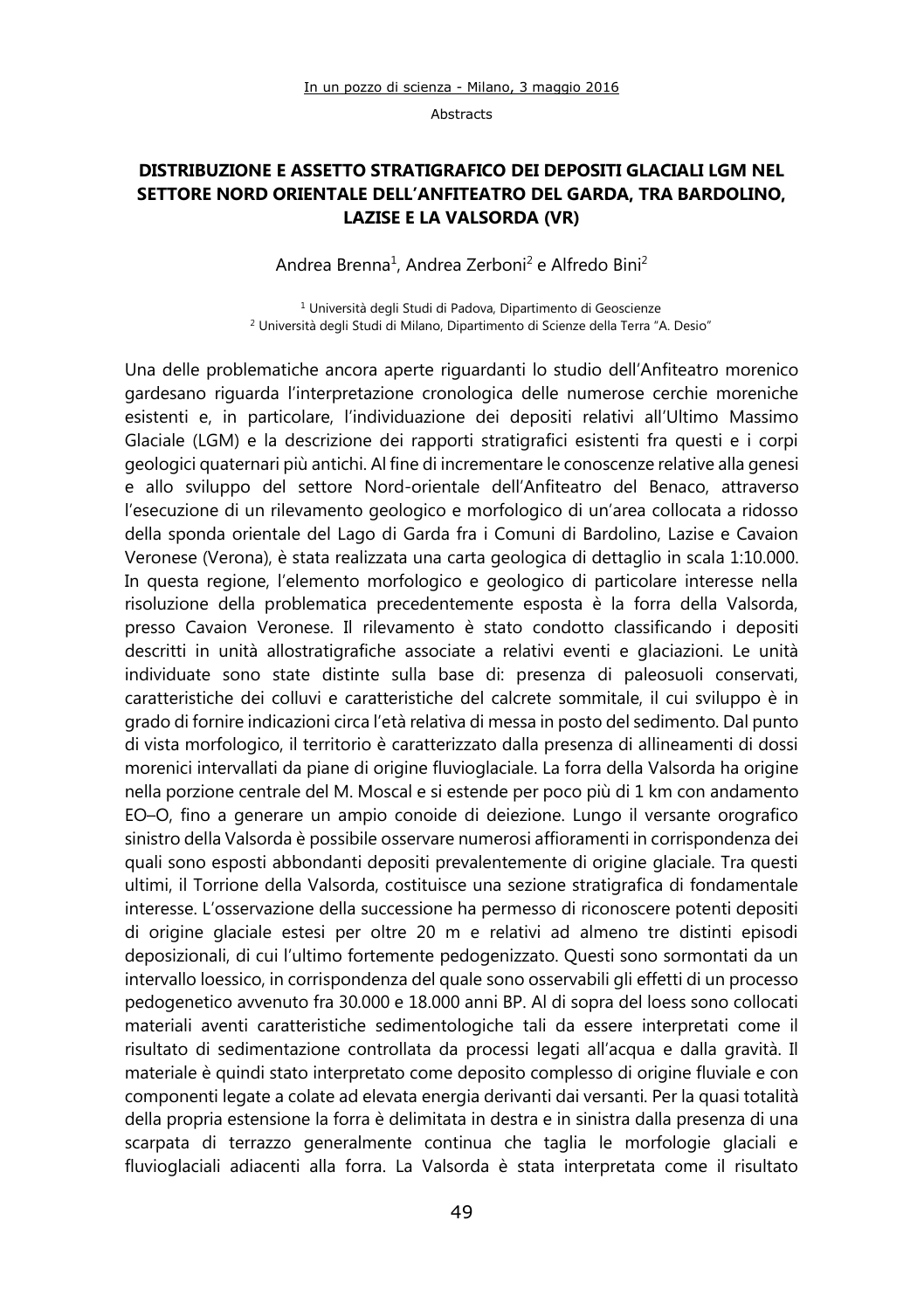# DISTRIBUZIONE E ASSETTO STRATIGRAFICO DEI DEPOSITI GLACIALI LGM NEL SETTORE NORD ORIENTALE DELL'ANFITEATRO DEL GARDA, TRA BARDOLINO, LAZISE E LA VALSORDA (VR)

Andrea Brenna[1], Andrea Zerboni[2] e Alfredo Bini[2]

[1] Università degli Studi di Padova, Dipartimento di Geoscienze
[2] Università degli Studi di Milano, Dipartimento di Scienze della Terra "A. Desio"

Una delle problematiche ancora aperte riguardanti lo studio dell'Anfiteatro morenico gardesano riguarda l'interpretazione cronologica delle numerose cerchie moreniche esistenti e, in particolare, l'individuazione dei depositi relativi all'Ultimo Massimo Glaciale (LGM) e la descrizione dei rapporti stratigrafici esistenti fra questi e i corpi geologici quaternari più antichi. Al fine di incrementare le conoscenze relative alla genesi e allo sviluppo del settore Nord-orientale dell'Anfiteatro del Benaco, attraverso l'esecuzione di un rilevamento geologico e morfologico di un'area collocata a ridosso della sponda orientale del Lago di Garda fra i Comuni di Bardolino, Lazise e Cavaion Veronese (Verona), è stata realizzata una carta geologica di dettaglio in scala 1:10.000. In questa regione, l'elemento morfologico e geologico di particolare interesse nella risoluzione della problematica precedentemente esposta è la forra della Valsorda, presso Cavaion Veronese. Il rilevamento è stato condotto classificando i depositi descritti in unità allostratigrafiche associate a relativi eventi e glaciazioni. Le unità individuate sono state distinte sulla base di: presenza di paleosuoli conservati, caratteristiche dei colluvi e caratteristiche del calcrete sommitale, il cui sviluppo è in grado di fornire indicazioni circa l'età relativa di messa in posto del sedimento. Dal punto di vista morfologico, il territorio è caratterizzato dalla presenza di allineamenti di dossi morenici intervallati da piane di origine fluvioglaciale. La forra della Valsorda ha origine nella porzione centrale del M. Moscal e si estende per poco più di 1 km con andamento EO–O, fino a generare un ampio conoide di deiezione. Lungo il versante orografico sinistro della Valsorda è possibile osservare numerosi affioramenti in corrispondenza dei quali sono esposti abbondanti depositi prevalentemente di origine glaciale. Tra questi ultimi, il Torrione della Valsorda, costituisce una sezione stratigrafica di fondamentale interesse. L'osservazione della successione ha permesso di riconoscere potenti depositi di origine glaciale estesi per oltre 20 m e relativi ad almeno tre distinti episodi deposizionali, di cui l'ultimo fortemente pedogenizzato. Questi sono sormontati da un intervallo loessico, in corrispondenza del quale sono osservabili gli effetti di un processo pedogenetico avvenuto fra 30.000 e 18.000 anni BP. Al di sopra del loess sono collocati materiali aventi caratteristiche sedimentologiche tali da essere interpretati come il risultato di sedimentazione controllata da processi legati all'acqua e dalla gravità. Il materiale è quindi stato interpretato come deposito complesso di origine fluviale e con componenti legate a colate ad elevata energia derivanti dai versanti. Per la quasi totalità della propria estensione la forra è delimitata in destra e in sinistra dalla presenza di una scarpata di terrazzo generalmente continua che taglia le morfologie glaciali e fluvioglaciali adiacenti alla forra. La Valsorda è stata interpretata come il risultato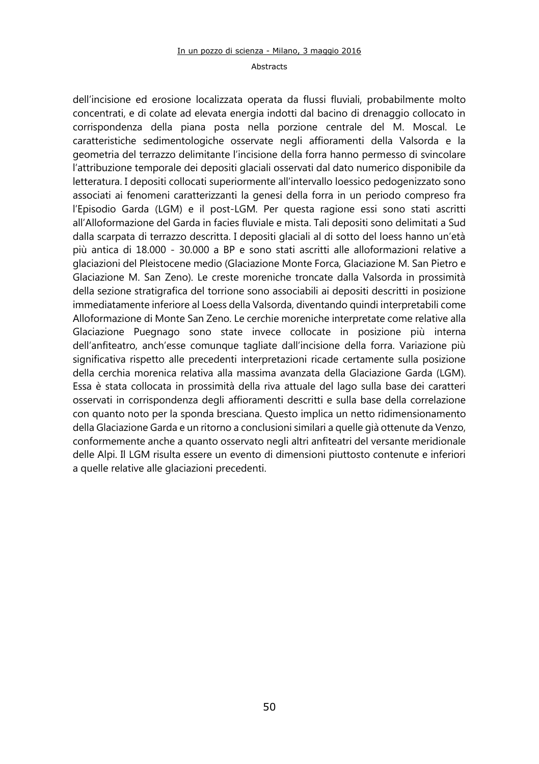dell'incisione ed erosione localizzata operata da flussi fluviali, probabilmente molto concentrati, e di colate ad elevata energia indotti dal bacino di drenaggio collocato in corrispondenza della piana posta nella porzione centrale del M. Moscal. Le caratteristiche sedimentologiche osservate negli affioramenti della Valsorda e la geometria del terrazzo delimitante l'incisione della forra hanno permesso di svincolare l'attribuzione temporale dei depositi glaciali osservati dal dato numerico disponibile da letteratura. I depositi collocati superiormente all'intervallo loessico pedogenizzato sono associati ai fenomeni caratterizzanti la genesi della forra in un periodo compreso fra l'Episodio Garda (LGM) e il post-LGM. Per questa ragione essi sono stati ascritti all'Alloformazione del Garda in facies fluviale e mista. Tali depositi sono delimitati a Sud dalla scarpata di terrazzo descritta. I depositi glaciali al di sotto del loess hanno un'età più antica di 18.000 - 30.000 a BP e sono stati ascritti alle alloformazioni relative a glaciazioni del Pleistocene medio (Glaciazione Monte Forca, Glaciazione M. San Pietro e Glaciazione M. San Zeno). Le creste moreniche troncate dalla Valsorda in prossimità della sezione stratigrafica del torrione sono associabili ai depositi descritti in posizione immediatamente inferiore al Loess della Valsorda, diventando quindi interpretabili come Alloformazione di Monte San Zeno. Le cerchie moreniche interpretate come relative alla Glaciazione Puegnago sono state invece collocate in posizione più interna dell'anfiteatro, anch'esse comunque tagliate dall'incisione della forra. Variazione più significativa rispetto alle precedenti interpretazioni ricade certamente sulla posizione della cerchia morenica relativa alla massima avanzata della Glaciazione Garda (LGM). Essa è stata collocata in prossimità della riva attuale del lago sulla base dei caratteri osservati in corrispondenza degli affioramenti descritti e sulla base della correlazione con quanto noto per la sponda bresciana. Questo implica un netto ridimensionamento della Glaciazione Garda e un ritorno a conclusioni similari a quelle già ottenute da Venzo, conformemente anche a quanto osservato negli altri anfiteatri del versante meridionale delle Alpi. Il LGM risulta essere un evento di dimensioni piuttosto contenute e inferiori a quelle relative alle glaciazioni precedenti.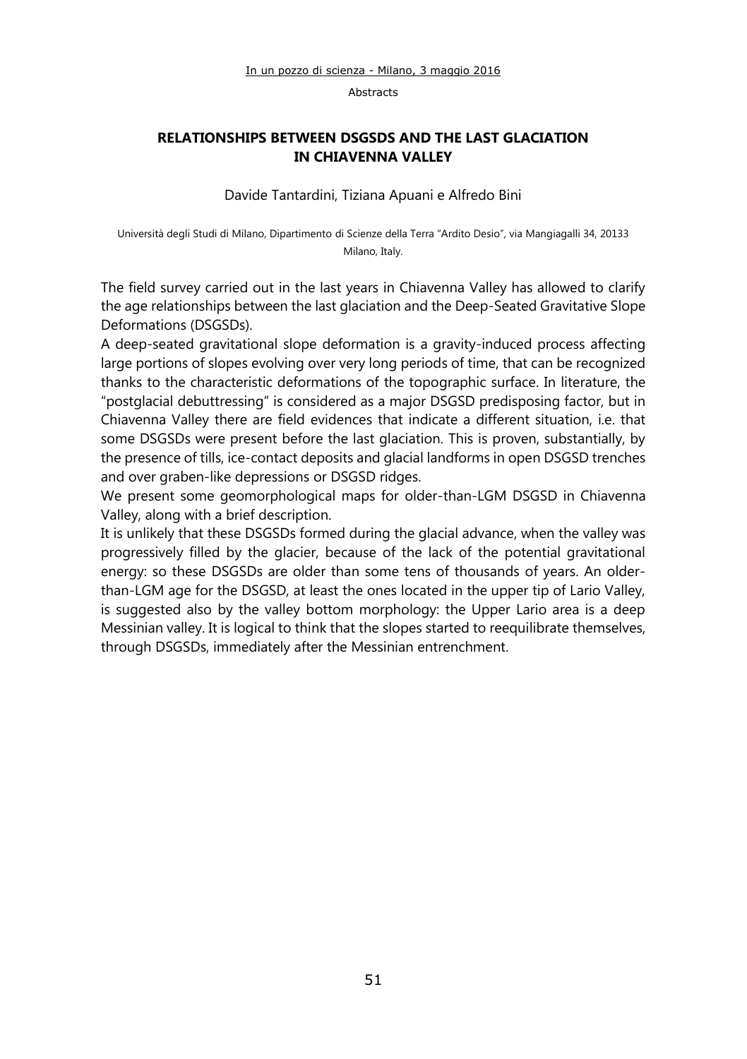## RELATIONSHIPS BETWEEN DSGSDS AND THE LAST GLACIATION IN CHIAVENNA VALLEY

Davide Tantardini, Tiziana Apuani e Alfredo Bini

Università degli Studi di Milano, Dipartimento di Scienze della Terra "Ardito Desio", via Mangiagalli 34, 20133 Milano, Italy.

The field survey carried out in the last years in Chiavenna Valley has allowed to clarify the age relationships between the last glaciation and the Deep-Seated Gravitative Slope Deformations (DSGSDs).

A deep-seated gravitational slope deformation is a gravity-induced process affecting large portions of slopes evolving over very long periods of time, that can be recognized thanks to the characteristic deformations of the topographic surface. In literature, the "postglacial debuttressing" is considered as a major DSGSD predisposing factor, but in Chiavenna Valley there are field evidences that indicate a different situation, i.e. that some DSGSDs were present before the last glaciation. This is proven, substantially, by the presence of tills, ice-contact deposits and glacial landforms in open DSGSD trenches and over graben-like depressions or DSGSD ridges.

We present some geomorphological maps for older-than-LGM DSGSD in Chiavenna Valley, along with a brief description.

It is unlikely that these DSGSDs formed during the glacial advance, when the valley was progressively filled by the glacier, because of the lack of the potential gravitational energy: so these DSGSDs are older than some tens of thousands of years. An older-than-LGM age for the DSGSD, at least the ones located in the upper tip of Lario Valley, is suggested also by the valley bottom morphology: the Upper Lario area is a deep Messinian valley. It is logical to think that the slopes started to reequilibrate themselves, through DSGSDs, immediately after the Messinian entrenchment.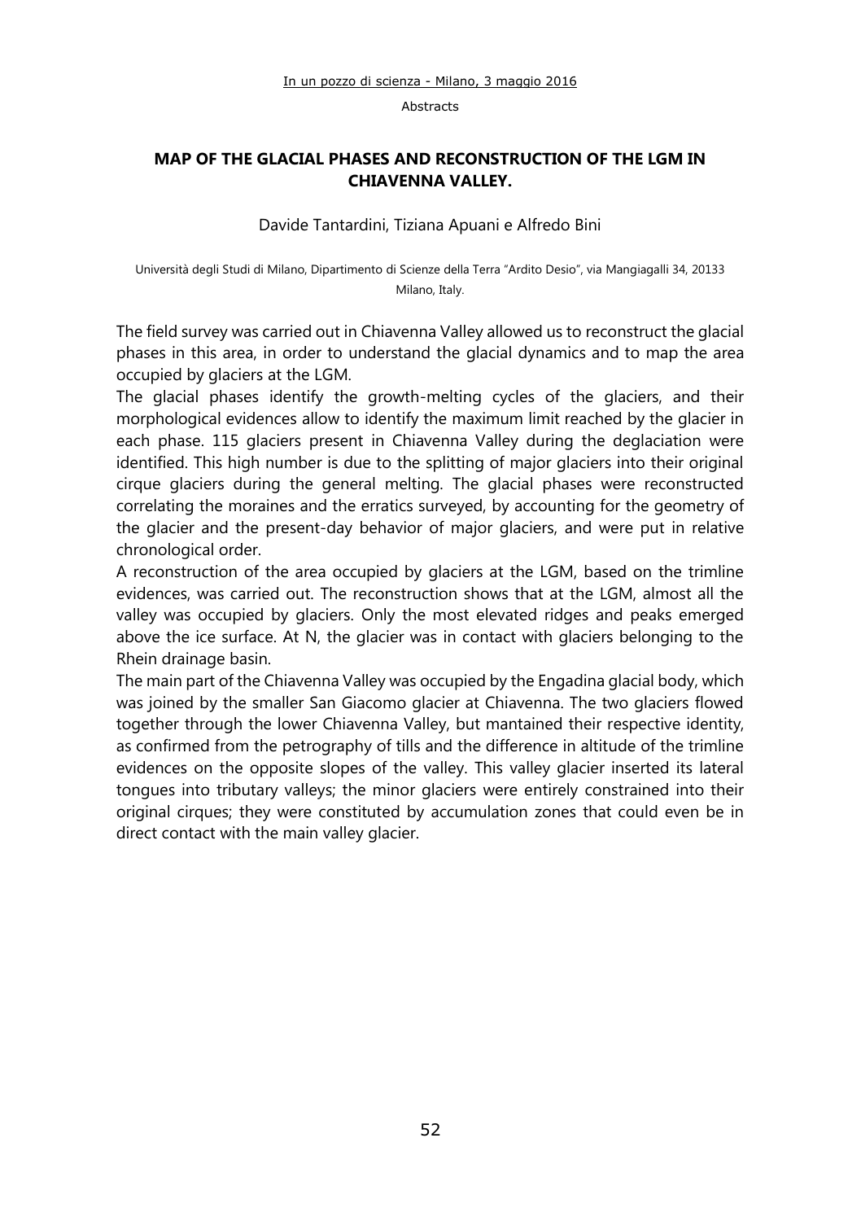## MAP OF THE GLACIAL PHASES AND RECONSTRUCTION OF THE LGM IN CHIAVENNA VALLEY.

Davide Tantardini, Tiziana Apuani e Alfredo Bini

Università degli Studi di Milano, Dipartimento di Scienze della Terra "Ardito Desio", via Mangiagalli 34, 20133 Milano, Italy.

The field survey was carried out in Chiavenna Valley allowed us to reconstruct the glacial phases in this area, in order to understand the glacial dynamics and to map the area occupied by glaciers at the LGM.

The glacial phases identify the growth-melting cycles of the glaciers, and their morphological evidences allow to identify the maximum limit reached by the glacier in each phase. 115 glaciers present in Chiavenna Valley during the deglaciation were identified. This high number is due to the splitting of major glaciers into their original cirque glaciers during the general melting. The glacial phases were reconstructed correlating the moraines and the erratics surveyed, by accounting for the geometry of the glacier and the present-day behavior of major glaciers, and were put in relative chronological order.

A reconstruction of the area occupied by glaciers at the LGM, based on the trimline evidences, was carried out. The reconstruction shows that at the LGM, almost all the valley was occupied by glaciers. Only the most elevated ridges and peaks emerged above the ice surface. At N, the glacier was in contact with glaciers belonging to the Rhein drainage basin.

The main part of the Chiavenna Valley was occupied by the Engadina glacial body, which was joined by the smaller San Giacomo glacier at Chiavenna. The two glaciers flowed together through the lower Chiavenna Valley, but mantained their respective identity, as confirmed from the petrography of tills and the difference in altitude of the trimline evidences on the opposite slopes of the valley. This valley glacier inserted its lateral tongues into tributary valleys; the minor glaciers were entirely constrained into their original cirques; they were constituted by accumulation zones that could even be in direct contact with the main valley glacier.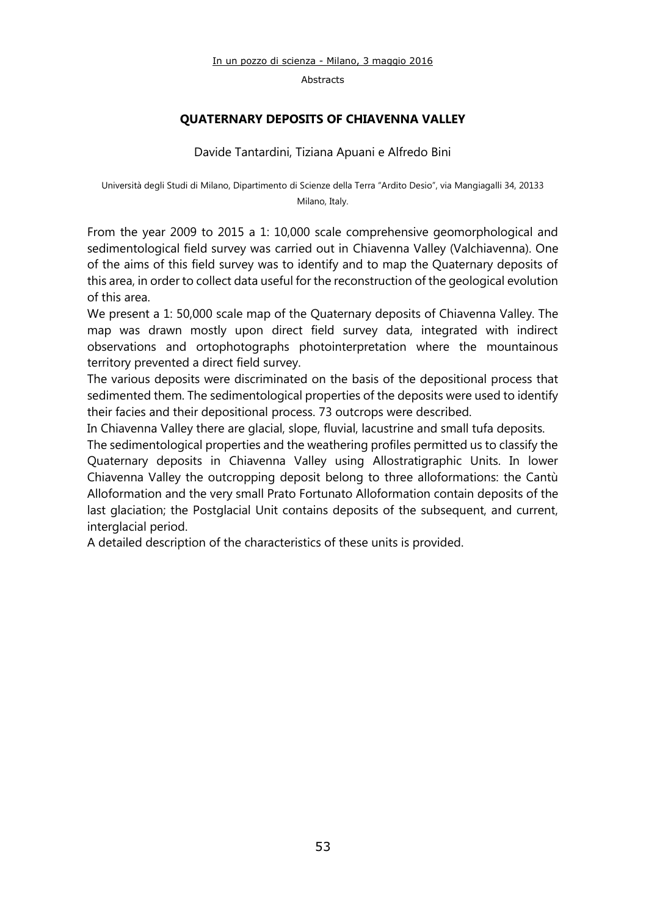## QUATERNARY DEPOSITS OF CHIAVENNA VALLEY

Davide Tantardini, Tiziana Apuani e Alfredo Bini

Università degli Studi di Milano, Dipartimento di Scienze della Terra "Ardito Desio", via Mangiagalli 34, 20133 Milano, Italy.

From the year 2009 to 2015 a 1: 10,000 scale comprehensive geomorphological and sedimentological field survey was carried out in Chiavenna Valley (Valchiavenna). One of the aims of this field survey was to identify and to map the Quaternary deposits of this area, in order to collect data useful for the reconstruction of the geological evolution of this area.

We present a 1: 50,000 scale map of the Quaternary deposits of Chiavenna Valley. The map was drawn mostly upon direct field survey data, integrated with indirect observations and ortophotographs photointerpretation where the mountainous territory prevented a direct field survey.

The various deposits were discriminated on the basis of the depositional process that sedimented them. The sedimentological properties of the deposits were used to identify their facies and their depositional process. 73 outcrops were described.

In Chiavenna Valley there are glacial, slope, fluvial, lacustrine and small tufa deposits.

The sedimentological properties and the weathering profiles permitted us to classify the Quaternary deposits in Chiavenna Valley using Allostratigraphic Units. In lower Chiavenna Valley the outcropping deposit belong to three alloformations: the Cantù Alloformation and the very small Prato Fortunato Alloformation contain deposits of the last glaciation; the Postglacial Unit contains deposits of the subsequent, and current, interglacial period.

A detailed description of the characteristics of these units is provided.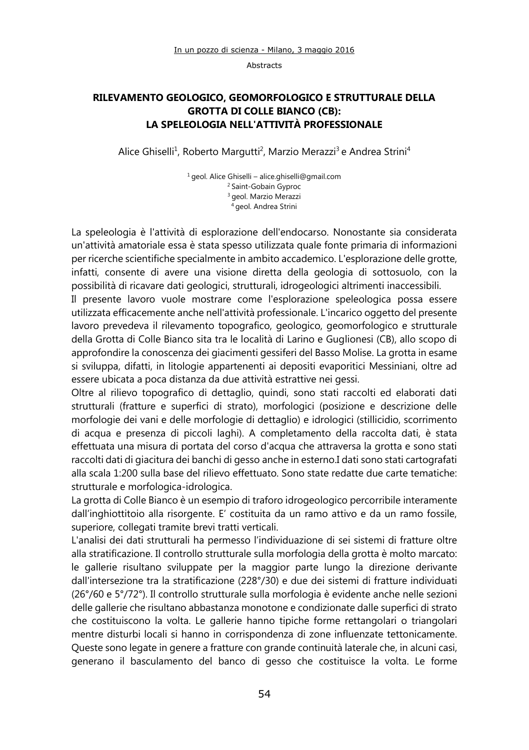# RILEVAMENTO GEOLOGICO, GEOMORFOLOGICO E STRUTTURALE DELLA GROTTA DI COLLE BIANCO (CB): LA SPELEOLOGIA NELL'ATTIVITÀ PROFESSIONALE

Alice Ghiselli[1], Roberto Margutti[2], Marzio Merazzi[3] e Andrea Strini[4]

[1] geol. Alice Ghiselli – alice.ghiselli@gmail.com
[2] Saint-Gobain Gyproc
[3] geol. Marzio Merazzi
[4] geol. Andrea Strini

La speleologia è l'attività di esplorazione dell'endocarso. Nonostante sia considerata un'attività amatoriale essa è stata spesso utilizzata quale fonte primaria di informazioni per ricerche scientifiche specialmente in ambito accademico. L'esplorazione delle grotte, infatti, consente di avere una visione diretta della geologia di sottosuolo, con la possibilità di ricavare dati geologici, strutturali, idrogeologici altrimenti inaccessibili.

Il presente lavoro vuole mostrare come l'esplorazione speleologica possa essere utilizzata efficacemente anche nell'attività professionale. L'incarico oggetto del presente lavoro prevedeva il rilevamento topografico, geologico, geomorfologico e strutturale della Grotta di Colle Bianco sita tra le località di Larino e Guglionesi (CB), allo scopo di approfondire la conoscenza dei giacimenti gessiferi del Basso Molise. La grotta in esame si sviluppa, difatti, in litologie appartenenti ai depositi evaporitici Messiniani, oltre ad essere ubicata a poca distanza da due attività estrattive nei gessi.

Oltre al rilievo topografico di dettaglio, quindi, sono stati raccolti ed elaborati dati strutturali (fratture e superfici di strato), morfologici (posizione e descrizione delle morfologie dei vani e delle morfologie di dettaglio) e idrologici (stillicidio, scorrimento di acqua e presenza di piccoli laghi). A completamento della raccolta dati, è stata effettuata una misura di portata del corso d'acqua che attraversa la grotta e sono stati raccolti dati di giacitura dei banchi di gesso anche in esterno.I dati sono stati cartografati alla scala 1:200 sulla base del rilievo effettuato. Sono state redatte due carte tematiche: strutturale e morfologica-idrologica.

La grotta di Colle Bianco è un esempio di traforo idrogeologico percorribile interamente dall'inghiottitoio alla risorgente. E' costituita da un ramo attivo e da un ramo fossile, superiore, collegati tramite brevi tratti verticali.

L'analisi dei dati strutturali ha permesso l'individuazione di sei sistemi di fratture oltre alla stratificazione. Il controllo strutturale sulla morfologia della grotta è molto marcato: le gallerie risultano sviluppate per la maggior parte lungo la direzione derivante dall'intersezione tra la stratificazione (228°/30) e due dei sistemi di fratture individuati (26°/60 e 5°/72°). Il controllo strutturale sulla morfologia è evidente anche nelle sezioni delle gallerie che risultano abbastanza monotone e condizionate dalle superfici di strato che costituiscono la volta. Le gallerie hanno tipiche forme rettangolari o triangolari mentre disturbi locali si hanno in corrispondenza di zone influenzate tettonicamente. Queste sono legate in genere a fratture con grande continuità laterale che, in alcuni casi, generano il basculamento del banco di gesso che costituisce la volta. Le forme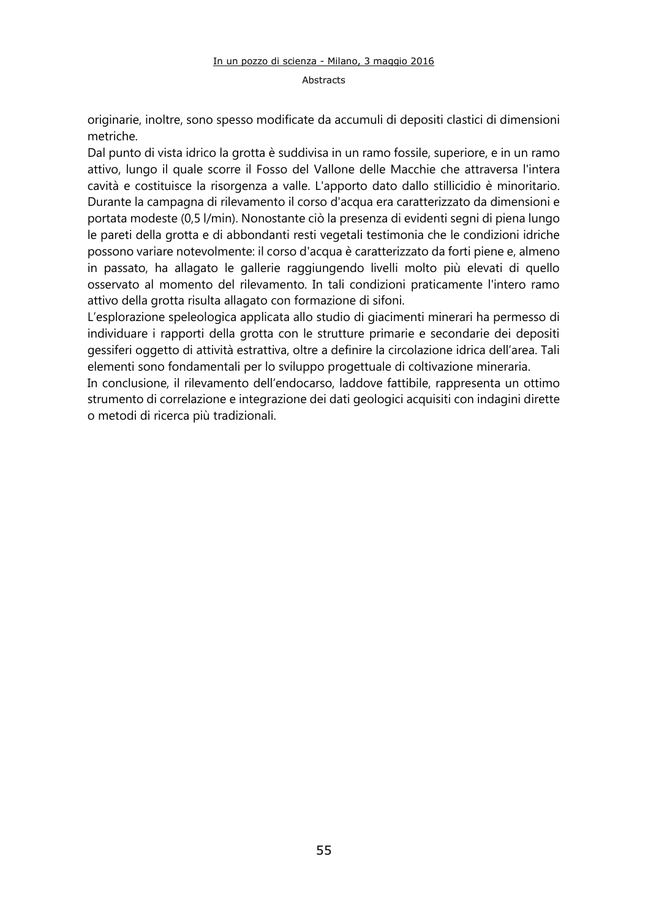originarie, inoltre, sono spesso modificate da accumuli di depositi clastici di dimensioni metriche.

Dal punto di vista idrico la grotta è suddivisa in un ramo fossile, superiore, e in un ramo attivo, lungo il quale scorre il Fosso del Vallone delle Macchie che attraversa l'intera cavità e costituisce la risorgenza a valle. L'apporto dato dallo stillicidio è minoritario. Durante la campagna di rilevamento il corso d'acqua era caratterizzato da dimensioni e portata modeste (0,5 l/min). Nonostante ciò la presenza di evidenti segni di piena lungo le pareti della grotta e di abbondanti resti vegetali testimonia che le condizioni idriche possono variare notevolmente: il corso d'acqua è caratterizzato da forti piene e, almeno in passato, ha allagato le gallerie raggiungendo livelli molto più elevati di quello osservato al momento del rilevamento. In tali condizioni praticamente l'intero ramo attivo della grotta risulta allagato con formazione di sifoni.

L'esplorazione speleologica applicata allo studio di giacimenti minerari ha permesso di individuare i rapporti della grotta con le strutture primarie e secondarie dei depositi gessiferi oggetto di attività estrattiva, oltre a definire la circolazione idrica dell'area. Tali elementi sono fondamentali per lo sviluppo progettuale di coltivazione mineraria.

In conclusione, il rilevamento dell'endocarso, laddove fattibile, rappresenta un ottimo strumento di correlazione e integrazione dei dati geologici acquisiti con indagini dirette o metodi di ricerca più tradizionali.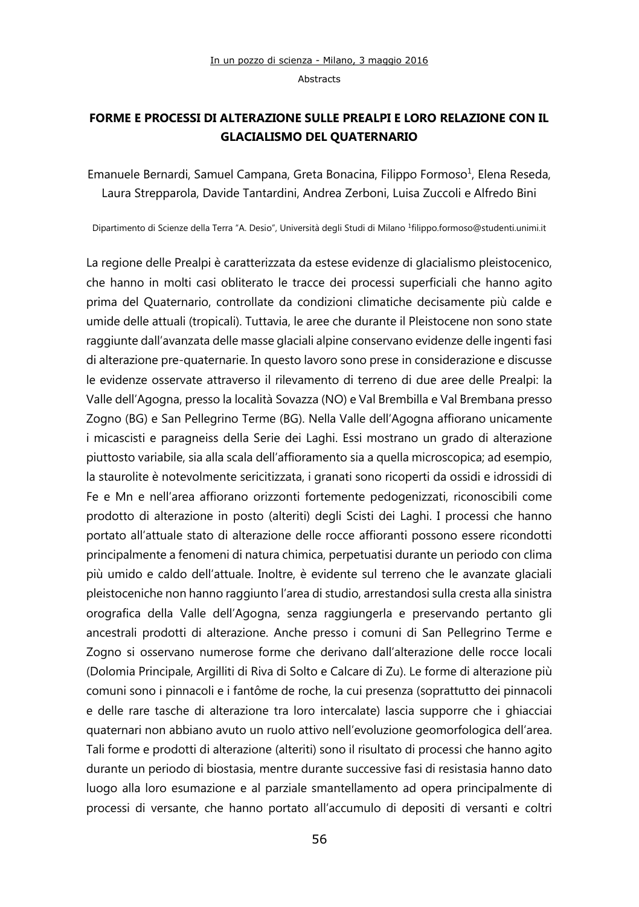## FORME E PROCESSI DI ALTERAZIONE SULLE PREALPI E LORO RELAZIONE CON IL GLACIALISMO DEL QUATERNARIO

Emanuele Bernardi, Samuel Campana, Greta Bonacina, Filippo Formoso[1], Elena Reseda, Laura Strepparola, Davide Tantardini, Andrea Zerboni, Luisa Zuccoli e Alfredo Bini

Dipartimento di Scienze della Terra "A. Desio", Università degli Studi di Milano [1]filippo.formoso@studenti.unimi.it

La regione delle Prealpi è caratterizzata da estese evidenze di glacialismo pleistocenico, che hanno in molti casi obliterato le tracce dei processi superficiali che hanno agito prima del Quaternario, controllate da condizioni climatiche decisamente più calde e umide delle attuali (tropicali). Tuttavia, le aree che durante il Pleistocene non sono state raggiunte dall'avanzata delle masse glaciali alpine conservano evidenze delle ingenti fasi di alterazione pre-quaternarie. In questo lavoro sono prese in considerazione e discusse le evidenze osservate attraverso il rilevamento di terreno di due aree delle Prealpi: la Valle dell'Agogna, presso la località Sovazza (NO) e Val Brembilla e Val Brembana presso Zogno (BG) e San Pellegrino Terme (BG). Nella Valle dell'Agogna affiorano unicamente i micascisti e paragneiss della Serie dei Laghi. Essi mostrano un grado di alterazione piuttosto variabile, sia alla scala dell'affioramento sia a quella microscopica; ad esempio, la staurolite è notevolmente sericitizzata, i granati sono ricoperti da ossidi e idrossidi di Fe e Mn e nell'area affiorano orizzonti fortemente pedogenizzati, riconoscibili come prodotto di alterazione in posto (alteriti) degli Scisti dei Laghi. I processi che hanno portato all'attuale stato di alterazione delle rocce affioranti possono essere ricondotti principalmente a fenomeni di natura chimica, perpetuatisi durante un periodo con clima più umido e caldo dell'attuale. Inoltre, è evidente sul terreno che le avanzate glaciali pleistoceniche non hanno raggiunto l'area di studio, arrestandosi sulla cresta alla sinistra orografica della Valle dell'Agogna, senza raggiungerla e preservando pertanto gli ancestrali prodotti di alterazione. Anche presso i comuni di San Pellegrino Terme e Zogno si osservano numerose forme che derivano dall'alterazione delle rocce locali (Dolomia Principale, Argilliti di Riva di Solto e Calcare di Zu). Le forme di alterazione più comuni sono i pinnacoli e i fantôme de roche, la cui presenza (soprattutto dei pinnacoli e delle rare tasche di alterazione tra loro intercalate) lascia supporre che i ghiacciai quaternari non abbiano avuto un ruolo attivo nell'evoluzione geomorfologica dell'area. Tali forme e prodotti di alterazione (alteriti) sono il risultato di processi che hanno agito durante un periodo di biostasia, mentre durante successive fasi di resistasia hanno dato luogo alla loro esumazione e al parziale smantellamento ad opera principalmente di processi di versante, che hanno portato all'accumulo di depositi di versanti e coltri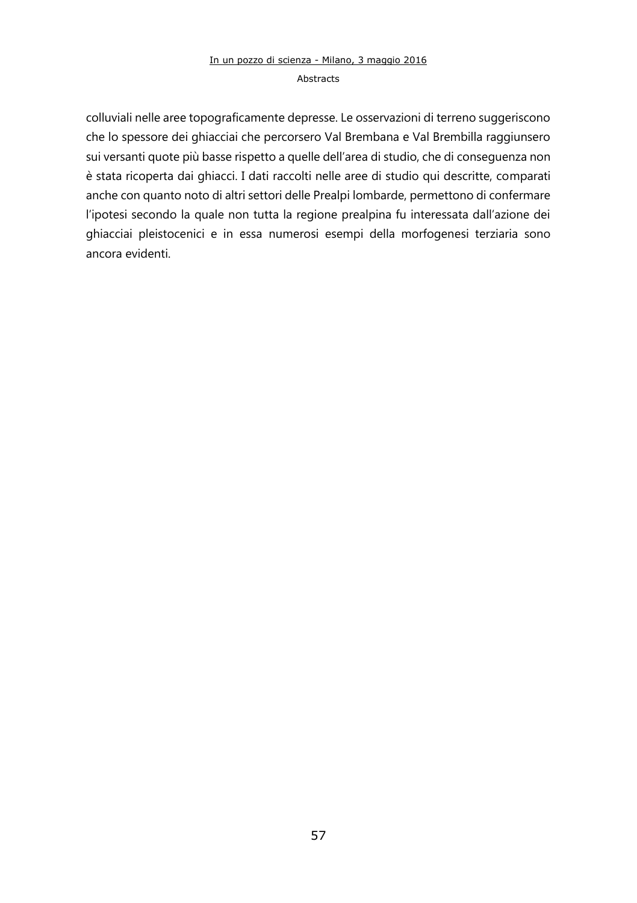colluviali nelle aree topograficamente depresse. Le osservazioni di terreno suggeriscono che lo spessore dei ghiacciai che percorsero Val Brembana e Val Brembilla raggiunsero sui versanti quote più basse rispetto a quelle dell'area di studio, che di conseguenza non è stata ricoperta dai ghiacci. I dati raccolti nelle aree di studio qui descritte, comparati anche con quanto noto di altri settori delle Prealpi lombarde, permettono di confermare l'ipotesi secondo la quale non tutta la regione prealpina fu interessata dall'azione dei ghiacciai pleistocenici e in essa numerosi esempi della morfogenesi terziaria sono ancora evidenti.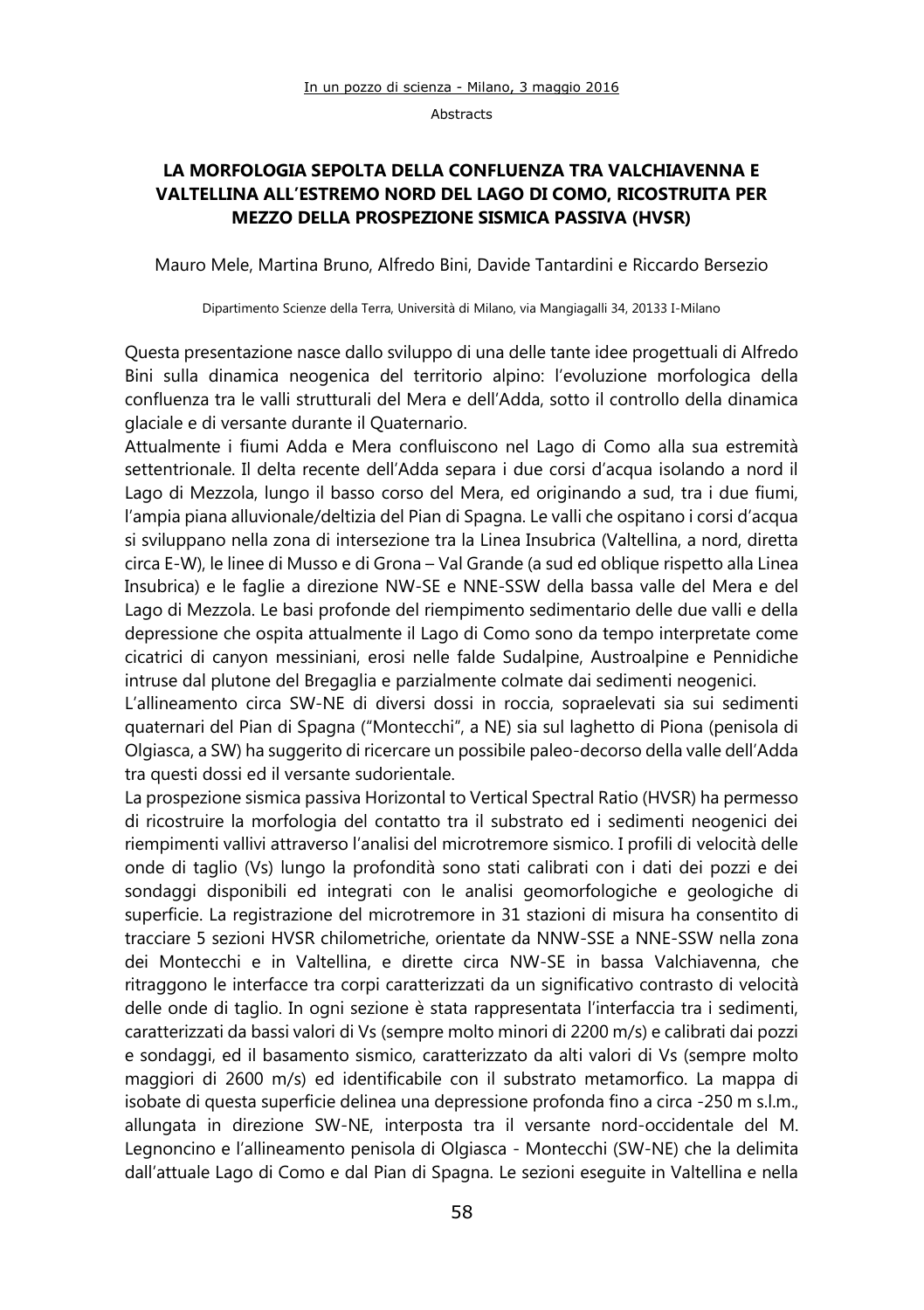# LA MORFOLOGIA SEPOLTA DELLA CONFLUENZA TRA VALCHIAVENNA E VALTELLINA ALL'ESTREMO NORD DEL LAGO DI COMO, RICOSTRUITA PER MEZZO DELLA PROSPEZIONE SISMICA PASSIVA (HVSR)

Mauro Mele, Martina Bruno, Alfredo Bini, Davide Tantardini e Riccardo Bersezio

Dipartimento Scienze della Terra, Università di Milano, via Mangiagalli 34, 20133 I-Milano

Questa presentazione nasce dallo sviluppo di una delle tante idee progettuali di Alfredo Bini sulla dinamica neogenica del territorio alpino: l'evoluzione morfologica della confluenza tra le valli strutturali del Mera e dell'Adda, sotto il controllo della dinamica glaciale e di versante durante il Quaternario.

Attualmente i fiumi Adda e Mera confluiscono nel Lago di Como alla sua estremità settentrionale. Il delta recente dell'Adda separa i due corsi d'acqua isolando a nord il Lago di Mezzola, lungo il basso corso del Mera, ed originando a sud, tra i due fiumi, l'ampia piana alluvionale/deltizia del Pian di Spagna. Le valli che ospitano i corsi d'acqua si sviluppano nella zona di intersezione tra la Linea Insubrica (Valtellina, a nord, diretta circa E-W), le linee di Musso e di Grona – Val Grande (a sud ed oblique rispetto alla Linea Insubrica) e le faglie a direzione NW-SE e NNE-SSW della bassa valle del Mera e del Lago di Mezzola. Le basi profonde del riempimento sedimentario delle due valli e della depressione che ospita attualmente il Lago di Como sono da tempo interpretate come cicatrici di canyon messiniani, erosi nelle falde Sudalpine, Austroalpine e Pennidiche intruse dal plutone del Bregaglia e parzialmente colmate dai sedimenti neogenici.

L'allineamento circa SW-NE di diversi dossi in roccia, sopraelevati sia sui sedimenti quaternari del Pian di Spagna ("Montecchi", a NE) sia sul laghetto di Piona (penisola di Olgiasca, a SW) ha suggerito di ricercare un possibile paleo-decorso della valle dell'Adda tra questi dossi ed il versante sudorientale.

La prospezione sismica passiva Horizontal to Vertical Spectral Ratio (HVSR) ha permesso di ricostruire la morfologia del contatto tra il substrato ed i sedimenti neogenici dei riempimenti vallivi attraverso l'analisi del microtremore sismico. I profili di velocità delle onde di taglio (Vs) lungo la profondità sono stati calibrati con i dati dei pozzi e dei sondaggi disponibili ed integrati con le analisi geomorfologiche e geologiche di superficie. La registrazione del microtremore in 31 stazioni di misura ha consentito di tracciare 5 sezioni HVSR chilometriche, orientate da NNW-SSE a NNE-SSW nella zona dei Montecchi e in Valtellina, e dirette circa NW-SE in bassa Valchiavenna, che ritraggono le interfacce tra corpi caratterizzati da un significativo contrasto di velocità delle onde di taglio. In ogni sezione è stata rappresentata l'interfaccia tra i sedimenti, caratterizzati da bassi valori di Vs (sempre molto minori di 2200 m/s) e calibrati dai pozzi e sondaggi, ed il basamento sismico, caratterizzato da alti valori di Vs (sempre molto maggiori di 2600 m/s) ed identificabile con il substrato metamorfico. La mappa di isobate di questa superficie delinea una depressione profonda fino a circa -250 m s.l.m., allungata in direzione SW-NE, interposta tra il versante nord-occidentale del M. Legnoncino e l'allineamento penisola di Olgiasca - Montecchi (SW-NE) che la delimita dall'attuale Lago di Como e dal Pian di Spagna. Le sezioni eseguite in Valtellina e nella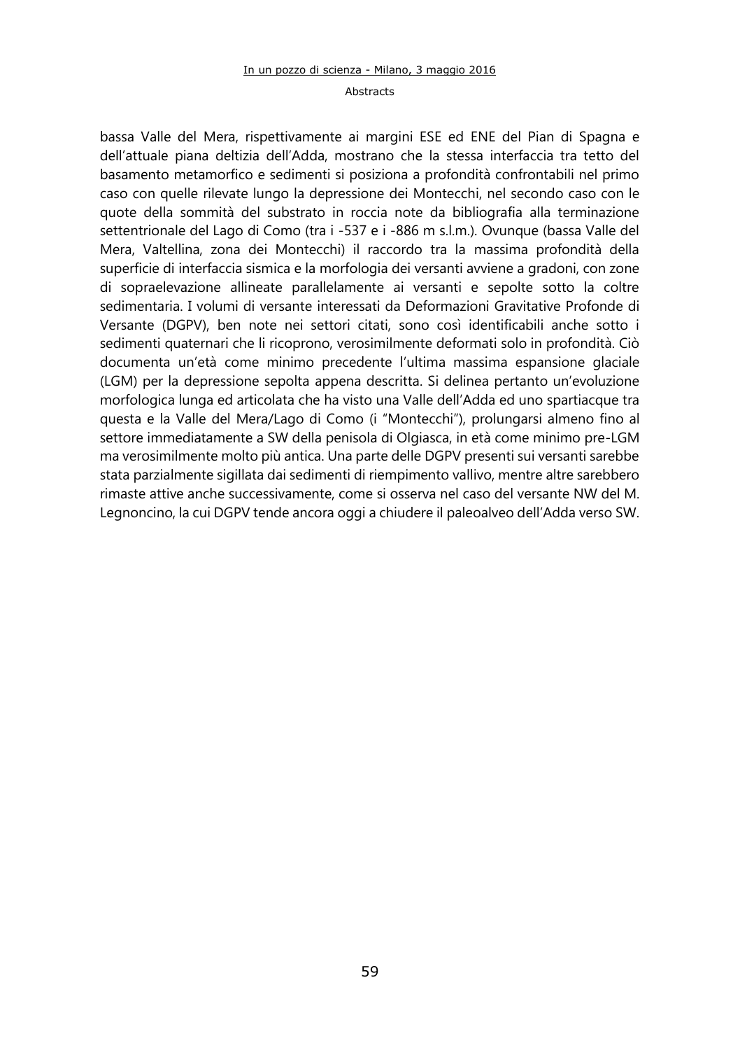bassa Valle del Mera, rispettivamente ai margini ESE ed ENE del Pian di Spagna e dell'attuale piana deltizia dell'Adda, mostrano che la stessa interfaccia tra tetto del basamento metamorfico e sedimenti si posiziona a profondità confrontabili nel primo caso con quelle rilevate lungo la depressione dei Montecchi, nel secondo caso con le quote della sommità del substrato in roccia note da bibliografia alla terminazione settentrionale del Lago di Como (tra i -537 e i -886 m s.l.m.). Ovunque (bassa Valle del Mera, Valtellina, zona dei Montecchi) il raccordo tra la massima profondità della superficie di interfaccia sismica e la morfologia dei versanti avviene a gradoni, con zone di sopraelevazione allineate parallelamente ai versanti e sepolte sotto la coltre sedimentaria. I volumi di versante interessati da Deformazioni Gravitative Profonde di Versante (DGPV), ben note nei settori citati, sono così identificabili anche sotto i sedimenti quaternari che li ricoprono, verosimilmente deformati solo in profondità. Ciò documenta un'età come minimo precedente l'ultima massima espansione glaciale (LGM) per la depressione sepolta appena descritta. Si delinea pertanto un'evoluzione morfologica lunga ed articolata che ha visto una Valle dell'Adda ed uno spartiacque tra questa e la Valle del Mera/Lago di Como (i "Montecchi"), prolungarsi almeno fino al settore immediatamente a SW della penisola di Olgiasca, in età come minimo pre-LGM ma verosimilmente molto più antica. Una parte delle DGPV presenti sui versanti sarebbe stata parzialmente sigillata dai sedimenti di riempimento vallivo, mentre altre sarebbero rimaste attive anche successivamente, come si osserva nel caso del versante NW del M. Legnoncino, la cui DGPV tende ancora oggi a chiudere il paleoalveo dell'Adda verso SW.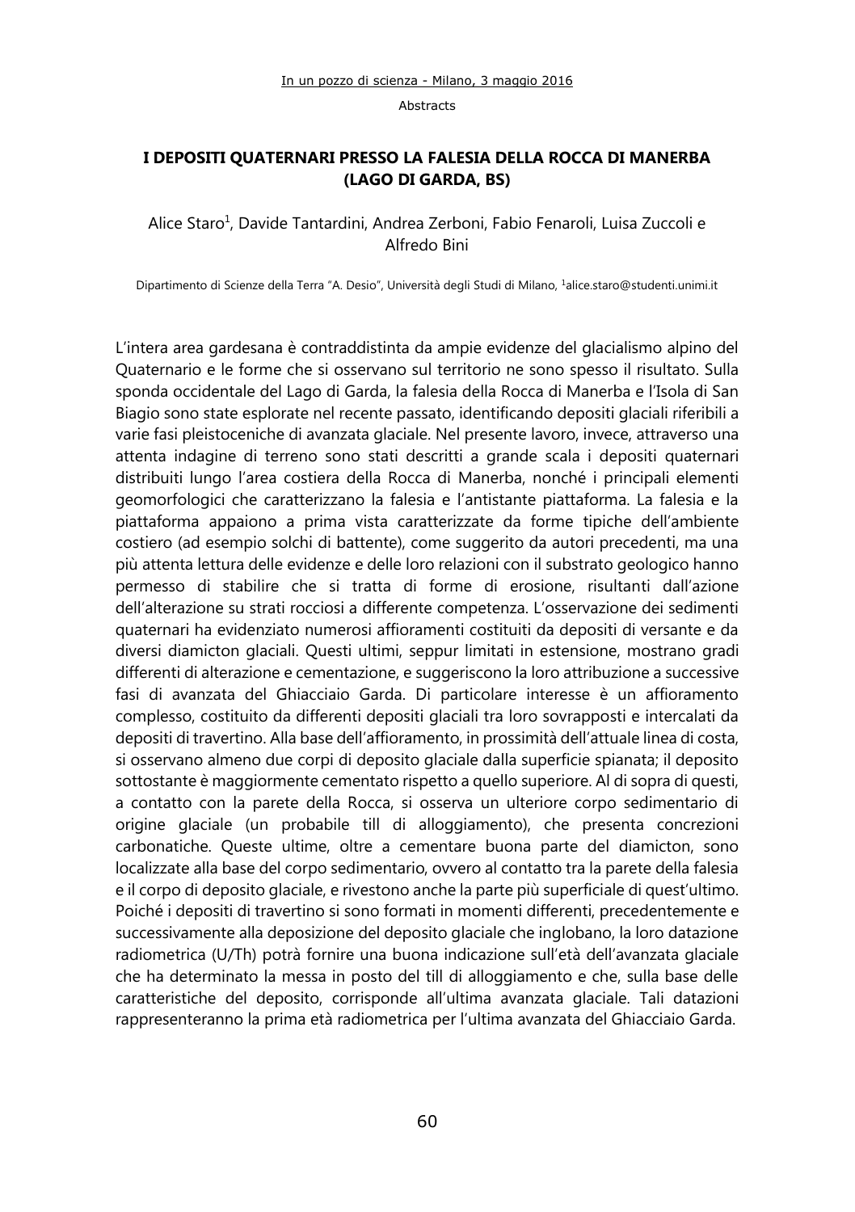# I DEPOSITI QUATERNARI PRESSO LA FALESIA DELLA ROCCA DI MANERBA (LAGO DI GARDA, BS)

Alice Staro[1], Davide Tantardini, Andrea Zerboni, Fabio Fenaroli, Luisa Zuccoli e Alfredo Bini

Dipartimento di Scienze della Terra "A. Desio", Università degli Studi di Milano, [1]alice.staro@studenti.unimi.it

L'intera area gardesana è contraddistinta da ampie evidenze del glacialismo alpino del Quaternario e le forme che si osservano sul territorio ne sono spesso il risultato. Sulla sponda occidentale del Lago di Garda, la falesia della Rocca di Manerba e l'Isola di San Biagio sono state esplorate nel recente passato, identificando depositi glaciali riferibili a varie fasi pleistoceniche di avanzata glaciale. Nel presente lavoro, invece, attraverso una attenta indagine di terreno sono stati descritti a grande scala i depositi quaternari distribuiti lungo l'area costiera della Rocca di Manerba, nonché i principali elementi geomorfologici che caratterizzano la falesia e l'antistante piattaforma. La falesia e la piattaforma appaiono a prima vista caratterizzate da forme tipiche dell'ambiente costiero (ad esempio solchi di battente), come suggerito da autori precedenti, ma una più attenta lettura delle evidenze e delle loro relazioni con il substrato geologico hanno permesso di stabilire che si tratta di forme di erosione, risultanti dall'azione dell'alterazione su strati rocciosi a differente competenza. L'osservazione dei sedimenti quaternari ha evidenziato numerosi affioramenti costituiti da depositi di versante e da diversi diamicton glaciali. Questi ultimi, seppur limitati in estensione, mostrano gradi differenti di alterazione e cementazione, e suggeriscono la loro attribuzione a successive fasi di avanzata del Ghiacciaio Garda. Di particolare interesse è un affioramento complesso, costituito da differenti depositi glaciali tra loro sovrapposti e intercalati da depositi di travertino. Alla base dell'affioramento, in prossimità dell'attuale linea di costa, si osservano almeno due corpi di deposito glaciale dalla superficie spianata; il deposito sottostante è maggiormente cementato rispetto a quello superiore. Al di sopra di questi, a contatto con la parete della Rocca, si osserva un ulteriore corpo sedimentario di origine glaciale (un probabile till di alloggiamento), che presenta concrezioni carbonatiche. Queste ultime, oltre a cementare buona parte del diamicton, sono localizzate alla base del corpo sedimentario, ovvero al contatto tra la parete della falesia e il corpo di deposito glaciale, e rivestono anche la parte più superficiale di quest'ultimo. Poiché i depositi di travertino si sono formati in momenti differenti, precedentemente e successivamente alla deposizione del deposito glaciale che inglobano, la loro datazione radiometrica (U/Th) potrà fornire una buona indicazione sull'età dell'avanzata glaciale che ha determinato la messa in posto del till di alloggiamento e che, sulla base delle caratteristiche del deposito, corrisponde all'ultima avanzata glaciale. Tali datazioni rappresenteranno la prima età radiometrica per l'ultima avanzata del Ghiacciaio Garda.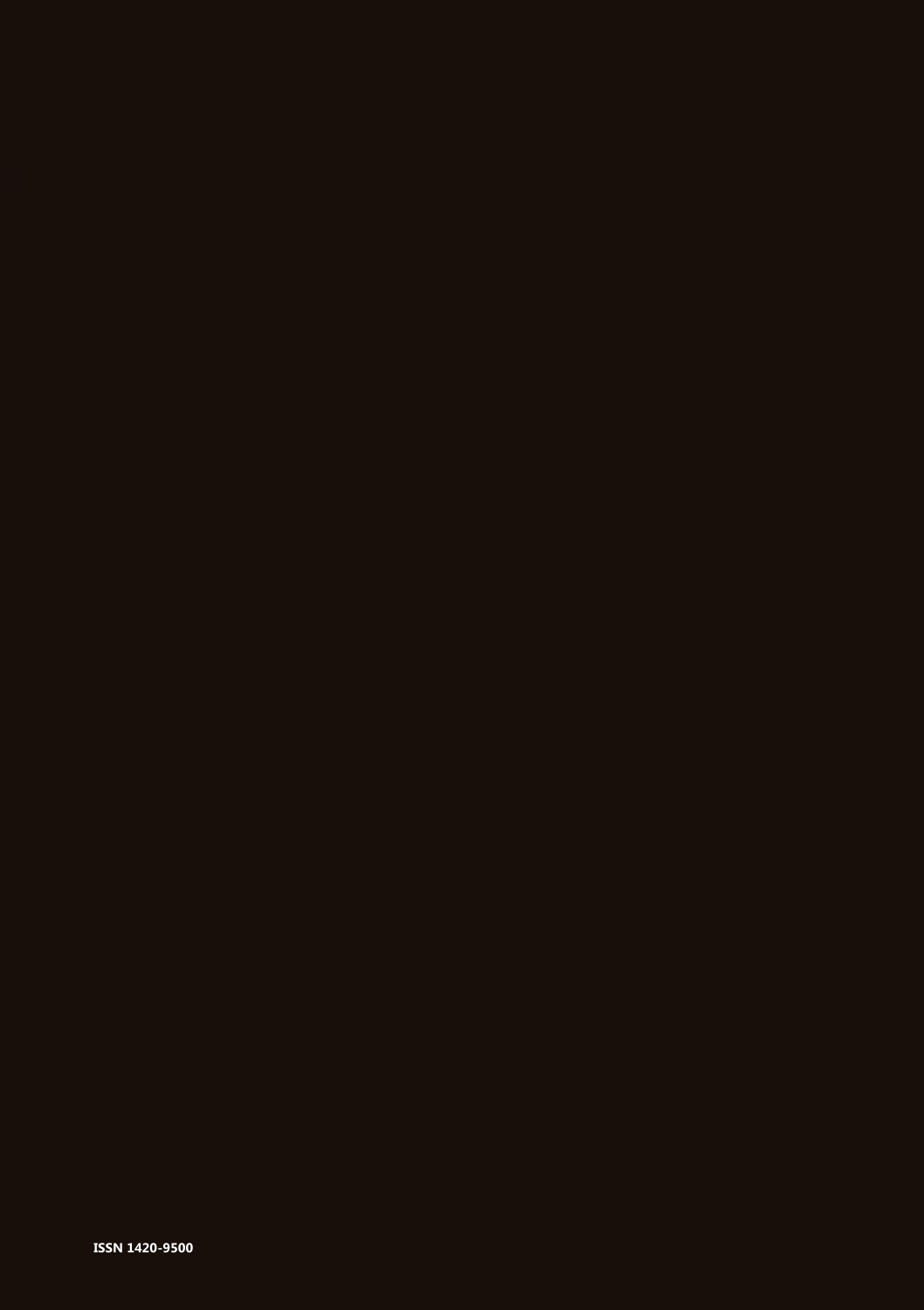**ISSN 1420-9500**